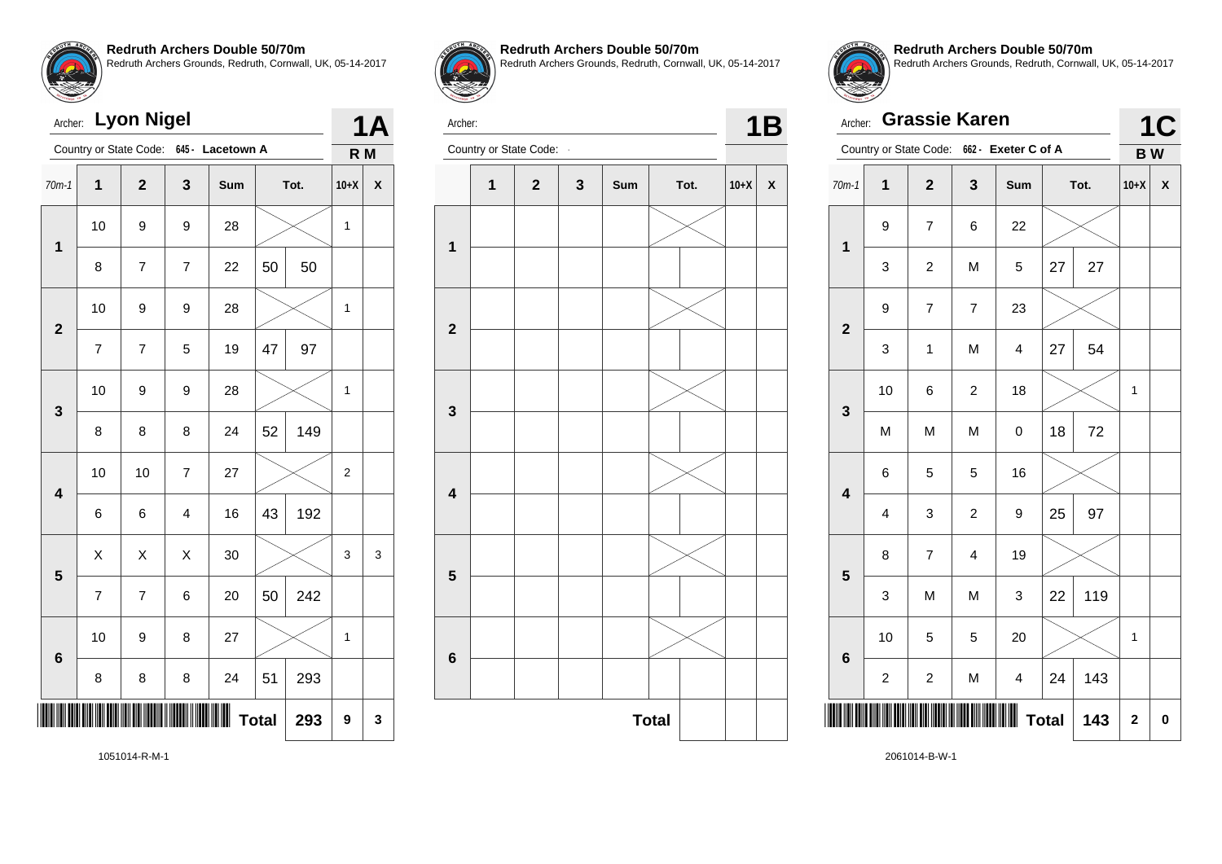**Redruth Archers Double 50/70m**
Redruth Archers Grounds, Redruth, Cornwall, UK, 05-14-2017

Archer: **Lyon Nigel**

Country or State Code: 645 - Lacetown A

**1A**
**R M**

| 70m-1 | 1 | 2 | 3 | Sum | Tot. | | 10+X | X |
|---|---|---|---|---|---|---|---|---|
| 1 | 10 | 9 | 9 | 28 | | | 1 | |
| | 8 | 7 | 7 | 22 | 50 | 50 | | |
| 2 | 10 | 9 | 9 | 28 | | | 1 | |
| | 7 | 7 | 5 | 19 | 47 | 97 | | |
| 3 | 10 | 9 | 9 | 28 | | | 1 | |
| | 8 | 8 | 8 | 24 | 52 | 149 | | |
| 4 | 10 | 10 | 7 | 27 | | | 2 | |
| | 6 | 6 | 4 | 16 | 43 | 192 | | |
| 5 | X | X | X | 30 | | | 3 | 3 |
| | 7 | 7 | 6 | 20 | 50 | 242 | | |
| 6 | 10 | 9 | 8 | 27 | | | 1 | |
| | 8 | 8 | 8 | 24 | 51 | 293 | | |
| | | | | | **Total** | **293** | **9** | **3** |

1051014-R-M-1

**Redruth Archers Double 50/70m**
Redruth Archers Grounds, Redruth, Cornwall, UK, 05-14-2017

Archer:

Country or State Code: -

**1B**

| | 1 | 2 | 3 | Sum | Tot. | | 10+X | X |
|---|---|---|---|---|---|---|---|---|
| 1 | | | | | | | | |
| | | | | | | | | |
| 2 | | | | | | | | |
| | | | | | | | | |
| 3 | | | | | | | | |
| | | | | | | | | |
| 4 | | | | | | | | |
| | | | | | | | | |
| 5 | | | | | | | | |
| | | | | | | | | |
| 6 | | | | | | | | |
| | | | | | | | | |
| | | | | | **Total** | | | |

**Redruth Archers Double 50/70m**
Redruth Archers Grounds, Redruth, Cornwall, UK, 05-14-2017

Archer: **Grassie Karen**

Country or State Code: 662 - Exeter C of A

**1C**
**B W**

| 70m-1 | 1 | 2 | 3 | Sum | Tot. | | 10+X | X |
|---|---|---|---|---|---|---|---|---|
| 1 | 9 | 7 | 6 | 22 | | | | |
| | 3 | 2 | M | 5 | 27 | 27 | | |
| 2 | 9 | 7 | 7 | 23 | | | | |
| | 3 | 1 | M | 4 | 27 | 54 | | |
| 3 | 10 | 6 | 2 | 18 | | | 1 | |
| | M | M | M | 0 | 18 | 72 | | |
| 4 | 6 | 5 | 5 | 16 | | | | |
| | 4 | 3 | 2 | 9 | 25 | 97 | | |
| 5 | 8 | 7 | 4 | 19 | | | | |
| | 3 | M | M | 3 | 22 | 119 | | |
| 6 | 10 | 5 | 5 | 20 | | | 1 | |
| | 2 | 2 | M | 4 | 24 | 143 | | |
| | | | | | **Total** | **143** | **2** | **0** |

2061014-B-W-1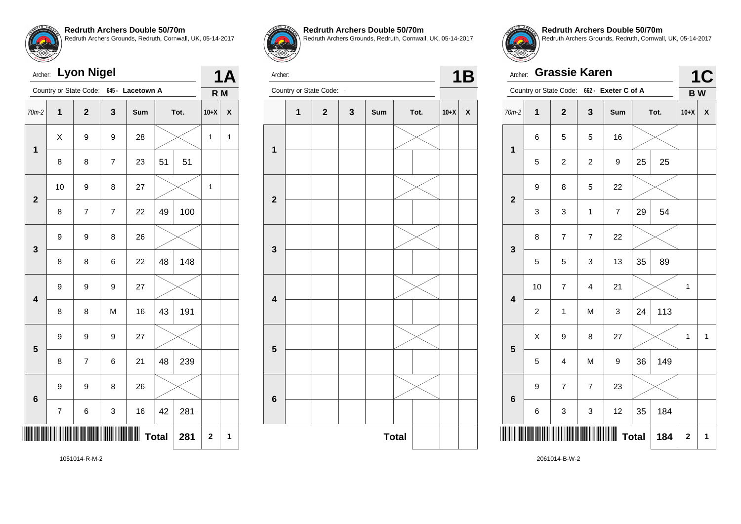## Redruth Archers Double 50/70m
Redruth Archers Grounds, Redruth, Cornwall, UK, 05-14-2017

Archer: **Lyon Nigel** — **1A**

Country or State Code: 645 - Lacetown A — **R M**

| 70m-2 | 1 | 2 | 3 | Sum | Tot. | | 10+X | X |
|---|---|---|---|---|---|---|---|---|
| 1 | X | 9 | 9 | 28 | | | 1 | 1 |
| | 8 | 8 | 7 | 23 | 51 | 51 | | |
| 2 | 10 | 9 | 8 | 27 | | | 1 | |
| | 8 | 7 | 7 | 22 | 49 | 100 | | |
| 3 | 9 | 9 | 8 | 26 | | | | |
| | 8 | 8 | 6 | 22 | 48 | 148 | | |
| 4 | 9 | 9 | 9 | 27 | | | | |
| | 8 | 8 | M | 16 | 43 | 191 | | |
| 5 | 9 | 9 | 9 | 27 | | | | |
| | 8 | 7 | 6 | 21 | 48 | 239 | | |
| 6 | 9 | 9 | 8 | 26 | | | | |
| | 7 | 6 | 3 | 16 | 42 | 281 | | |
| | | | | | **Total** | 281 | 2 | 1 |

1051014-R-M-2

## Redruth Archers Double 50/70m
Redruth Archers Grounds, Redruth, Cornwall, UK, 05-14-2017

Archer: — **1B**

Country or State Code: -

| | 1 | 2 | 3 | Sum | Tot. | | 10+X | X |
|---|---|---|---|---|---|---|---|---|
| 1 | | | | | | | | |
| | | | | | | | | |
| 2 | | | | | | | | |
| | | | | | | | | |
| 3 | | | | | | | | |
| | | | | | | | | |
| 4 | | | | | | | | |
| | | | | | | | | |
| 5 | | | | | | | | |
| | | | | | | | | |
| 6 | | | | | | | | |
| | | | | | | | | |
| | | | | | **Total** | | | |

## Redruth Archers Double 50/70m
Redruth Archers Grounds, Redruth, Cornwall, UK, 05-14-2017

Archer: **Grassie Karen** — **1C**

Country or State Code: 662 - Exeter C of A — **B W**

| 70m-2 | 1 | 2 | 3 | Sum | Tot. | | 10+X | X |
|---|---|---|---|---|---|---|---|---|
| 1 | 6 | 5 | 5 | 16 | | | | |
| | 5 | 2 | 2 | 9 | 25 | 25 | | |
| 2 | 9 | 8 | 5 | 22 | | | | |
| | 3 | 3 | 1 | 7 | 29 | 54 | | |
| 3 | 8 | 7 | 7 | 22 | | | | |
| | 5 | 5 | 3 | 13 | 35 | 89 | | |
| 4 | 10 | 7 | 4 | 21 | | | 1 | |
| | 2 | 1 | M | 3 | 24 | 113 | | |
| 5 | X | 9 | 8 | 27 | | | 1 | 1 |
| | 5 | 4 | M | 9 | 36 | 149 | | |
| 6 | 9 | 7 | 7 | 23 | | | | |
| | 6 | 3 | 3 | 12 | 35 | 184 | | |
| | | | | | **Total** | 184 | 2 | 1 |

2061014-B-W-2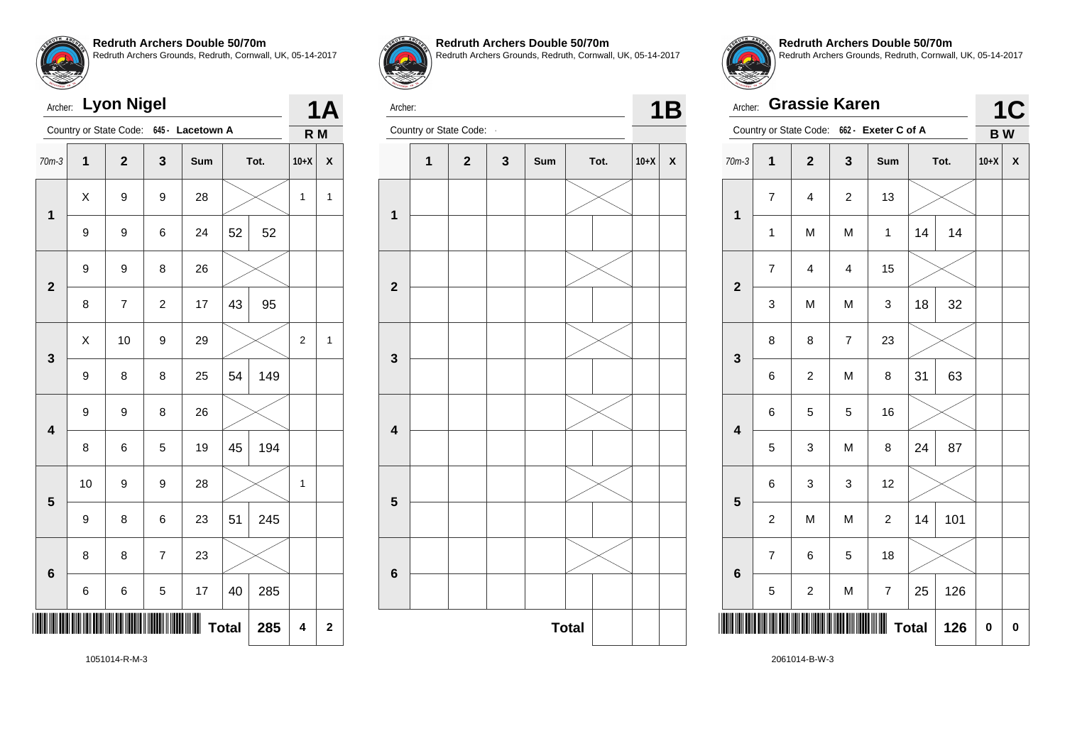**Redruth Archers Double 50/70m**
Redruth Archers Grounds, Redruth, Cornwall, UK, 05-14-2017

Archer: **Lyon Nigel** — **1A**

Country or State Code: **645 - Lacetown A** — **R M**

| 70m-3 | 1 | 2 | 3 | Sum | Tot. | | 10+X | X |
|---|---|---|---|---|---|---|---|---|
| 1 | X | 9 | 9 | 28 | | | 1 | 1 |
| | 9 | 9 | 6 | 24 | 52 | 52 | | |
| 2 | 9 | 9 | 8 | 26 | | | | |
| | 8 | 7 | 2 | 17 | 43 | 95 | | |
| 3 | X | 10 | 9 | 29 | | | 2 | 1 |
| | 9 | 8 | 8 | 25 | 54 | 149 | | |
| 4 | 9 | 9 | 8 | 26 | | | | |
| | 8 | 6 | 5 | 19 | 45 | 194 | | |
| 5 | 10 | 9 | 9 | 28 | | | 1 | |
| | 9 | 8 | 6 | 23 | 51 | 245 | | |
| 6 | 8 | 8 | 7 | 23 | | | | |
| | 6 | 6 | 5 | 17 | 40 | 285 | | |
| | | | | | **Total** | **285** | **4** | **2** |

1051014-R-M-3

**Redruth Archers Double 50/70m**
Redruth Archers Grounds, Redruth, Cornwall, UK, 05-14-2017

Archer: — **1B**

Country or State Code: -

| | 1 | 2 | 3 | Sum | Tot. | | 10+X | X |
|---|---|---|---|---|---|---|---|---|
| 1 | | | | | | | | |
| | | | | | | | | |
| 2 | | | | | | | | |
| | | | | | | | | |
| 3 | | | | | | | | |
| | | | | | | | | |
| 4 | | | | | | | | |
| | | | | | | | | |
| 5 | | | | | | | | |
| | | | | | | | | |
| 6 | | | | | | | | |
| | | | | | | | | |
| | | | | | **Total** | | | |

**Redruth Archers Double 50/70m**
Redruth Archers Grounds, Redruth, Cornwall, UK, 05-14-2017

Archer: **Grassie Karen** — **1C**

Country or State Code: **662 - Exeter C of A** — **B W**

| 70m-3 | 1 | 2 | 3 | Sum | Tot. | | 10+X | X |
|---|---|---|---|---|---|---|---|---|
| 1 | 7 | 4 | 2 | 13 | | | | |
| | 1 | M | M | 1 | 14 | 14 | | |
| 2 | 7 | 4 | 4 | 15 | | | | |
| | 3 | M | M | 3 | 18 | 32 | | |
| 3 | 8 | 8 | 7 | 23 | | | | |
| | 6 | 2 | M | 8 | 31 | 63 | | |
| 4 | 6 | 5 | 5 | 16 | | | | |
| | 5 | 3 | M | 8 | 24 | 87 | | |
| 5 | 6 | 3 | 3 | 12 | | | | |
| | 2 | M | M | 2 | 14 | 101 | | |
| 6 | 7 | 6 | 5 | 18 | | | | |
| | 5 | 2 | M | 7 | 25 | 126 | | |
| | | | | | **Total** | **126** | **0** | **0** |

2061014-B-W-3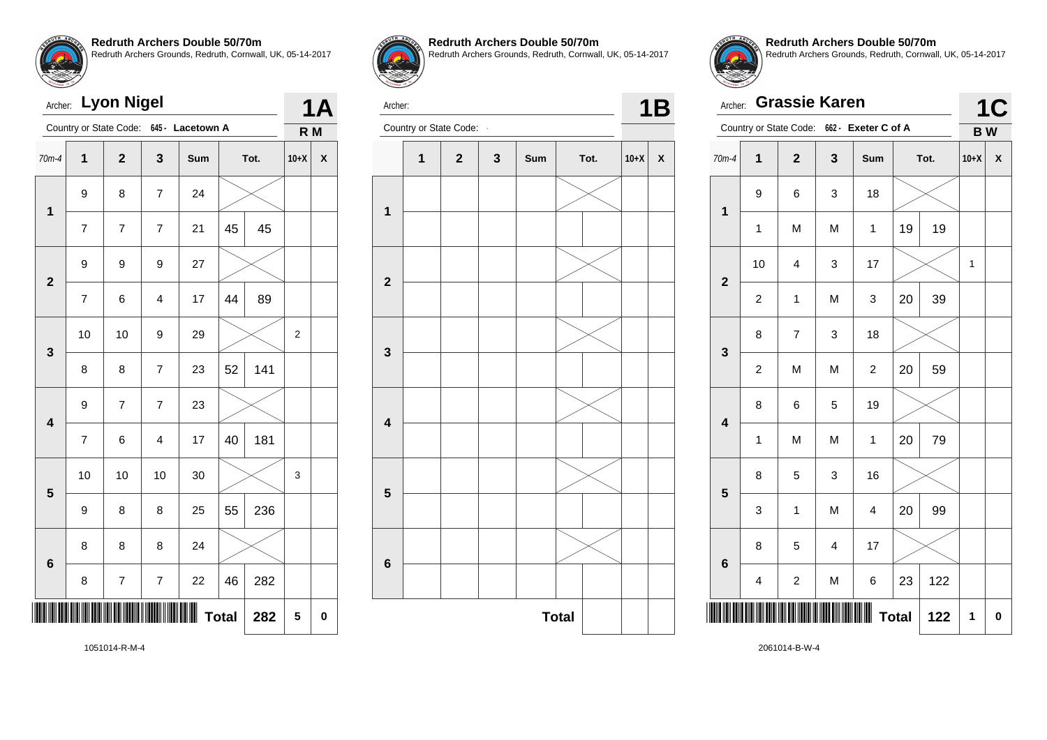**Redruth Archers Double 50/70m**
Redruth Archers Grounds, Redruth, Cornwall, UK, 05-14-2017

Archer: **Lyon Nigel** — **1A**

Country or State Code: 645 - Lacetown A — **R M**

| 70m-4 | 1 | 2 | 3 | Sum | Tot. | | 10+X | X |
|---|---|---|---|---|---|---|---|---|
| 1 | 9 | 8 | 7 | 24 | | | | |
| | 7 | 7 | 7 | 21 | 45 | 45 | | |
| 2 | 9 | 9 | 9 | 27 | | | | |
| | 7 | 6 | 4 | 17 | 44 | 89 | | |
| 3 | 10 | 10 | 9 | 29 | | | 2 | |
| | 8 | 8 | 7 | 23 | 52 | 141 | | |
| 4 | 9 | 7 | 7 | 23 | | | | |
| | 7 | 6 | 4 | 17 | 40 | 181 | | |
| 5 | 10 | 10 | 10 | 30 | | | 3 | |
| | 9 | 8 | 8 | 25 | 55 | 236 | | |
| 6 | 8 | 8 | 8 | 24 | | | | |
| | 8 | 7 | 7 | 22 | 46 | 282 | | |
| | | | | | Total | 282 | 5 | 0 |

1051014-R-M-4

**Redruth Archers Double 50/70m**
Redruth Archers Grounds, Redruth, Cornwall, UK, 05-14-2017

Archer: — **1B**

Country or State Code: -

| | 1 | 2 | 3 | Sum | Tot. | | 10+X | X |
|---|---|---|---|---|---|---|---|---|
| 1 | | | | | | | | |
| | | | | | | | | |
| 2 | | | | | | | | |
| | | | | | | | | |
| 3 | | | | | | | | |
| | | | | | | | | |
| 4 | | | | | | | | |
| | | | | | | | | |
| 5 | | | | | | | | |
| | | | | | | | | |
| 6 | | | | | | | | |
| | | | | | | | | |
| | | | | | Total | | | |

**Redruth Archers Double 50/70m**
Redruth Archers Grounds, Redruth, Cornwall, UK, 05-14-2017

Archer: **Grassie Karen** — **1C**

Country or State Code: 662 - Exeter C of A — **B W**

| 70m-4 | 1 | 2 | 3 | Sum | Tot. | | 10+X | X |
|---|---|---|---|---|---|---|---|---|
| 1 | 9 | 6 | 3 | 18 | | | | |
| | 1 | M | M | 1 | 19 | 19 | | |
| 2 | 10 | 4 | 3 | 17 | | | 1 | |
| | 2 | 1 | M | 3 | 20 | 39 | | |
| 3 | 8 | 7 | 3 | 18 | | | | |
| | 2 | M | M | 2 | 20 | 59 | | |
| 4 | 8 | 6 | 5 | 19 | | | | |
| | 1 | M | M | 1 | 20 | 79 | | |
| 5 | 8 | 5 | 3 | 16 | | | | |
| | 3 | 1 | M | 4 | 20 | 99 | | |
| 6 | 8 | 5 | 4 | 17 | | | | |
| | 4 | 2 | M | 6 | 23 | 122 | | |
| | | | | | Total | 122 | 1 | 0 |

2061014-B-W-4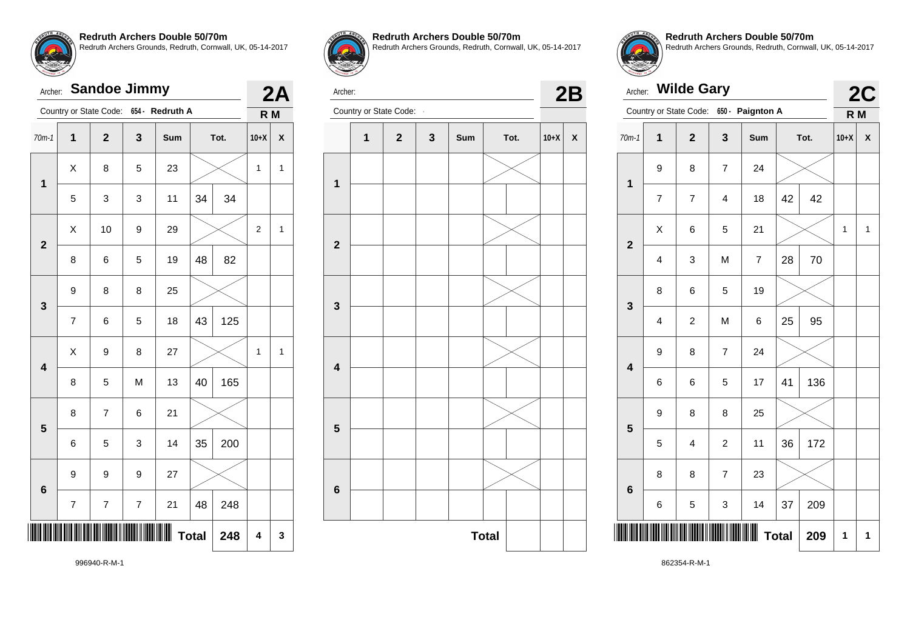## Redruth Archers Double 50/70m

Redruth Archers Grounds, Redruth, Cornwall, UK, 05-14-2017

Archer: **Sandoe Jimmy**

Country or State Code: 654 - Redruth A

**2A** R M

| 70m-1 | 1 | 2 | 3 | Sum | Tot. | | 10+X | X |
|---|---|---|---|---|---|---|---|---|
| 1 | X | 8 | 5 | 23 | | | 1 | 1 |
| | 5 | 3 | 3 | 11 | 34 | 34 | | |
| 2 | X | 10 | 9 | 29 | | | 2 | 1 |
| | 8 | 6 | 5 | 19 | 48 | 82 | | |
| 3 | 9 | 8 | 8 | 25 | | | | |
| | 7 | 6 | 5 | 18 | 43 | 125 | | |
| 4 | X | 9 | 8 | 27 | | | 1 | 1 |
| | 8 | 5 | M | 13 | 40 | 165 | | |
| 5 | 8 | 7 | 6 | 21 | | | | |
| | 6 | 5 | 3 | 14 | 35 | 200 | | |
| 6 | 9 | 9 | 9 | 27 | | | | |
| | 7 | 7 | 7 | 21 | 48 | 248 | | |
| | | | | | Total | 248 | 4 | 3 |

996940-R-M-1

## Redruth Archers Double 50/70m

Redruth Archers Grounds, Redruth, Cornwall, UK, 05-14-2017

Archer:

Country or State Code:

**2B**

| | 1 | 2 | 3 | Sum | Tot. | | 10+X | X |
|---|---|---|---|---|---|---|---|---|
| 1 | | | | | | | | |
| | | | | | | | | |
| 2 | | | | | | | | |
| | | | | | | | | |
| 3 | | | | | | | | |
| | | | | | | | | |
| 4 | | | | | | | | |
| | | | | | | | | |
| 5 | | | | | | | | |
| | | | | | | | | |
| 6 | | | | | | | | |
| | | | | | | | | |
| | | | | | Total | | | |

## Redruth Archers Double 50/70m

Redruth Archers Grounds, Redruth, Cornwall, UK, 05-14-2017

Archer: **Wilde Gary**

Country or State Code: 650 - Paignton A

**2C** R M

| 70m-1 | 1 | 2 | 3 | Sum | Tot. | | 10+X | X |
|---|---|---|---|---|---|---|---|---|
| 1 | 9 | 8 | 7 | 24 | | | | |
| | 7 | 7 | 4 | 18 | 42 | 42 | | |
| 2 | X | 6 | 5 | 21 | | | 1 | 1 |
| | 4 | 3 | M | 7 | 28 | 70 | | |
| 3 | 8 | 6 | 5 | 19 | | | | |
| | 4 | 2 | M | 6 | 25 | 95 | | |
| 4 | 9 | 8 | 7 | 24 | | | | |
| | 6 | 6 | 5 | 17 | 41 | 136 | | |
| 5 | 9 | 8 | 8 | 25 | | | | |
| | 5 | 4 | 2 | 11 | 36 | 172 | | |
| 6 | 8 | 8 | 7 | 23 | | | | |
| | 6 | 5 | 3 | 14 | 37 | 209 | | |
| | | | | | Total | 209 | 1 | 1 |

862354-R-M-1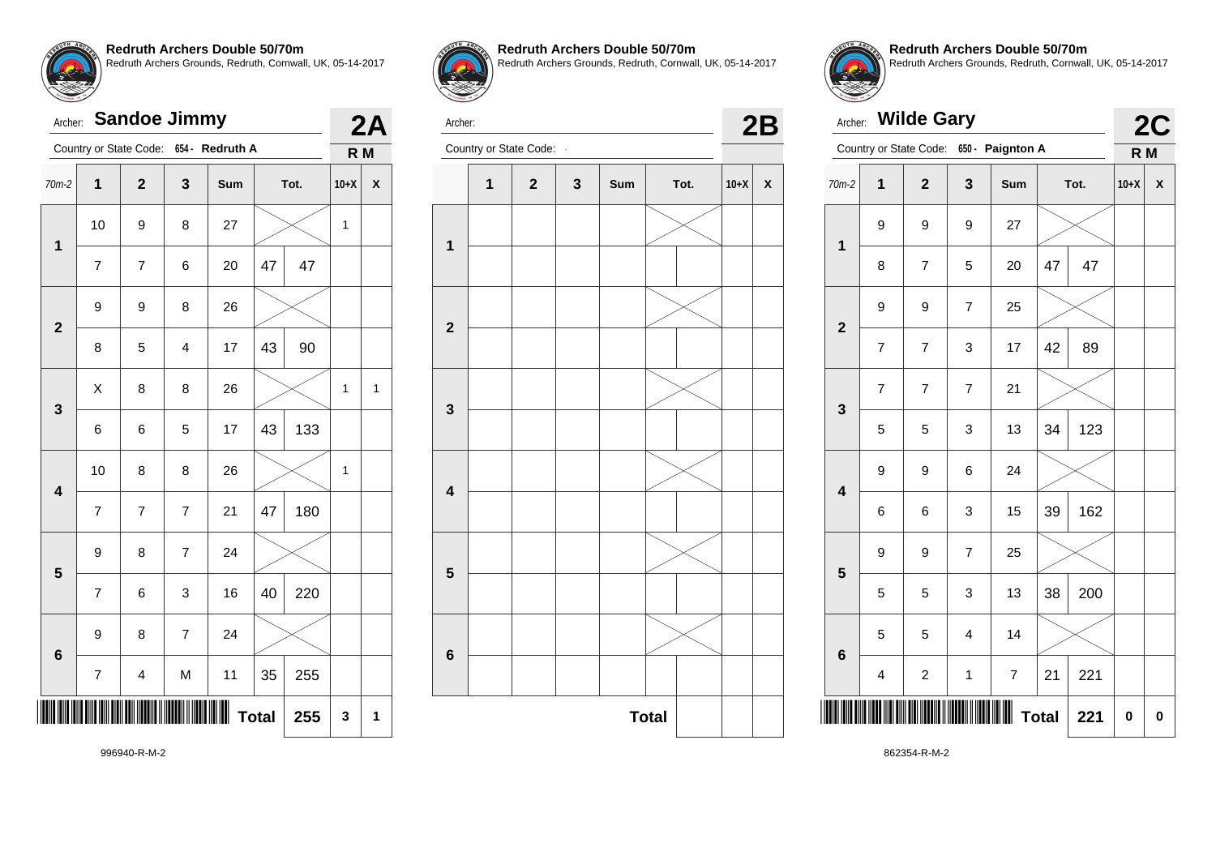**Redruth Archers Double 50/70m**
Redruth Archers Grounds, Redruth, Cornwall, UK, 05-14-2017

Archer: **Sandoe Jimmy** — **2A**
Country or State Code: 654 - Redruth A — **R M**

| 70m-2 | 1 | 2 | 3 | Sum | Tot. | | 10+X | X |
|---|---|---|---|---|---|---|---|---|
| 1 | 10 | 9 | 8 | 27 | | | 1 | |
| | 7 | 7 | 6 | 20 | 47 | 47 | | |
| 2 | 9 | 9 | 8 | 26 | | | | |
| | 8 | 5 | 4 | 17 | 43 | 90 | | |
| 3 | X | 8 | 8 | 26 | | | 1 | 1 |
| | 6 | 6 | 5 | 17 | 43 | 133 | | |
| 4 | 10 | 8 | 8 | 26 | | | 1 | |
| | 7 | 7 | 7 | 21 | 47 | 180 | | |
| 5 | 9 | 8 | 7 | 24 | | | | |
| | 7 | 6 | 3 | 16 | 40 | 220 | | |
| 6 | 9 | 8 | 7 | 24 | | | | |
| | 7 | 4 | M | 11 | 35 | 255 | | |
| | | | | | **Total** | **255** | **3** | **1** |

996940-R-M-2

**Redruth Archers Double 50/70m**
Redruth Archers Grounds, Redruth, Cornwall, UK, 05-14-2017

Archer: — **2B**
Country or State Code: -

| | 1 | 2 | 3 | Sum | Tot. | | 10+X | X |
|---|---|---|---|---|---|---|---|---|
| 1 | | | | | | | | |
| | | | | | | | | |
| 2 | | | | | | | | |
| | | | | | | | | |
| 3 | | | | | | | | |
| | | | | | | | | |
| 4 | | | | | | | | |
| | | | | | | | | |
| 5 | | | | | | | | |
| | | | | | | | | |
| 6 | | | | | | | | |
| | | | | | | | | |
| | | | | | **Total** | | | |

**Redruth Archers Double 50/70m**
Redruth Archers Grounds, Redruth, Cornwall, UK, 05-14-2017

Archer: **Wilde Gary** — **2C**
Country or State Code: 650 - Paignton A — **R M**

| 70m-2 | 1 | 2 | 3 | Sum | Tot. | | 10+X | X |
|---|---|---|---|---|---|---|---|---|
| 1 | 9 | 9 | 9 | 27 | | | | |
| | 8 | 7 | 5 | 20 | 47 | 47 | | |
| 2 | 9 | 9 | 7 | 25 | | | | |
| | 7 | 7 | 3 | 17 | 42 | 89 | | |
| 3 | 7 | 7 | 7 | 21 | | | | |
| | 5 | 5 | 3 | 13 | 34 | 123 | | |
| 4 | 9 | 9 | 6 | 24 | | | | |
| | 6 | 6 | 3 | 15 | 39 | 162 | | |
| 5 | 9 | 9 | 7 | 25 | | | | |
| | 5 | 5 | 3 | 13 | 38 | 200 | | |
| 6 | 5 | 5 | 4 | 14 | | | | |
| | 4 | 2 | 1 | 7 | 21 | 221 | | |
| | | | | | **Total** | **221** | **0** | **0** |

862354-R-M-2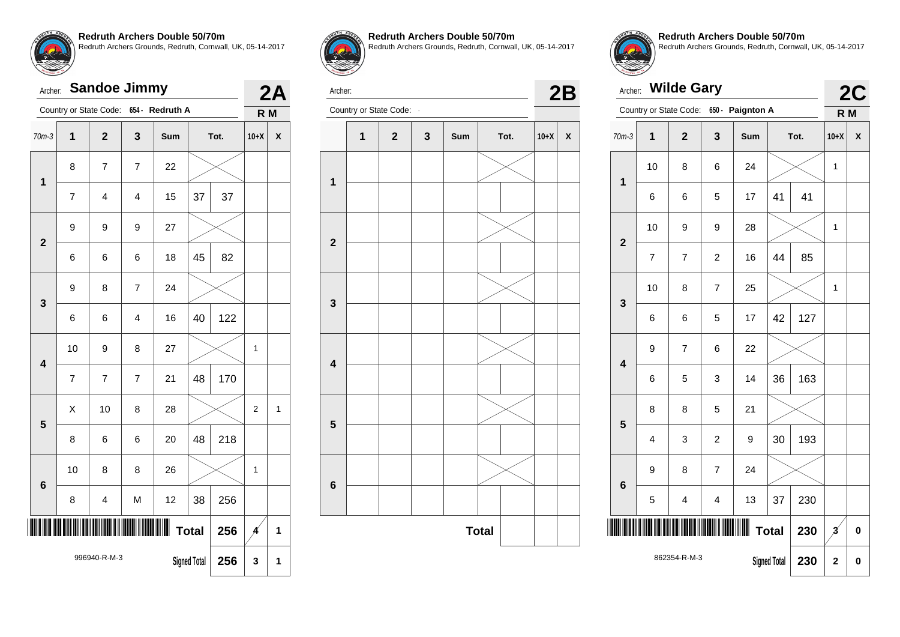**Redruth Archers Double 50/70m**
Redruth Archers Grounds, Redruth, Cornwall, UK, 05-14-2017

Archer: **Sandoe Jimmy** — **2A**

Country or State Code: 654 - Redruth A — **R M**

| 70m-3 | 1 | 2 | 3 | Sum | Tot. | | 10+X | X |
|---|---|---|---|---|---|---|---|---|
| 1 | 8 | 7 | 7 | 22 | | | | |
| | 7 | 4 | 4 | 15 | 37 | 37 | | |
| 2 | 9 | 9 | 9 | 27 | | | | |
| | 6 | 6 | 6 | 18 | 45 | 82 | | |
| 3 | 9 | 8 | 7 | 24 | | | | |
| | 6 | 6 | 4 | 16 | 40 | 122 | | |
| 4 | 10 | 9 | 8 | 27 | | | 1 | |
| | 7 | 7 | 7 | 21 | 48 | 170 | | |
| 5 | X | 10 | 8 | 28 | | | 2 | 1 |
| | 8 | 6 | 6 | 20 | 48 | 218 | | |
| 6 | 10 | 8 | 8 | 26 | | | 1 | |
| | 8 | 4 | M | 12 | 38 | 256 | | |
| | | | | Total | | 256 | 4 | 1 |
| 996940-R-M-3 | | | | Signed Total | | 256 | 3 | 1 |

**Redruth Archers Double 50/70m**
Redruth Archers Grounds, Redruth, Cornwall, UK, 05-14-2017

Archer: — **2B**

Country or State Code: -

| | 1 | 2 | 3 | Sum | Tot. | | 10+X | X |
|---|---|---|---|---|---|---|---|---|
| 1 | | | | | | | | |
| | | | | | | | | |
| 2 | | | | | | | | |
| | | | | | | | | |
| 3 | | | | | | | | |
| | | | | | | | | |
| 4 | | | | | | | | |
| | | | | | | | | |
| 5 | | | | | | | | |
| | | | | | | | | |
| 6 | | | | | | | | |
| | | | | | | | | |
| | | | | Total | | | | |

**Redruth Archers Double 50/70m**
Redruth Archers Grounds, Redruth, Cornwall, UK, 05-14-2017

Archer: **Wilde Gary** — **2C**

Country or State Code: 650 - Paignton A — **R M**

| 70m-3 | 1 | 2 | 3 | Sum | Tot. | | 10+X | X |
|---|---|---|---|---|---|---|---|---|
| 1 | 10 | 8 | 6 | 24 | | | 1 | |
| | 6 | 6 | 5 | 17 | 41 | 41 | | |
| 2 | 10 | 9 | 9 | 28 | | | 1 | |
| | 7 | 7 | 2 | 16 | 44 | 85 | | |
| 3 | 10 | 8 | 7 | 25 | | | 1 | |
| | 6 | 6 | 5 | 17 | 42 | 127 | | |
| 4 | 9 | 7 | 6 | 22 | | | | |
| | 6 | 5 | 3 | 14 | 36 | 163 | | |
| 5 | 8 | 8 | 5 | 21 | | | | |
| | 4 | 3 | 2 | 9 | 30 | 193 | | |
| 6 | 9 | 8 | 7 | 24 | | | | |
| | 5 | 4 | 4 | 13 | 37 | 230 | | |
| | | | | Total | | 230 | 3 | 0 |
| 862354-R-M-3 | | | | Signed Total | | 230 | 2 | 0 |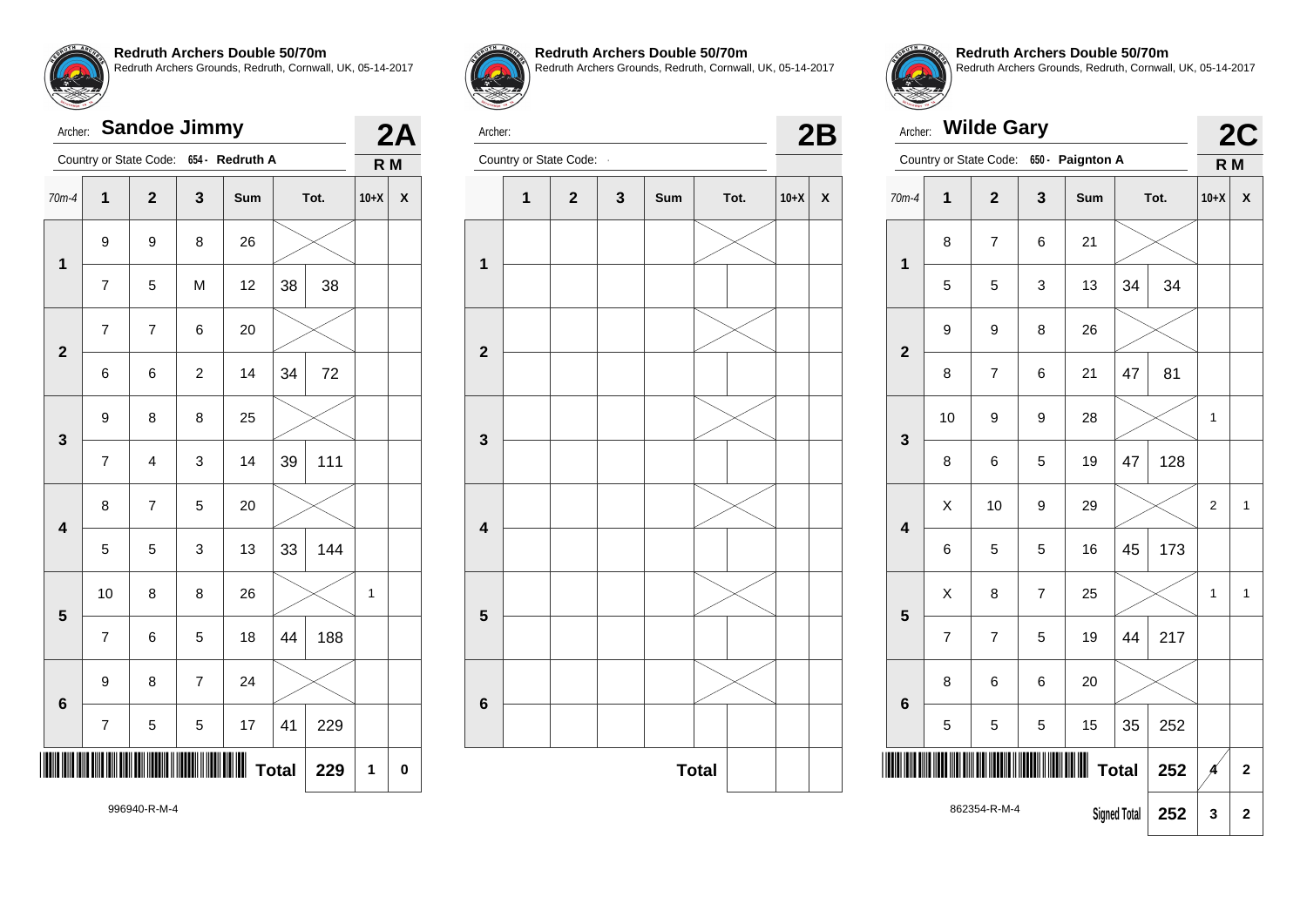## Redruth Archers Double 50/70m

Redruth Archers Grounds, Redruth, Cornwall, UK, 05-14-2017

Archer: **Sandoe Jimmy** — **2A**

Country or State Code: 654 - Redruth A — R M

| 70m-4 | 1 | 2 | 3 | Sum | Tot. | | 10+X | X |
|---|---|---|---|---|---|---|---|---|
| 1 | 9 | 9 | 8 | 26 | | | | |
| | 7 | 5 | M | 12 | 38 | 38 | | |
| 2 | 7 | 7 | 6 | 20 | | | | |
| | 6 | 6 | 2 | 14 | 34 | 72 | | |
| 3 | 9 | 8 | 8 | 25 | | | | |
| | 7 | 4 | 3 | 14 | 39 | 111 | | |
| 4 | 8 | 7 | 5 | 20 | | | | |
| | 5 | 5 | 3 | 13 | 33 | 144 | | |
| 5 | 10 | 8 | 8 | 26 | | | 1 | |
| | 7 | 6 | 5 | 18 | 44 | 188 | | |
| 6 | 9 | 8 | 7 | 24 | | | | |
| | 7 | 5 | 5 | 17 | 41 | 229 | | |
| | | | | | Total | 229 | 1 | 0 |

996940-R-M-4

## Redruth Archers Double 50/70m

Redruth Archers Grounds, Redruth, Cornwall, UK, 05-14-2017

Archer: — **2B**

Country or State Code: -

| | 1 | 2 | 3 | Sum | Tot. | | 10+X | X |
|---|---|---|---|---|---|---|---|---|
| 1 | | | | | | | | |
| | | | | | | | | |
| 2 | | | | | | | | |
| | | | | | | | | |
| 3 | | | | | | | | |
| | | | | | | | | |
| 4 | | | | | | | | |
| | | | | | | | | |
| 5 | | | | | | | | |
| | | | | | | | | |
| 6 | | | | | | | | |
| | | | | | | | | |
| | | | | | Total | | | |

## Redruth Archers Double 50/70m

Redruth Archers Grounds, Redruth, Cornwall, UK, 05-14-2017

Archer: **Wilde Gary** — **2C**

Country or State Code: 650 - Paignton A — R M

| 70m-4 | 1 | 2 | 3 | Sum | Tot. | | 10+X | X |
|---|---|---|---|---|---|---|---|---|
| 1 | 8 | 7 | 6 | 21 | | | | |
| | 5 | 5 | 3 | 13 | 34 | 34 | | |
| 2 | 9 | 9 | 8 | 26 | | | | |
| | 8 | 7 | 6 | 21 | 47 | 81 | | |
| 3 | 10 | 9 | 9 | 28 | | | 1 | |
| | 8 | 6 | 5 | 19 | 47 | 128 | | |
| 4 | X | 10 | 9 | 29 | | | 2 | 1 |
| | 6 | 5 | 5 | 16 | 45 | 173 | | |
| 5 | X | 8 | 7 | 25 | | | 1 | 1 |
| | 7 | 7 | 5 | 19 | 44 | 217 | | |
| 6 | 8 | 6 | 6 | 20 | | | | |
| | 5 | 5 | 5 | 15 | 35 | 252 | | |
| | | | | | Total | 252 | 4 | 2 |
| | | | | | Signed Total | 252 | 3 | 2 |

862354-R-M-4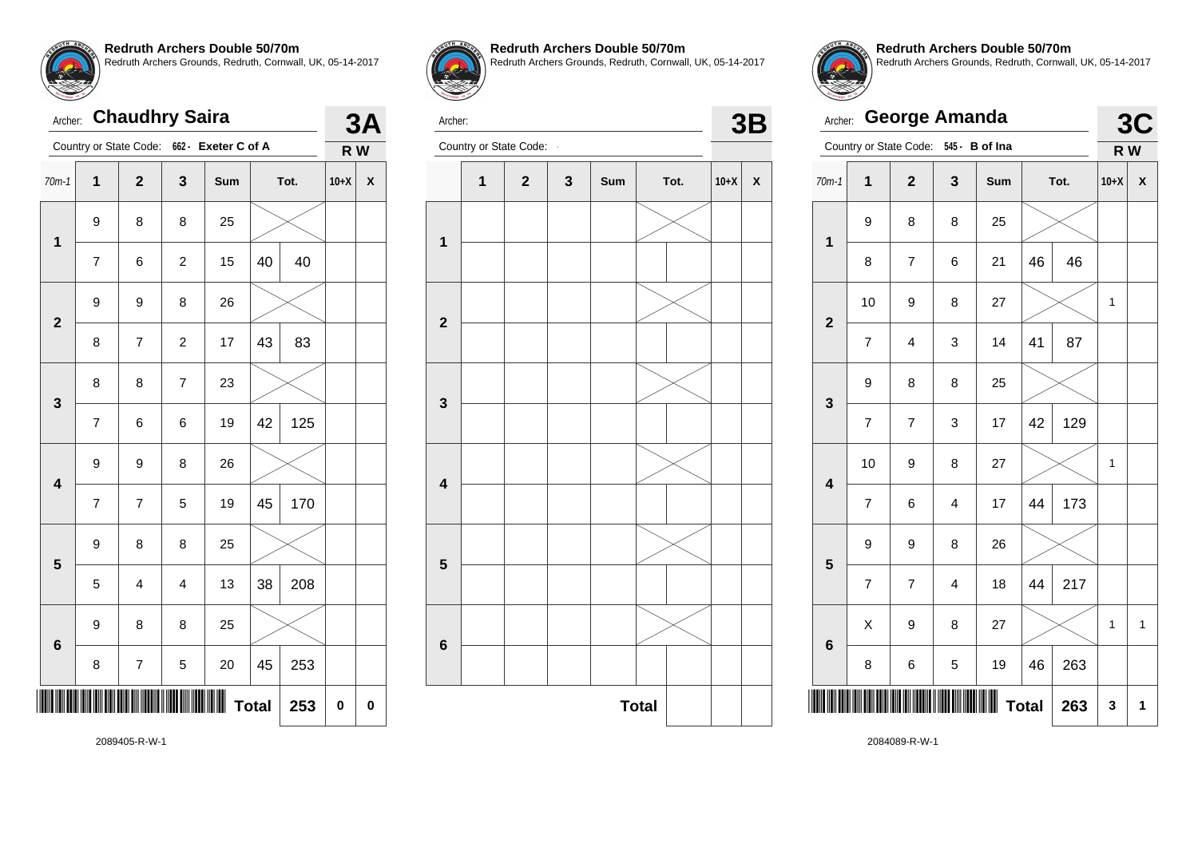## Redruth Archers Double 50/70m

Redruth Archers Grounds, Redruth, Cornwall, UK, 05-14-2017

Archer: **Chaudhry Saira** — **3A**

Country or State Code: 662 - Exeter C of A — R W

| 70m-1 | 1 | 2 | 3 | Sum | Tot. | | 10+X | X |
|---|---|---|---|---|---|---|---|---|
| 1 | 9 | 8 | 8 | 25 | | | | |
| | 7 | 6 | 2 | 15 | 40 | 40 | | |
| 2 | 9 | 9 | 8 | 26 | | | | |
| | 8 | 7 | 2 | 17 | 43 | 83 | | |
| 3 | 8 | 8 | 7 | 23 | | | | |
| | 7 | 6 | 6 | 19 | 42 | 125 | | |
| 4 | 9 | 9 | 8 | 26 | | | | |
| | 7 | 7 | 5 | 19 | 45 | 170 | | |
| 5 | 9 | 8 | 8 | 25 | | | | |
| | 5 | 4 | 4 | 13 | 38 | 208 | | |
| 6 | 9 | 8 | 8 | 25 | | | | |
| | 8 | 7 | 5 | 20 | 45 | 253 | | |
| | | | | | Total | 253 | 0 | 0 |

2089405-R-W-1

## Redruth Archers Double 50/70m

Redruth Archers Grounds, Redruth, Cornwall, UK, 05-14-2017

Archer: — **3B**

Country or State Code: -

| | 1 | 2 | 3 | Sum | Tot. | | 10+X | X |
|---|---|---|---|---|---|---|---|---|
| 1 | | | | | | | | |
| | | | | | | | | |
| 2 | | | | | | | | |
| | | | | | | | | |
| 3 | | | | | | | | |
| | | | | | | | | |
| 4 | | | | | | | | |
| | | | | | | | | |
| 5 | | | | | | | | |
| | | | | | | | | |
| 6 | | | | | | | | |
| | | | | | | | | |
| | | | | | Total | | | |

## Redruth Archers Double 50/70m

Redruth Archers Grounds, Redruth, Cornwall, UK, 05-14-2017

Archer: **George Amanda** — **3C**

Country or State Code: 545 - B of Ina — R W

| 70m-1 | 1 | 2 | 3 | Sum | Tot. | | 10+X | X |
|---|---|---|---|---|---|---|---|---|
| 1 | 9 | 8 | 8 | 25 | | | | |
| | 8 | 7 | 6 | 21 | 46 | 46 | | |
| 2 | 10 | 9 | 8 | 27 | | | 1 | |
| | 7 | 4 | 3 | 14 | 41 | 87 | | |
| 3 | 9 | 8 | 8 | 25 | | | | |
| | 7 | 7 | 3 | 17 | 42 | 129 | | |
| 4 | 10 | 9 | 8 | 27 | | | 1 | |
| | 7 | 6 | 4 | 17 | 44 | 173 | | |
| 5 | 9 | 9 | 8 | 26 | | | | |
| | 7 | 7 | 4 | 18 | 44 | 217 | | |
| 6 | X | 9 | 8 | 27 | | | 1 | 1 |
| | 8 | 6 | 5 | 19 | 46 | 263 | | |
| | | | | | Total | 263 | 3 | 1 |

2084089-R-W-1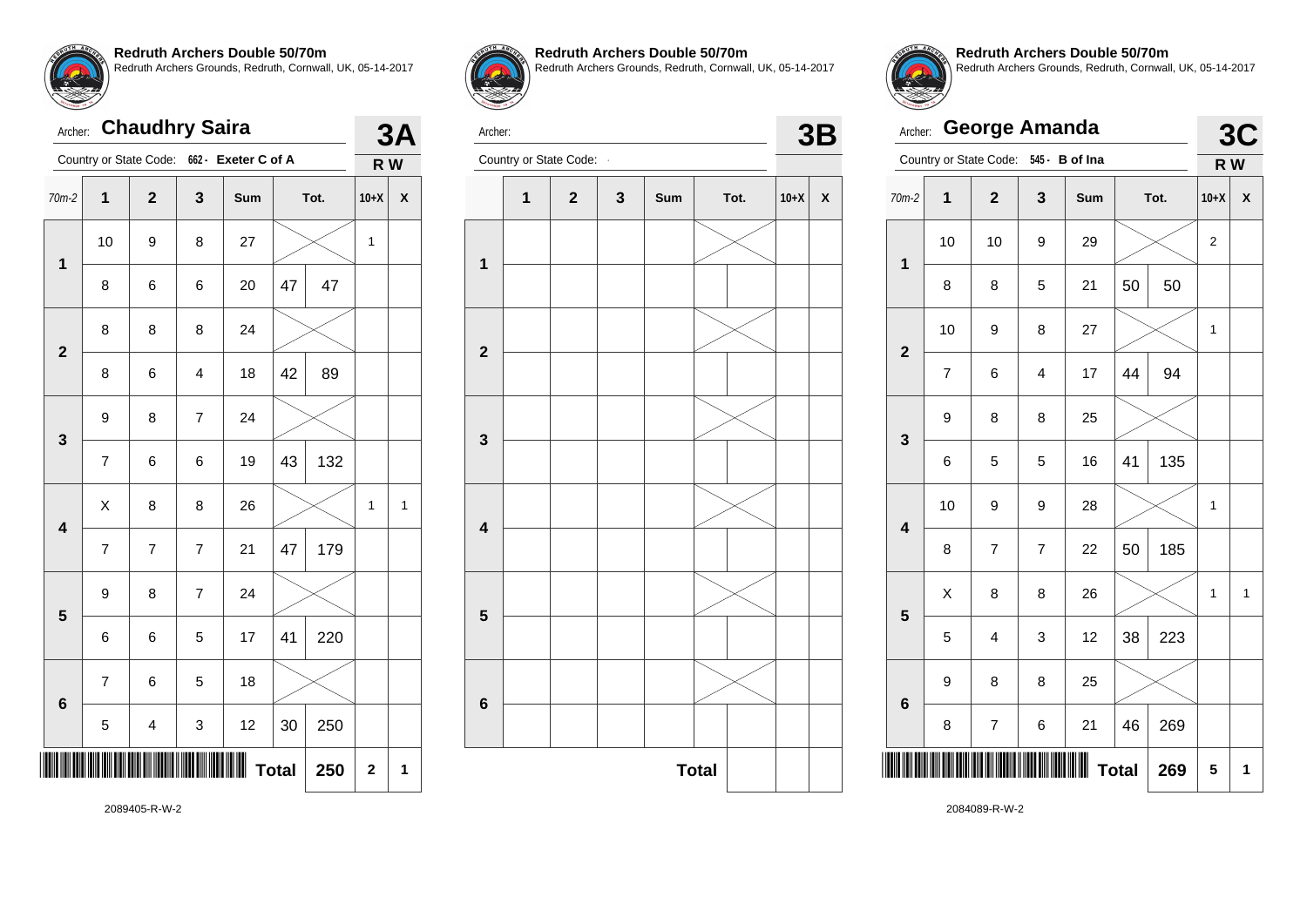**Redruth Archers Double 50/70m**
Redruth Archers Grounds, Redruth, Cornwall, UK, 05-14-2017

Archer: **Chaudhry Saira** — **3A**

Country or State Code: 662 - Exeter C of A — R W

| 70m-2 | 1 | 2 | 3 | Sum | Tot. | | 10+X | X |
|---|---|---|---|---|---|---|---|---|
| 1 | 10 | 9 | 8 | 27 | | | 1 | |
| | 8 | 6 | 6 | 20 | 47 | 47 | | |
| 2 | 8 | 8 | 8 | 24 | | | | |
| | 8 | 6 | 4 | 18 | 42 | 89 | | |
| 3 | 9 | 8 | 7 | 24 | | | | |
| | 7 | 6 | 6 | 19 | 43 | 132 | | |
| 4 | X | 8 | 8 | 26 | | | 1 | 1 |
| | 7 | 7 | 7 | 21 | 47 | 179 | | |
| 5 | 9 | 8 | 7 | 24 | | | | |
| | 6 | 6 | 5 | 17 | 41 | 220 | | |
| 6 | 7 | 6 | 5 | 18 | | | | |
| | 5 | 4 | 3 | 12 | 30 | 250 | | |
| | | | | | Total | 250 | 2 | 1 |

2089405-R-W-2

**Redruth Archers Double 50/70m**
Redruth Archers Grounds, Redruth, Cornwall, UK, 05-14-2017

Archer: — **3B**

Country or State Code: -

| | 1 | 2 | 3 | Sum | Tot. | | 10+X | X |
|---|---|---|---|---|---|---|---|---|
| 1 | | | | | | | | |
| | | | | | | | | |
| 2 | | | | | | | | |
| | | | | | | | | |
| 3 | | | | | | | | |
| | | | | | | | | |
| 4 | | | | | | | | |
| | | | | | | | | |
| 5 | | | | | | | | |
| | | | | | | | | |
| 6 | | | | | | | | |
| | | | | | | | | |
| | | | | | Total | | | |

**Redruth Archers Double 50/70m**
Redruth Archers Grounds, Redruth, Cornwall, UK, 05-14-2017

Archer: **George Amanda** — **3C**

Country or State Code: 545 - B of Ina — R W

| 70m-2 | 1 | 2 | 3 | Sum | Tot. | | 10+X | X |
|---|---|---|---|---|---|---|---|---|
| 1 | 10 | 10 | 9 | 29 | | | 2 | |
| | 8 | 8 | 5 | 21 | 50 | 50 | | |
| 2 | 10 | 9 | 8 | 27 | | | 1 | |
| | 7 | 6 | 4 | 17 | 44 | 94 | | |
| 3 | 9 | 8 | 8 | 25 | | | | |
| | 6 | 5 | 5 | 16 | 41 | 135 | | |
| 4 | 10 | 9 | 9 | 28 | | | 1 | |
| | 8 | 7 | 7 | 22 | 50 | 185 | | |
| 5 | X | 8 | 8 | 26 | | | 1 | 1 |
| | 5 | 4 | 3 | 12 | 38 | 223 | | |
| 6 | 9 | 8 | 8 | 25 | | | | |
| | 8 | 7 | 6 | 21 | 46 | 269 | | |
| | | | | | Total | 269 | 5 | 1 |

2084089-R-W-2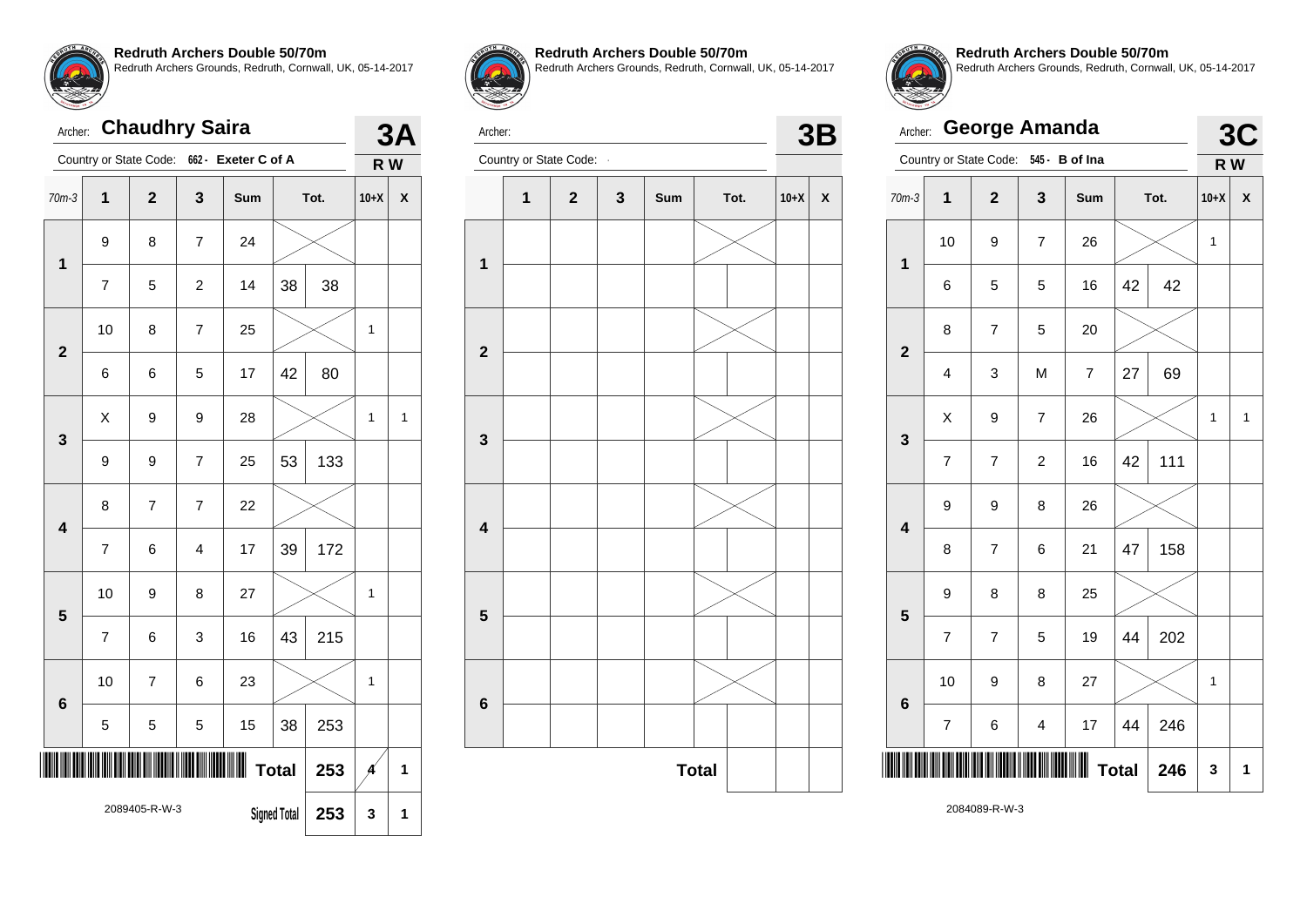**Redruth Archers Double 50/70m**
Redruth Archers Grounds, Redruth, Cornwall, UK, 05-14-2017

Archer: **Chaudhry Saira**
Country or State Code: 662 - Exeter C of A

**3A** R W

| 70m-3 | 1 | 2 | 3 | Sum | Tot. | | 10+X | X |
|---|---|---|---|---|---|---|---|---|
| 1 | 9 | 8 | 7 | 24 | | | | |
| | 7 | 5 | 2 | 14 | 38 | 38 | | |
| 2 | 10 | 8 | 7 | 25 | | | 1 | |
| | 6 | 6 | 5 | 17 | 42 | 80 | | |
| 3 | X | 9 | 9 | 28 | | | 1 | 1 |
| | 9 | 9 | 7 | 25 | 53 | 133 | | |
| 4 | 8 | 7 | 7 | 22 | | | | |
| | 7 | 6 | 4 | 17 | 39 | 172 | | |
| 5 | 10 | 9 | 8 | 27 | | | 1 | |
| | 7 | 6 | 3 | 16 | 43 | 215 | | |
| 6 | 10 | 7 | 6 | 23 | | | 1 | |
| | 5 | 5 | 5 | 15 | 38 | 253 | | |
| | | | | | Total | 253 | 4 | 1 |
| | | | | | Signed Total | 253 | 3 | 1 |

2089405-R-W-3

**Redruth Archers Double 50/70m**
Redruth Archers Grounds, Redruth, Cornwall, UK, 05-14-2017

Archer:
Country or State Code: -

**3B**

| | 1 | 2 | 3 | Sum | Tot. | | 10+X | X |
|---|---|---|---|---|---|---|---|---|
| 1 | | | | | | | | |
| | | | | | | | | |
| 2 | | | | | | | | |
| | | | | | | | | |
| 3 | | | | | | | | |
| | | | | | | | | |
| 4 | | | | | | | | |
| | | | | | | | | |
| 5 | | | | | | | | |
| | | | | | | | | |
| 6 | | | | | | | | |
| | | | | | | | | |
| | | | | | Total | | | |

**Redruth Archers Double 50/70m**
Redruth Archers Grounds, Redruth, Cornwall, UK, 05-14-2017

Archer: **George Amanda**
Country or State Code: 545 - B of Ina

**3C** R W

| 70m-3 | 1 | 2 | 3 | Sum | Tot. | | 10+X | X |
|---|---|---|---|---|---|---|---|---|
| 1 | 10 | 9 | 7 | 26 | | | 1 | |
| | 6 | 5 | 5 | 16 | 42 | 42 | | |
| 2 | 8 | 7 | 5 | 20 | | | | |
| | 4 | 3 | M | 7 | 27 | 69 | | |
| 3 | X | 9 | 7 | 26 | | | 1 | 1 |
| | 7 | 7 | 2 | 16 | 42 | 111 | | |
| 4 | 9 | 9 | 8 | 26 | | | | |
| | 8 | 7 | 6 | 21 | 47 | 158 | | |
| 5 | 9 | 8 | 8 | 25 | | | | |
| | 7 | 7 | 5 | 19 | 44 | 202 | | |
| 6 | 10 | 9 | 8 | 27 | | | 1 | |
| | 7 | 6 | 4 | 17 | 44 | 246 | | |
| | | | | | Total | 246 | 3 | 1 |

2084089-R-W-3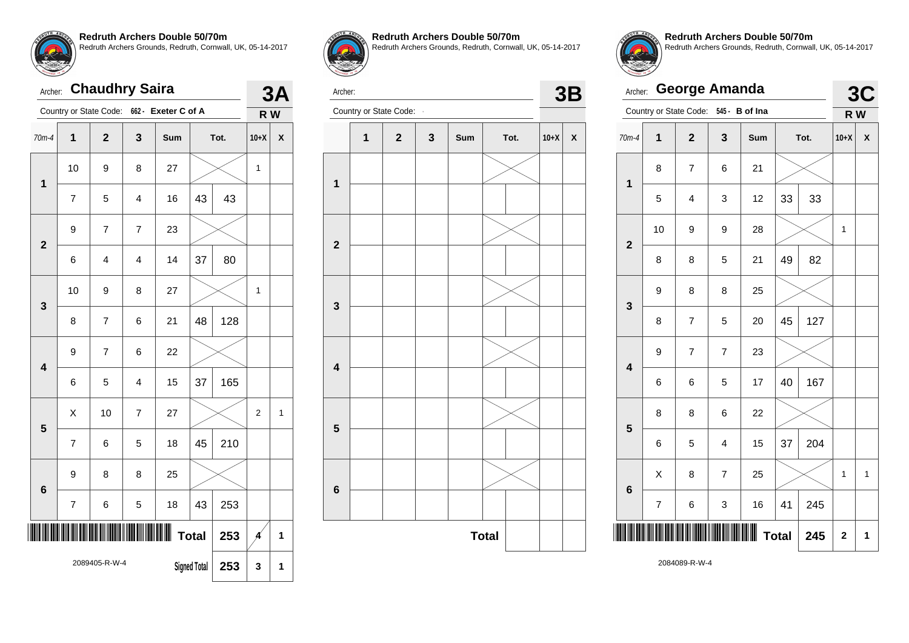## Redruth Archers Double 50/70m

Redruth Archers Grounds, Redruth, Cornwall, UK, 05-14-2017

Archer: **Chaudhry Saira**

Country or State Code: 662 - **Exeter C of A**

**3A** R W

| 70m-4 | 1 | 2 | 3 | Sum | Tot. | | 10+X | X |
|---|---|---|---|---|---|---|---|---|
| 1 | 10 | 9 | 8 | 27 | | | 1 | |
| | 7 | 5 | 4 | 16 | 43 | 43 | | |
| 2 | 9 | 7 | 7 | 23 | | | | |
| | 6 | 4 | 4 | 14 | 37 | 80 | | |
| 3 | 10 | 9 | 8 | 27 | | | 1 | |
| | 8 | 7 | 6 | 21 | 48 | 128 | | |
| 4 | 9 | 7 | 6 | 22 | | | | |
| | 6 | 5 | 4 | 15 | 37 | 165 | | |
| 5 | X | 10 | 7 | 27 | | | 2 | 1 |
| | 7 | 6 | 5 | 18 | 45 | 210 | | |
| 6 | 9 | 8 | 8 | 25 | | | | |
| | 7 | 6 | 5 | 18 | 43 | 253 | | |
| | | | | | Total | 253 | 4 | 1 |
| | | | | | Signed Total | 253 | 3 | 1 |

2089405-R-W-4

## Redruth Archers Double 50/70m

Redruth Archers Grounds, Redruth, Cornwall, UK, 05-14-2017

Archer:

Country or State Code: -

**3B**

| | 1 | 2 | 3 | Sum | Tot. | | 10+X | X |
|---|---|---|---|---|---|---|---|---|
| 1 | | | | | | | | |
| | | | | | | | | |
| 2 | | | | | | | | |
| | | | | | | | | |
| 3 | | | | | | | | |
| | | | | | | | | |
| 4 | | | | | | | | |
| | | | | | | | | |
| 5 | | | | | | | | |
| | | | | | | | | |
| 6 | | | | | | | | |
| | | | | | | | | |
| | | | | | Total | | | |

## Redruth Archers Double 50/70m

Redruth Archers Grounds, Redruth, Cornwall, UK, 05-14-2017

Archer: **George Amanda**

Country or State Code: 545 - **B of Ina**

**3C** R W

| 70m-4 | 1 | 2 | 3 | Sum | Tot. | | 10+X | X |
|---|---|---|---|---|---|---|---|---|
| 1 | 8 | 7 | 6 | 21 | | | | |
| | 5 | 4 | 3 | 12 | 33 | 33 | | |
| 2 | 10 | 9 | 9 | 28 | | | 1 | |
| | 8 | 8 | 5 | 21 | 49 | 82 | | |
| 3 | 9 | 8 | 8 | 25 | | | | |
| | 8 | 7 | 5 | 20 | 45 | 127 | | |
| 4 | 9 | 7 | 7 | 23 | | | | |
| | 6 | 6 | 5 | 17 | 40 | 167 | | |
| 5 | 8 | 8 | 6 | 22 | | | | |
| | 6 | 5 | 4 | 15 | 37 | 204 | | |
| 6 | X | 8 | 7 | 25 | | | 1 | 1 |
| | 7 | 6 | 3 | 16 | 41 | 245 | | |
| | | | | | Total | 245 | 2 | 1 |

2084089-R-W-4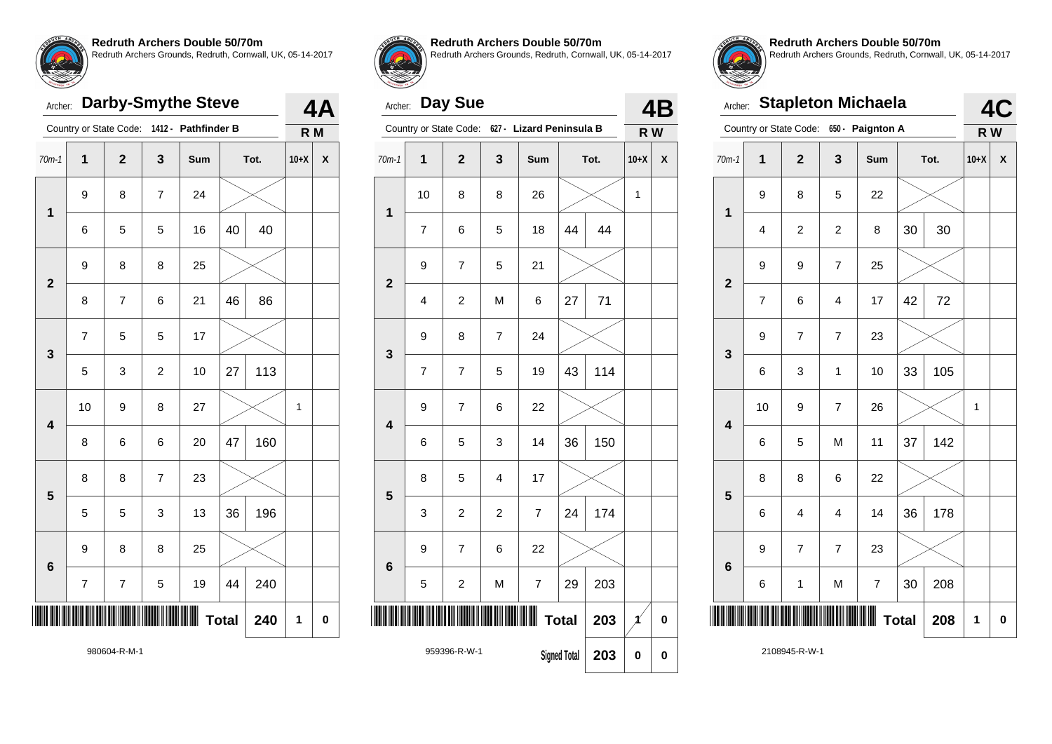**Redruth Archers Double 50/70m**
Redruth Archers Grounds, Redruth, Cornwall, UK, 05-14-2017

Archer: **Darby-Smythe Steve** — **4A**

Country or State Code: 1412 - Pathfinder B — R M

| 70m-1 | 1 | 2 | 3 | Sum | Tot. | | 10+X | X |
|---|---|---|---|---|---|---|---|---|
| 1 | 9 | 8 | 7 | 24 | | | | |
| | 6 | 5 | 5 | 16 | 40 | 40 | | |
| 2 | 9 | 8 | 8 | 25 | | | | |
| | 8 | 7 | 6 | 21 | 46 | 86 | | |
| 3 | 7 | 5 | 5 | 17 | | | | |
| | 5 | 3 | 2 | 10 | 27 | 113 | | |
| 4 | 10 | 9 | 8 | 27 | | | 1 | |
| | 8 | 6 | 6 | 20 | 47 | 160 | | |
| 5 | 8 | 8 | 7 | 23 | | | | |
| | 5 | 5 | 3 | 13 | 36 | 196 | | |
| 6 | 9 | 8 | 8 | 25 | | | | |
| | 7 | 7 | 5 | 19 | 44 | 240 | | |
| | | | | | Total | 240 | 1 | 0 |

980604-R-M-1

**Redruth Archers Double 50/70m**
Redruth Archers Grounds, Redruth, Cornwall, UK, 05-14-2017

Archer: **Day Sue** — **4B**

Country or State Code: 627 - Lizard Peninsula B — R W

| 70m-1 | 1 | 2 | 3 | Sum | Tot. | | 10+X | X |
|---|---|---|---|---|---|---|---|---|
| 1 | 10 | 8 | 8 | 26 | | | 1 | |
| | 7 | 6 | 5 | 18 | 44 | 44 | | |
| 2 | 9 | 7 | 5 | 21 | | | | |
| | 4 | 2 | M | 6 | 27 | 71 | | |
| 3 | 9 | 8 | 7 | 24 | | | | |
| | 7 | 7 | 5 | 19 | 43 | 114 | | |
| 4 | 9 | 7 | 6 | 22 | | | | |
| | 6 | 5 | 3 | 14 | 36 | 150 | | |
| 5 | 8 | 5 | 4 | 17 | | | | |
| | 3 | 2 | 2 | 7 | 24 | 174 | | |
| 6 | 9 | 7 | 6 | 22 | | | | |
| | 5 | 2 | M | 7 | 29 | 203 | | |
| | | | | | Total | 203 | 1 | 0 |
| | | | | | Signed Total | 203 | 0 | 0 |

959396-R-W-1

**Redruth Archers Double 50/70m**
Redruth Archers Grounds, Redruth, Cornwall, UK, 05-14-2017

Archer: **Stapleton Michaela** — **4C**

Country or State Code: 650 - Paignton A — R W

| 70m-1 | 1 | 2 | 3 | Sum | Tot. | | 10+X | X |
|---|---|---|---|---|---|---|---|---|
| 1 | 9 | 8 | 5 | 22 | | | | |
| | 4 | 2 | 2 | 8 | 30 | 30 | | |
| 2 | 9 | 9 | 7 | 25 | | | | |
| | 7 | 6 | 4 | 17 | 42 | 72 | | |
| 3 | 9 | 7 | 7 | 23 | | | | |
| | 6 | 3 | 1 | 10 | 33 | 105 | | |
| 4 | 10 | 9 | 7 | 26 | | | 1 | |
| | 6 | 5 | M | 11 | 37 | 142 | | |
| 5 | 8 | 8 | 6 | 22 | | | | |
| | 6 | 4 | 4 | 14 | 36 | 178 | | |
| 6 | 9 | 7 | 7 | 23 | | | | |
| | 6 | 1 | M | 7 | 30 | 208 | | |
| | | | | | Total | 208 | 1 | 0 |

2108945-R-W-1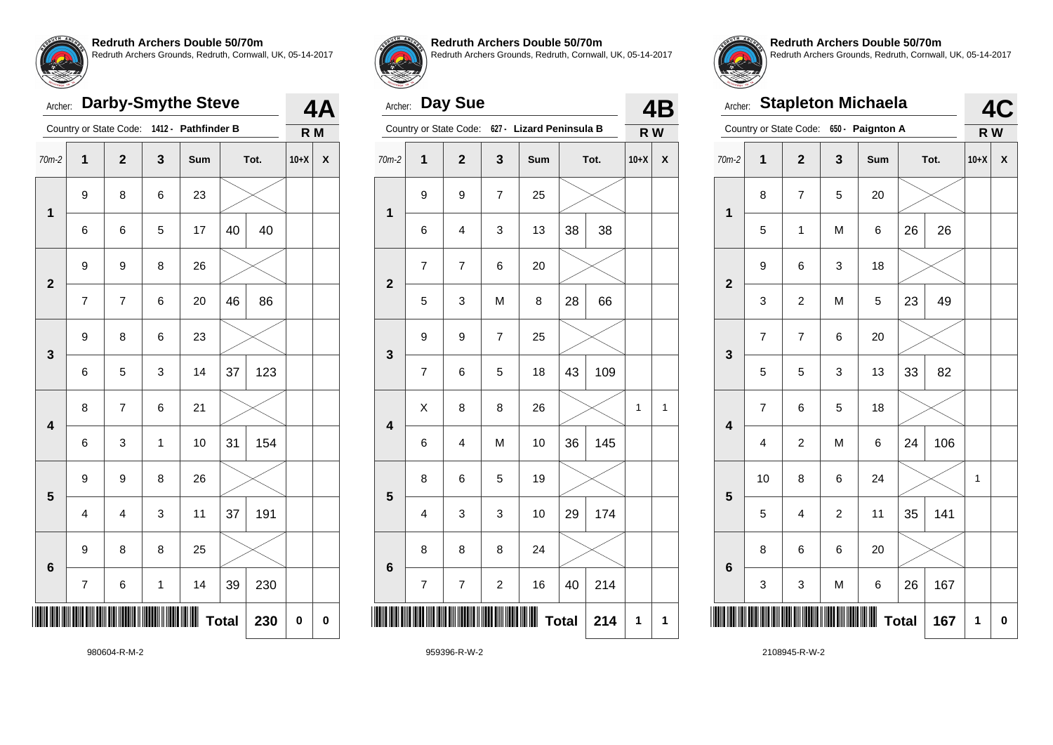**Redruth Archers Double 50/70m**
Redruth Archers Grounds, Redruth, Cornwall, UK, 05-14-2017

Archer: **Darby-Smythe Steve** — **4A**
Country or State Code: 1412 - Pathfinder B — **R M**

| 70m-2 | 1 | 2 | 3 | Sum | Tot. | | 10+X | X |
|---|---|---|---|---|---|---|---|---|
| 1 | 9 | 8 | 6 | 23 | | | | |
| | 6 | 6 | 5 | 17 | 40 | 40 | | |
| 2 | 9 | 9 | 8 | 26 | | | | |
| | 7 | 7 | 6 | 20 | 46 | 86 | | |
| 3 | 9 | 8 | 6 | 23 | | | | |
| | 6 | 5 | 3 | 14 | 37 | 123 | | |
| 4 | 8 | 7 | 6 | 21 | | | | |
| | 6 | 3 | 1 | 10 | 31 | 154 | | |
| 5 | 9 | 9 | 8 | 26 | | | | |
| | 4 | 4 | 3 | 11 | 37 | 191 | | |
| 6 | 9 | 8 | 8 | 25 | | | | |
| | 7 | 6 | 1 | 14 | 39 | 230 | | |
| | | | | | **Total** | **230** | **0** | **0** |

980604-R-M-2

**Redruth Archers Double 50/70m**
Redruth Archers Grounds, Redruth, Cornwall, UK, 05-14-2017

Archer: **Day Sue** — **4B**
Country or State Code: 627 - Lizard Peninsula B — **R W**

| 70m-2 | 1 | 2 | 3 | Sum | Tot. | | 10+X | X |
|---|---|---|---|---|---|---|---|---|
| 1 | 9 | 9 | 7 | 25 | | | | |
| | 6 | 4 | 3 | 13 | 38 | 38 | | |
| 2 | 7 | 7 | 6 | 20 | | | | |
| | 5 | 3 | M | 8 | 28 | 66 | | |
| 3 | 9 | 9 | 7 | 25 | | | | |
| | 7 | 6 | 5 | 18 | 43 | 109 | | |
| 4 | X | 8 | 8 | 26 | | | 1 | 1 |
| | 6 | 4 | M | 10 | 36 | 145 | | |
| 5 | 8 | 6 | 5 | 19 | | | | |
| | 4 | 3 | 3 | 10 | 29 | 174 | | |
| 6 | 8 | 8 | 8 | 24 | | | | |
| | 7 | 7 | 2 | 16 | 40 | 214 | | |
| | | | | | **Total** | **214** | **1** | **1** |

959396-R-W-2

**Redruth Archers Double 50/70m**
Redruth Archers Grounds, Redruth, Cornwall, UK, 05-14-2017

Archer: **Stapleton Michaela** — **4C**
Country or State Code: 650 - Paignton A — **R W**

| 70m-2 | 1 | 2 | 3 | Sum | Tot. | | 10+X | X |
|---|---|---|---|---|---|---|---|---|
| 1 | 8 | 7 | 5 | 20 | | | | |
| | 5 | 1 | M | 6 | 26 | 26 | | |
| 2 | 9 | 6 | 3 | 18 | | | | |
| | 3 | 2 | M | 5 | 23 | 49 | | |
| 3 | 7 | 7 | 6 | 20 | | | | |
| | 5 | 5 | 3 | 13 | 33 | 82 | | |
| 4 | 7 | 6 | 5 | 18 | | | | |
| | 4 | 2 | M | 6 | 24 | 106 | | |
| 5 | 10 | 8 | 6 | 24 | | | 1 | |
| | 5 | 4 | 2 | 11 | 35 | 141 | | |
| 6 | 8 | 6 | 6 | 20 | | | | |
| | 3 | 3 | M | 6 | 26 | 167 | | |
| | | | | | **Total** | **167** | **1** | **0** |

2108945-R-W-2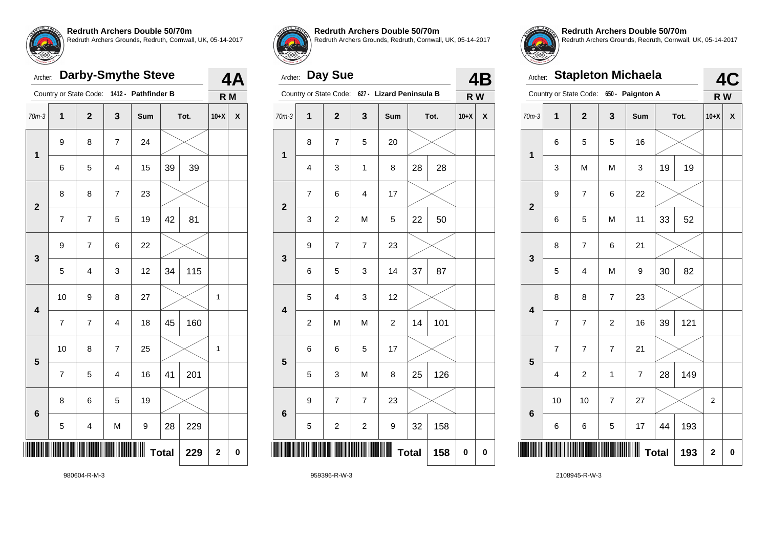## Redruth Archers Double 50/70m

Redruth Archers Grounds, Redruth, Cornwall, UK, 05-14-2017

Archer: **Darby-Smythe Steve** — **4A**

Country or State Code: 1412 - Pathfinder B — **R M**

| 70m-3 | 1 | 2 | 3 | Sum | Tot. | | 10+X | X |
|---|---|---|---|---|---|---|---|---|
| 1 | 9 | 8 | 7 | 24 | | | | |
| | 6 | 5 | 4 | 15 | 39 | 39 | | |
| 2 | 8 | 8 | 7 | 23 | | | | |
| | 7 | 7 | 5 | 19 | 42 | 81 | | |
| 3 | 9 | 7 | 6 | 22 | | | | |
| | 5 | 4 | 3 | 12 | 34 | 115 | | |
| 4 | 10 | 9 | 8 | 27 | | | 1 | |
| | 7 | 7 | 4 | 18 | 45 | 160 | | |
| 5 | 10 | 8 | 7 | 25 | | | 1 | |
| | 7 | 5 | 4 | 16 | 41 | 201 | | |
| 6 | 8 | 6 | 5 | 19 | | | | |
| | 5 | 4 | M | 9 | 28 | 229 | | |
| | | | | | **Total** | **229** | **2** | **0** |

980604-R-M-3

## Redruth Archers Double 50/70m

Redruth Archers Grounds, Redruth, Cornwall, UK, 05-14-2017

Archer: **Day Sue** — **4B**

Country or State Code: 627 - Lizard Peninsula B — **R W**

| 70m-3 | 1 | 2 | 3 | Sum | Tot. | | 10+X | X |
|---|---|---|---|---|---|---|---|---|
| 1 | 8 | 7 | 5 | 20 | | | | |
| | 4 | 3 | 1 | 8 | 28 | 28 | | |
| 2 | 7 | 6 | 4 | 17 | | | | |
| | 3 | 2 | M | 5 | 22 | 50 | | |
| 3 | 9 | 7 | 7 | 23 | | | | |
| | 6 | 5 | 3 | 14 | 37 | 87 | | |
| 4 | 5 | 4 | 3 | 12 | | | | |
| | 2 | M | M | 2 | 14 | 101 | | |
| 5 | 6 | 6 | 5 | 17 | | | | |
| | 5 | 3 | M | 8 | 25 | 126 | | |
| 6 | 9 | 7 | 7 | 23 | | | | |
| | 5 | 2 | 2 | 9 | 32 | 158 | | |
| | | | | | **Total** | **158** | **0** | **0** |

959396-R-W-3

## Redruth Archers Double 50/70m

Redruth Archers Grounds, Redruth, Cornwall, UK, 05-14-2017

Archer: **Stapleton Michaela** — **4C**

Country or State Code: 650 - Paignton A — **R W**

| 70m-3 | 1 | 2 | 3 | Sum | Tot. | | 10+X | X |
|---|---|---|---|---|---|---|---|---|
| 1 | 6 | 5 | 5 | 16 | | | | |
| | 3 | M | M | 3 | 19 | 19 | | |
| 2 | 9 | 7 | 6 | 22 | | | | |
| | 6 | 5 | M | 11 | 33 | 52 | | |
| 3 | 8 | 7 | 6 | 21 | | | | |
| | 5 | 4 | M | 9 | 30 | 82 | | |
| 4 | 8 | 8 | 7 | 23 | | | | |
| | 7 | 7 | 2 | 16 | 39 | 121 | | |
| 5 | 7 | 7 | 7 | 21 | | | | |
| | 4 | 2 | 1 | 7 | 28 | 149 | | |
| 6 | 10 | 10 | 7 | 27 | | | 2 | |
| | 6 | 6 | 5 | 17 | 44 | 193 | | |
| | | | | | **Total** | **193** | **2** | **0** |

2108945-R-W-3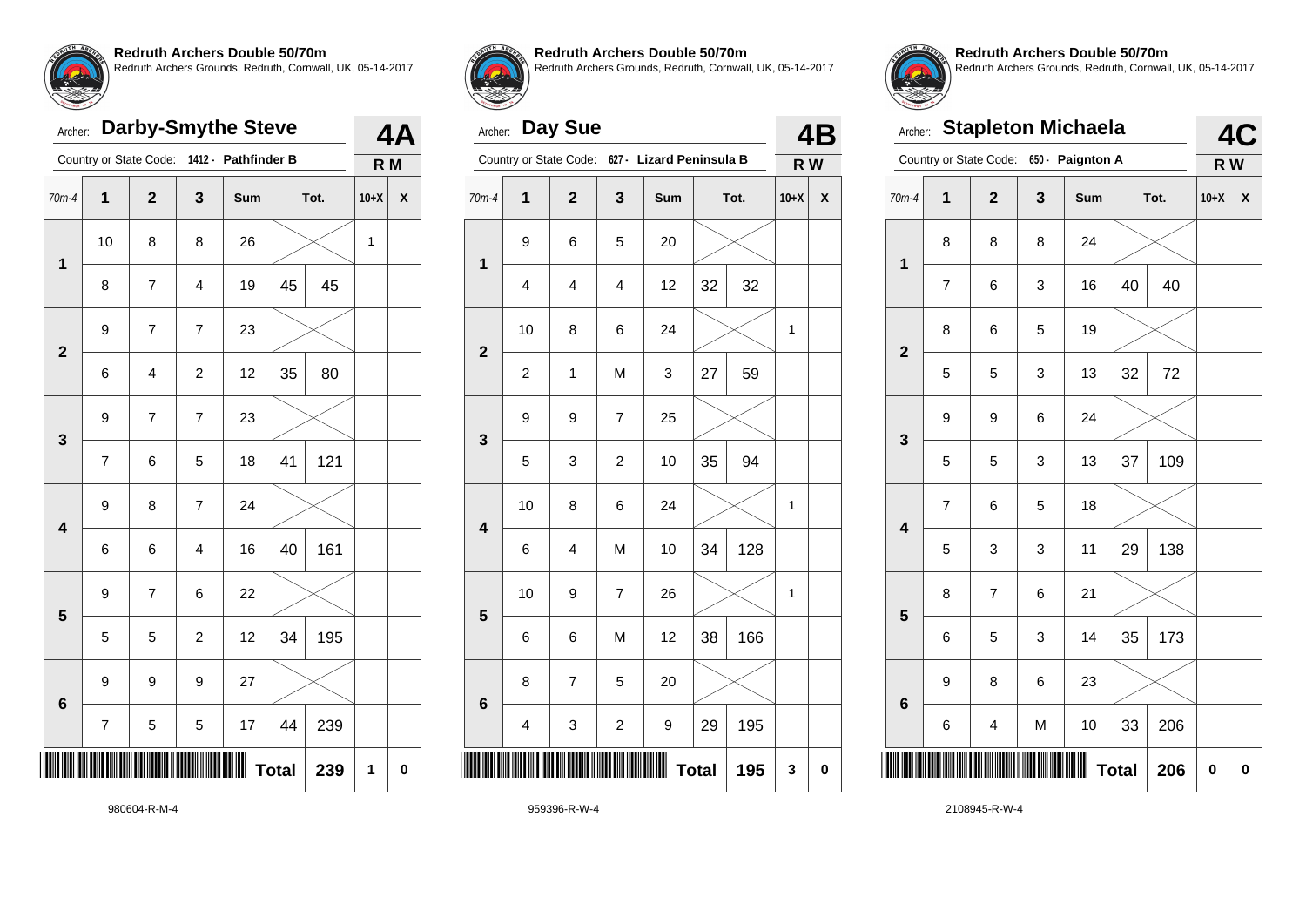**Redruth Archers Double 50/70m**
Redruth Archers Grounds, Redruth, Cornwall, UK, 05-14-2017

Archer: **Darby-Smythe Steve** — **4A**

Country or State Code: 1412 - Pathfinder B — **R M**

| 70m-4 | 1 | 2 | 3 | Sum | Tot. | | 10+X | X |
|---|---|---|---|---|---|---|---|---|
| 1 | 10 | 8 | 8 | 26 | | | 1 | |
| | 8 | 7 | 4 | 19 | 45 | 45 | | |
| 2 | 9 | 7 | 7 | 23 | | | | |
| | 6 | 4 | 2 | 12 | 35 | 80 | | |
| 3 | 9 | 7 | 7 | 23 | | | | |
| | 7 | 6 | 5 | 18 | 41 | 121 | | |
| 4 | 9 | 8 | 7 | 24 | | | | |
| | 6 | 6 | 4 | 16 | 40 | 161 | | |
| 5 | 9 | 7 | 6 | 22 | | | | |
| | 5 | 5 | 2 | 12 | 34 | 195 | | |
| 6 | 9 | 9 | 9 | 27 | | | | |
| | 7 | 5 | 5 | 17 | 44 | 239 | | |
| | | | | | **Total** | **239** | **1** | **0** |

980604-R-M-4

**Redruth Archers Double 50/70m**
Redruth Archers Grounds, Redruth, Cornwall, UK, 05-14-2017

Archer: **Day Sue** — **4B**

Country or State Code: 627 - Lizard Peninsula B — **R W**

| 70m-4 | 1 | 2 | 3 | Sum | Tot. | | 10+X | X |
|---|---|---|---|---|---|---|---|---|
| 1 | 9 | 6 | 5 | 20 | | | | |
| | 4 | 4 | 4 | 12 | 32 | 32 | | |
| 2 | 10 | 8 | 6 | 24 | | | 1 | |
| | 2 | 1 | M | 3 | 27 | 59 | | |
| 3 | 9 | 9 | 7 | 25 | | | | |
| | 5 | 3 | 2 | 10 | 35 | 94 | | |
| 4 | 10 | 8 | 6 | 24 | | | 1 | |
| | 6 | 4 | M | 10 | 34 | 128 | | |
| 5 | 10 | 9 | 7 | 26 | | | 1 | |
| | 6 | 6 | M | 12 | 38 | 166 | | |
| 6 | 8 | 7 | 5 | 20 | | | | |
| | 4 | 3 | 2 | 9 | 29 | 195 | | |
| | | | | | **Total** | **195** | **3** | **0** |

959396-R-W-4

**Redruth Archers Double 50/70m**
Redruth Archers Grounds, Redruth, Cornwall, UK, 05-14-2017

Archer: **Stapleton Michaela** — **4C**

Country or State Code: 650 - Paignton A — **R W**

| 70m-4 | 1 | 2 | 3 | Sum | Tot. | | 10+X | X |
|---|---|---|---|---|---|---|---|---|
| 1 | 8 | 8 | 8 | 24 | | | | |
| | 7 | 6 | 3 | 16 | 40 | 40 | | |
| 2 | 8 | 6 | 5 | 19 | | | | |
| | 5 | 5 | 3 | 13 | 32 | 72 | | |
| 3 | 9 | 9 | 6 | 24 | | | | |
| | 5 | 5 | 3 | 13 | 37 | 109 | | |
| 4 | 7 | 6 | 5 | 18 | | | | |
| | 5 | 3 | 3 | 11 | 29 | 138 | | |
| 5 | 8 | 7 | 6 | 21 | | | | |
| | 6 | 5 | 3 | 14 | 35 | 173 | | |
| 6 | 9 | 8 | 6 | 23 | | | | |
| | 6 | 4 | M | 10 | 33 | 206 | | |
| | | | | | **Total** | **206** | **0** | **0** |

2108945-R-W-4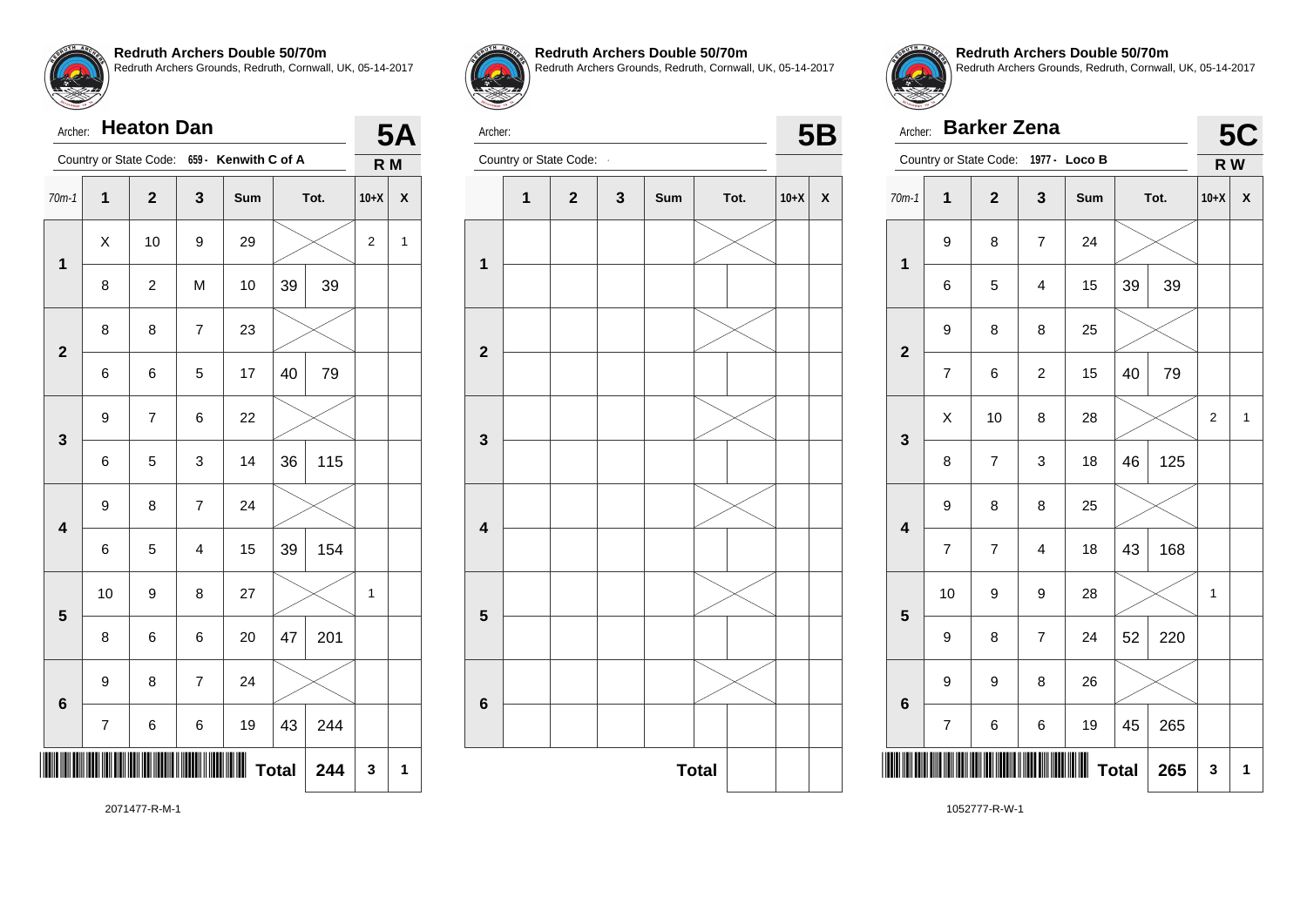## Redruth Archers Double 50/70m

Redruth Archers Grounds, Redruth, Cornwall, UK, 05-14-2017

Archer: **Heaton Dan** — **5A**

Country or State Code: 659 - Kenwith C of A — **R M**

| 70m-1 | 1 | 2 | 3 | Sum | Tot. | | 10+X | X |
|---|---|---|---|---|---|---|---|---|
| 1 | X | 10 | 9 | 29 | | | 2 | 1 |
| | 8 | 2 | M | 10 | 39 | 39 | | |
| 2 | 8 | 8 | 7 | 23 | | | | |
| | 6 | 6 | 5 | 17 | 40 | 79 | | |
| 3 | 9 | 7 | 6 | 22 | | | | |
| | 6 | 5 | 3 | 14 | 36 | 115 | | |
| 4 | 9 | 8 | 7 | 24 | | | | |
| | 6 | 5 | 4 | 15 | 39 | 154 | | |
| 5 | 10 | 9 | 8 | 27 | | | 1 | |
| | 8 | 6 | 6 | 20 | 47 | 201 | | |
| 6 | 9 | 8 | 7 | 24 | | | | |
| | 7 | 6 | 6 | 19 | 43 | 244 | | |
| | | | | | **Total** | **244** | **3** | **1** |

2071477-R-M-1

## Redruth Archers Double 50/70m

Redruth Archers Grounds, Redruth, Cornwall, UK, 05-14-2017

Archer: — **5B**

Country or State Code: -

| | 1 | 2 | 3 | Sum | Tot. | | 10+X | X |
|---|---|---|---|---|---|---|---|---|
| 1 | | | | | | | | |
| | | | | | | | | |
| 2 | | | | | | | | |
| | | | | | | | | |
| 3 | | | | | | | | |
| | | | | | | | | |
| 4 | | | | | | | | |
| | | | | | | | | |
| 5 | | | | | | | | |
| | | | | | | | | |
| 6 | | | | | | | | |
| | | | | | | | | |
| | | | | | **Total** | | | |

## Redruth Archers Double 50/70m

Redruth Archers Grounds, Redruth, Cornwall, UK, 05-14-2017

Archer: **Barker Zena** — **5C**

Country or State Code: 1977 - Loco B — **R W**

| 70m-1 | 1 | 2 | 3 | Sum | Tot. | | 10+X | X |
|---|---|---|---|---|---|---|---|---|
| 1 | 9 | 8 | 7 | 24 | | | | |
| | 6 | 5 | 4 | 15 | 39 | 39 | | |
| 2 | 9 | 8 | 8 | 25 | | | | |
| | 7 | 6 | 2 | 15 | 40 | 79 | | |
| 3 | X | 10 | 8 | 28 | | | 2 | 1 |
| | 8 | 7 | 3 | 18 | 46 | 125 | | |
| 4 | 9 | 8 | 8 | 25 | | | | |
| | 7 | 7 | 4 | 18 | 43 | 168 | | |
| 5 | 10 | 9 | 9 | 28 | | | 1 | |
| | 9 | 8 | 7 | 24 | 52 | 220 | | |
| 6 | 9 | 9 | 8 | 26 | | | | |
| | 7 | 6 | 6 | 19 | 45 | 265 | | |
| | | | | | **Total** | **265** | **3** | **1** |

1052777-R-W-1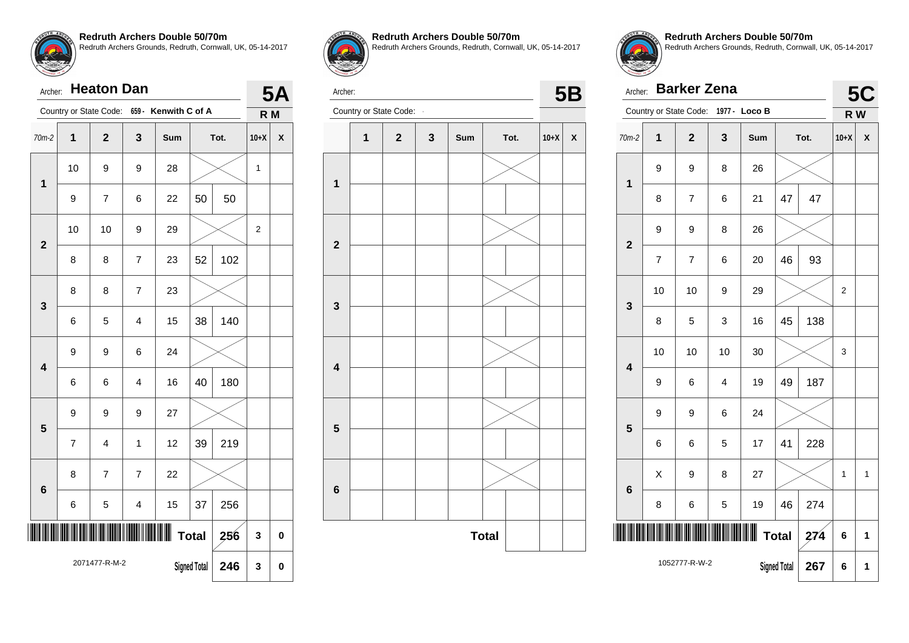## Redruth Archers Double 50/70m

Redruth Archers Grounds, Redruth, Cornwall, UK, 05-14-2017

Archer: **Heaton Dan** — **5A**

Country or State Code: 659 - Kenwith C of A — **R M**

| 70m-2 | 1 | 2 | 3 | Sum | Tot. | | 10+X | X |
|---|---|---|---|---|---|---|---|---|
| 1 | 10 | 9 | 9 | 28 | | | 1 | |
| | 9 | 7 | 6 | 22 | 50 | 50 | | |
| 2 | 10 | 10 | 9 | 29 | | | 2 | |
| | 8 | 8 | 7 | 23 | 52 | 102 | | |
| 3 | 8 | 8 | 7 | 23 | | | | |
| | 6 | 5 | 4 | 15 | 38 | 140 | | |
| 4 | 9 | 9 | 6 | 24 | | | | |
| | 6 | 6 | 4 | 16 | 40 | 180 | | |
| 5 | 9 | 9 | 9 | 27 | | | | |
| | 7 | 4 | 1 | 12 | 39 | 219 | | |
| 6 | 8 | 7 | 7 | 22 | | | | |
| | 6 | 5 | 4 | 15 | 37 | 256 | | |
| | | | | | Total | 256 | 3 | 0 |
| | | | | | Signed Total | 246 | 3 | 0 |

2071477-R-M-2

## Redruth Archers Double 50/70m

Redruth Archers Grounds, Redruth, Cornwall, UK, 05-14-2017

Archer: — **5B**

Country or State Code: -

| | 1 | 2 | 3 | Sum | Tot. | | 10+X | X |
|---|---|---|---|---|---|---|---|---|
| 1 | | | | | | | | |
| | | | | | | | | |
| 2 | | | | | | | | |
| | | | | | | | | |
| 3 | | | | | | | | |
| | | | | | | | | |
| 4 | | | | | | | | |
| | | | | | | | | |
| 5 | | | | | | | | |
| | | | | | | | | |
| 6 | | | | | | | | |
| | | | | | | | | |
| | | | | | Total | | | |

## Redruth Archers Double 50/70m

Redruth Archers Grounds, Redruth, Cornwall, UK, 05-14-2017

Archer: **Barker Zena** — **5C**

Country or State Code: 1977 - Loco B — **R W**

| 70m-2 | 1 | 2 | 3 | Sum | Tot. | | 10+X | X |
|---|---|---|---|---|---|---|---|---|
| 1 | 9 | 9 | 8 | 26 | | | | |
| | 8 | 7 | 6 | 21 | 47 | 47 | | |
| 2 | 9 | 9 | 8 | 26 | | | | |
| | 7 | 7 | 6 | 20 | 46 | 93 | | |
| 3 | 10 | 10 | 9 | 29 | | | 2 | |
| | 8 | 5 | 3 | 16 | 45 | 138 | | |
| 4 | 10 | 10 | 10 | 30 | | | 3 | |
| | 9 | 6 | 4 | 19 | 49 | 187 | | |
| 5 | 9 | 9 | 6 | 24 | | | | |
| | 6 | 6 | 5 | 17 | 41 | 228 | | |
| 6 | X | 9 | 8 | 27 | | | 1 | 1 |
| | 8 | 6 | 5 | 19 | 46 | 274 | | |
| | | | | | Total | 274 | 6 | 1 |
| | | | | | Signed Total | 267 | 6 | 1 |

1052777-R-W-2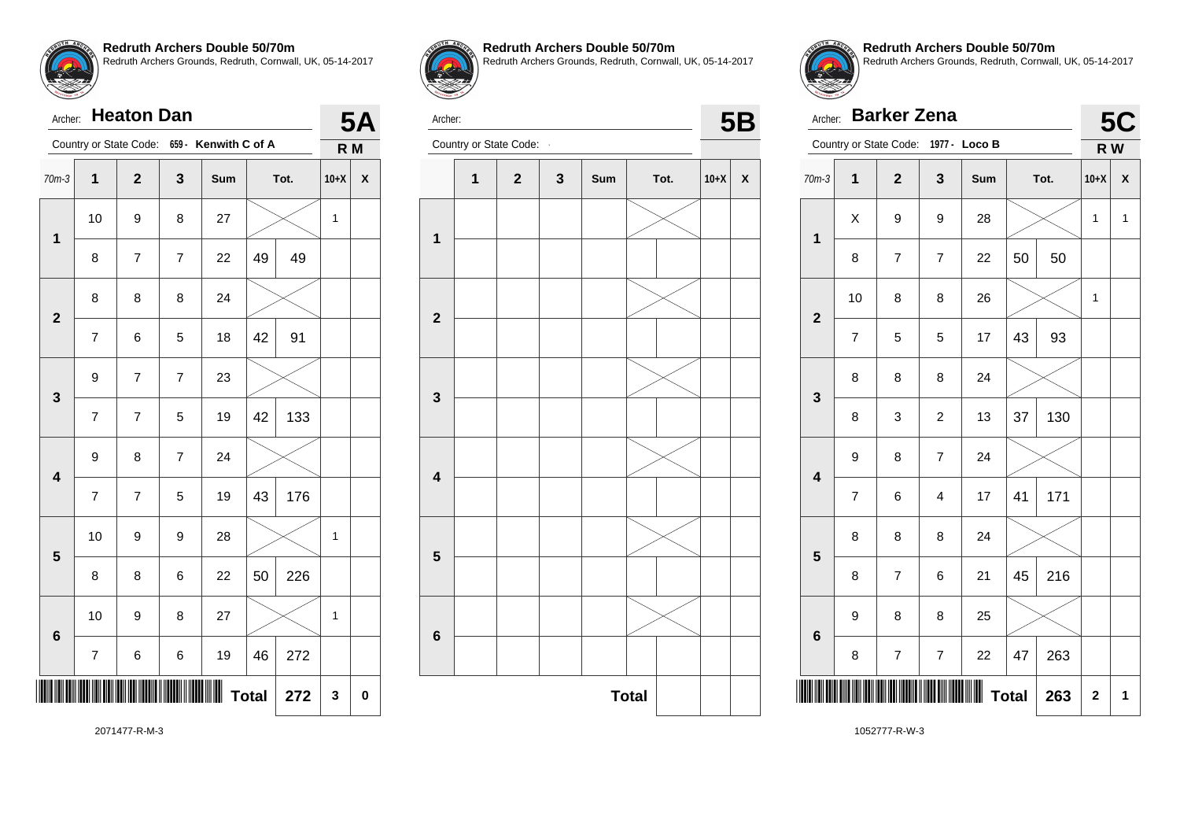**Redruth Archers Double 50/70m**
Redruth Archers Grounds, Redruth, Cornwall, UK, 05-14-2017

Archer: **Heaton Dan** — **5A**

Country or State Code: 659 - Kenwith C of A — **R M**

| 70m-3 | 1 | 2 | 3 | Sum | Tot. | | 10+X | X |
|---|---|---|---|---|---|---|---|---|
| 1 | 10 | 9 | 8 | 27 | | | 1 | |
| | 8 | 7 | 7 | 22 | 49 | 49 | | |
| 2 | 8 | 8 | 8 | 24 | | | | |
| | 7 | 6 | 5 | 18 | 42 | 91 | | |
| 3 | 9 | 7 | 7 | 23 | | | | |
| | 7 | 7 | 5 | 19 | 42 | 133 | | |
| 4 | 9 | 8 | 7 | 24 | | | | |
| | 7 | 7 | 5 | 19 | 43 | 176 | | |
| 5 | 10 | 9 | 9 | 28 | | | 1 | |
| | 8 | 8 | 6 | 22 | 50 | 226 | | |
| 6 | 10 | 9 | 8 | 27 | | | 1 | |
| | 7 | 6 | 6 | 19 | 46 | 272 | | |
| | | | | | **Total** | **272** | **3** | **0** |

2071477-R-M-3

**Redruth Archers Double 50/70m**
Redruth Archers Grounds, Redruth, Cornwall, UK, 05-14-2017

Archer: — **5B**

Country or State Code: -

| | 1 | 2 | 3 | Sum | Tot. | | 10+X | X |
|---|---|---|---|---|---|---|---|---|
| 1 | | | | | | | | |
| | | | | | | | | |
| 2 | | | | | | | | |
| | | | | | | | | |
| 3 | | | | | | | | |
| | | | | | | | | |
| 4 | | | | | | | | |
| | | | | | | | | |
| 5 | | | | | | | | |
| | | | | | | | | |
| 6 | | | | | | | | |
| | | | | | | | | |
| | | | | | **Total** | | | |

**Redruth Archers Double 50/70m**
Redruth Archers Grounds, Redruth, Cornwall, UK, 05-14-2017

Archer: **Barker Zena** — **5C**

Country or State Code: 1977 - Loco B — **R W**

| 70m-3 | 1 | 2 | 3 | Sum | Tot. | | 10+X | X |
|---|---|---|---|---|---|---|---|---|
| 1 | X | 9 | 9 | 28 | | | 1 | 1 |
| | 8 | 7 | 7 | 22 | 50 | 50 | | |
| 2 | 10 | 8 | 8 | 26 | | | 1 | |
| | 7 | 5 | 5 | 17 | 43 | 93 | | |
| 3 | 8 | 8 | 8 | 24 | | | | |
| | 8 | 3 | 2 | 13 | 37 | 130 | | |
| 4 | 9 | 8 | 7 | 24 | | | | |
| | 7 | 6 | 4 | 17 | 41 | 171 | | |
| 5 | 8 | 8 | 8 | 24 | | | | |
| | 8 | 7 | 6 | 21 | 45 | 216 | | |
| 6 | 9 | 8 | 8 | 25 | | | | |
| | 8 | 7 | 7 | 22 | 47 | 263 | | |
| | | | | | **Total** | **263** | **2** | **1** |

1052777-R-W-3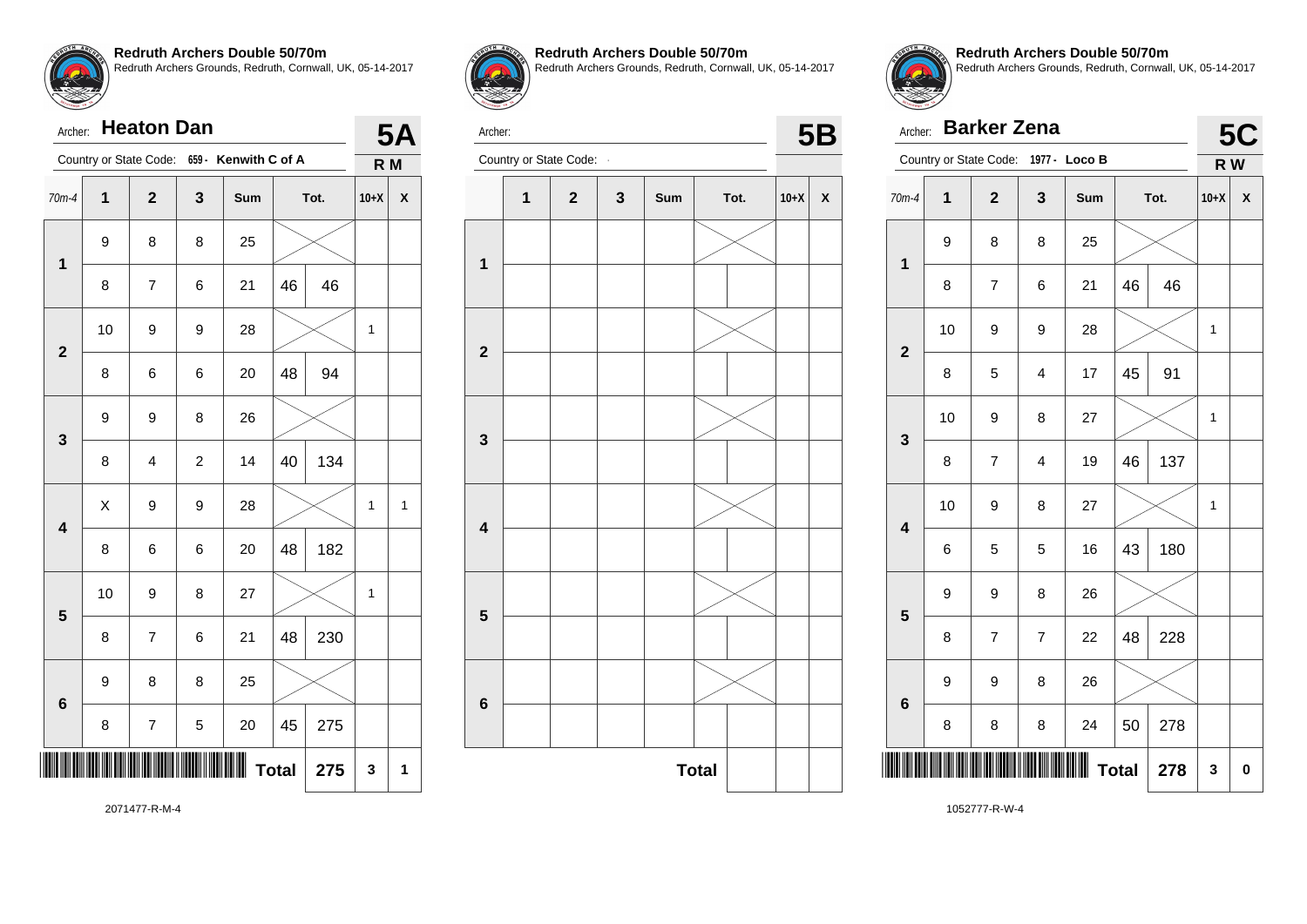**Redruth Archers Double 50/70m**
Redruth Archers Grounds, Redruth, Cornwall, UK, 05-14-2017

Archer: **Heaton Dan** — **5A**

Country or State Code: 659 - Kenwith C of A — **R M**

| 70m-4 | 1 | 2 | 3 | Sum | Tot. | | 10+X | X |
|---|---|---|---|---|---|---|---|---|
| 1 | 9 | 8 | 8 | 25 | | | | |
| | 8 | 7 | 6 | 21 | 46 | 46 | | |
| 2 | 10 | 9 | 9 | 28 | | | 1 | |
| | 8 | 6 | 6 | 20 | 48 | 94 | | |
| 3 | 9 | 9 | 8 | 26 | | | | |
| | 8 | 4 | 2 | 14 | 40 | 134 | | |
| 4 | X | 9 | 9 | 28 | | | 1 | 1 |
| | 8 | 6 | 6 | 20 | 48 | 182 | | |
| 5 | 10 | 9 | 8 | 27 | | | 1 | |
| | 8 | 7 | 6 | 21 | 48 | 230 | | |
| 6 | 9 | 8 | 8 | 25 | | | | |
| | 8 | 7 | 5 | 20 | 45 | 275 | | |
| | | | | | **Total** | **275** | **3** | **1** |

2071477-R-M-4

**Redruth Archers Double 50/70m**
Redruth Archers Grounds, Redruth, Cornwall, UK, 05-14-2017

Archer: — **5B**

Country or State Code: -

| | 1 | 2 | 3 | Sum | Tot. | | 10+X | X |
|---|---|---|---|---|---|---|---|---|
| 1 | | | | | | | | |
| | | | | | | | | |
| 2 | | | | | | | | |
| | | | | | | | | |
| 3 | | | | | | | | |
| | | | | | | | | |
| 4 | | | | | | | | |
| | | | | | | | | |
| 5 | | | | | | | | |
| | | | | | | | | |
| 6 | | | | | | | | |
| | | | | | | | | |
| | | | | | **Total** | | | |

**Redruth Archers Double 50/70m**
Redruth Archers Grounds, Redruth, Cornwall, UK, 05-14-2017

Archer: **Barker Zena** — **5C**

Country or State Code: 1977 - Loco B — **R W**

| 70m-4 | 1 | 2 | 3 | Sum | Tot. | | 10+X | X |
|---|---|---|---|---|---|---|---|---|
| 1 | 9 | 8 | 8 | 25 | | | | |
| | 8 | 7 | 6 | 21 | 46 | 46 | | |
| 2 | 10 | 9 | 9 | 28 | | | 1 | |
| | 8 | 5 | 4 | 17 | 45 | 91 | | |
| 3 | 10 | 9 | 8 | 27 | | | 1 | |
| | 8 | 7 | 4 | 19 | 46 | 137 | | |
| 4 | 10 | 9 | 8 | 27 | | | 1 | |
| | 6 | 5 | 5 | 16 | 43 | 180 | | |
| 5 | 9 | 9 | 8 | 26 | | | | |
| | 8 | 7 | 7 | 22 | 48 | 228 | | |
| 6 | 9 | 9 | 8 | 26 | | | | |
| | 8 | 8 | 8 | 24 | 50 | 278 | | |
| | | | | | **Total** | **278** | **3** | **0** |

1052777-R-W-4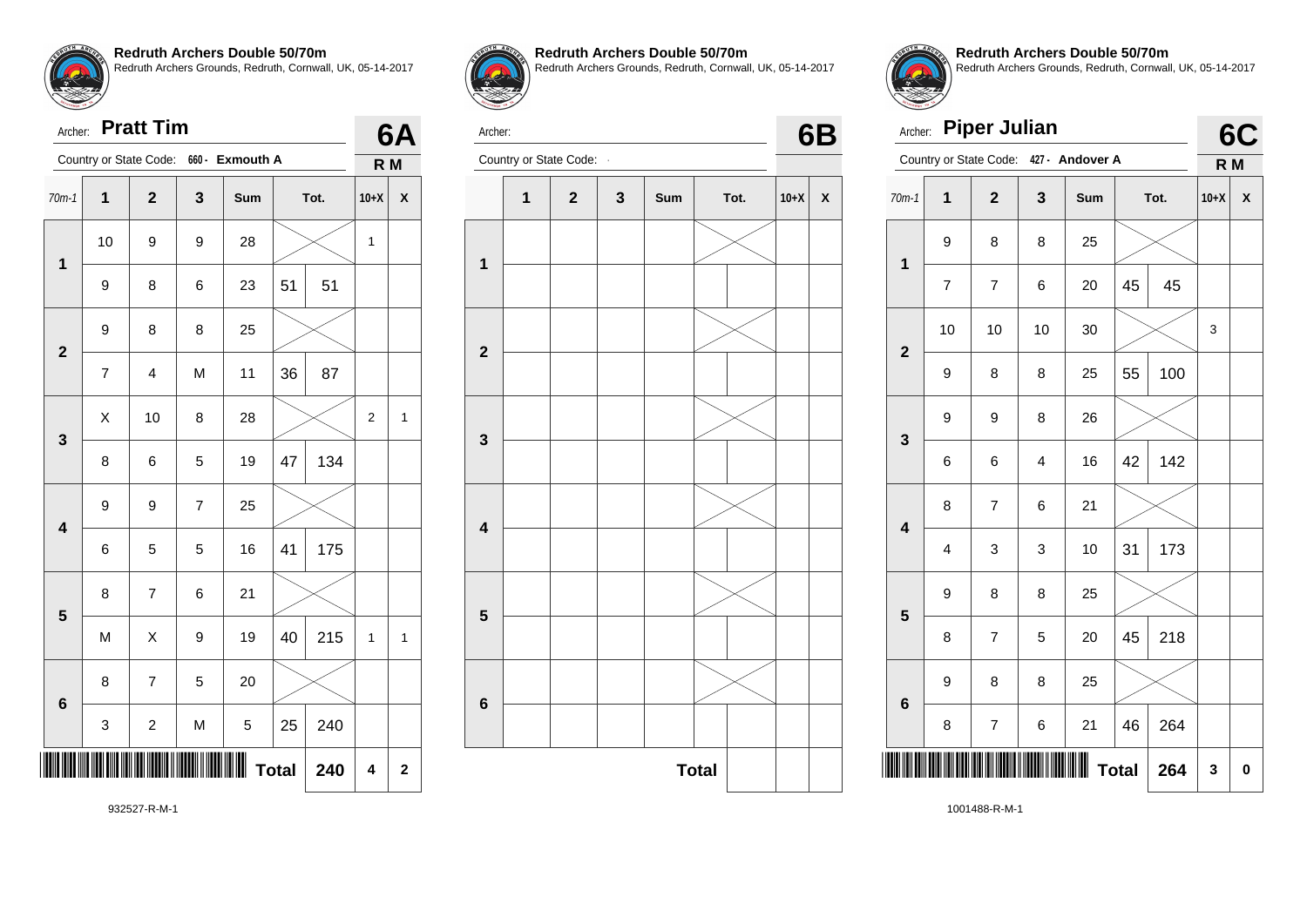## Redruth Archers Double 50/70m

Redruth Archers Grounds, Redruth, Cornwall, UK, 05-14-2017

Archer: **Pratt Tim** — **6A**

Country or State Code: 660 - Exmouth A — R M

| 70m-1 | 1 | 2 | 3 | Sum | Tot. | | 10+X | X |
|---|---|---|---|---|---|---|---|---|
| 1 | 10 | 9 | 9 | 28 | | | 1 | |
| | 9 | 8 | 6 | 23 | 51 | 51 | | |
| 2 | 9 | 8 | 8 | 25 | | | | |
| | 7 | 4 | M | 11 | 36 | 87 | | |
| 3 | X | 10 | 8 | 28 | | | 2 | 1 |
| | 8 | 6 | 5 | 19 | 47 | 134 | | |
| 4 | 9 | 9 | 7 | 25 | | | | |
| | 6 | 5 | 5 | 16 | 41 | 175 | | |
| 5 | 8 | 7 | 6 | 21 | | | | |
| | M | X | 9 | 19 | 40 | 215 | 1 | 1 |
| 6 | 8 | 7 | 5 | 20 | | | | |
| | 3 | 2 | M | 5 | 25 | 240 | | |
| | | | | | Total | 240 | 4 | 2 |

932527-R-M-1

## Redruth Archers Double 50/70m

Redruth Archers Grounds, Redruth, Cornwall, UK, 05-14-2017

Archer: — **6B**

Country or State Code: -

| | 1 | 2 | 3 | Sum | Tot. | | 10+X | X |
|---|---|---|---|---|---|---|---|---|
| 1 | | | | | | | | |
| | | | | | | | | |
| 2 | | | | | | | | |
| | | | | | | | | |
| 3 | | | | | | | | |
| | | | | | | | | |
| 4 | | | | | | | | |
| | | | | | | | | |
| 5 | | | | | | | | |
| | | | | | | | | |
| 6 | | | | | | | | |
| | | | | | | | | |
| | | | | | Total | | | |

## Redruth Archers Double 50/70m

Redruth Archers Grounds, Redruth, Cornwall, UK, 05-14-2017

Archer: **Piper Julian** — **6C**

Country or State Code: 427 - Andover A — R M

| 70m-1 | 1 | 2 | 3 | Sum | Tot. | | 10+X | X |
|---|---|---|---|---|---|---|---|---|
| 1 | 9 | 8 | 8 | 25 | | | | |
| | 7 | 7 | 6 | 20 | 45 | 45 | | |
| 2 | 10 | 10 | 10 | 30 | | | 3 | |
| | 9 | 8 | 8 | 25 | 55 | 100 | | |
| 3 | 9 | 9 | 8 | 26 | | | | |
| | 6 | 6 | 4 | 16 | 42 | 142 | | |
| 4 | 8 | 7 | 6 | 21 | | | | |
| | 4 | 3 | 3 | 10 | 31 | 173 | | |
| 5 | 9 | 8 | 8 | 25 | | | | |
| | 8 | 7 | 5 | 20 | 45 | 218 | | |
| 6 | 9 | 8 | 8 | 25 | | | | |
| | 8 | 7 | 6 | 21 | 46 | 264 | | |
| | | | | | Total | 264 | 3 | 0 |

1001488-R-M-1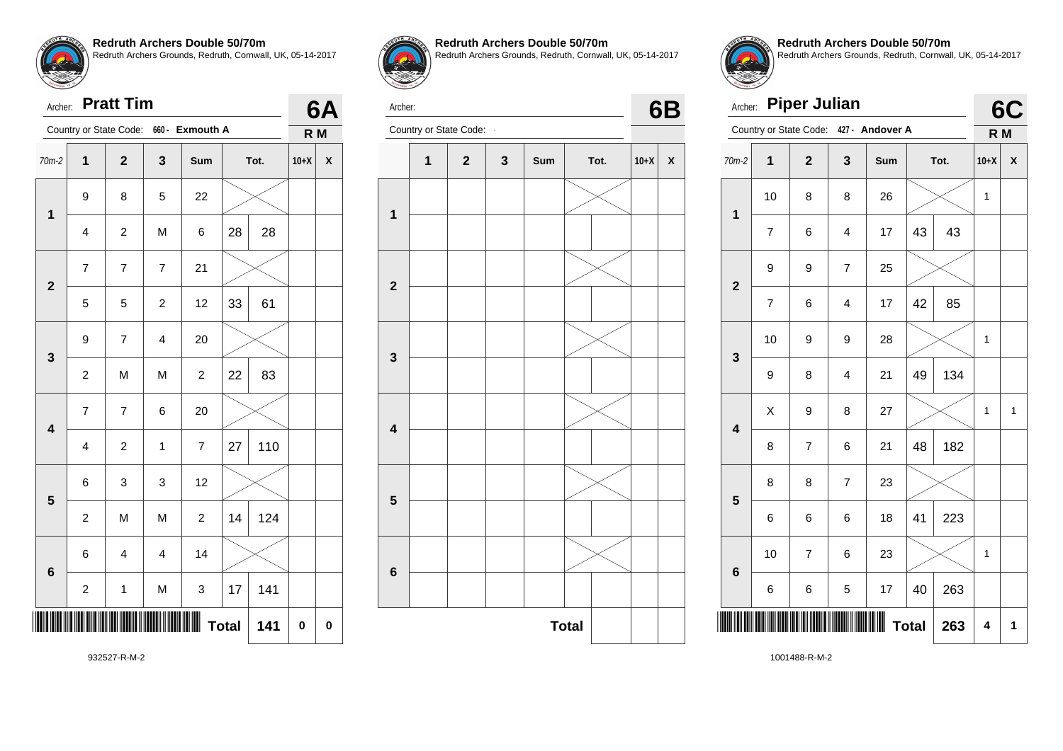## Redruth Archers Double 50/70m

Redruth Archers Grounds, Redruth, Cornwall, UK, 05-14-2017

Archer: **Pratt Tim** — **6A**

Country or State Code: 660 - **Exmouth A** — R M

| 70m-2 | 1 | 2 | 3 | Sum | Tot. | | 10+X | X |
|---|---|---|---|---|---|---|---|---|
| 1 | 9 | 8 | 5 | 22 | | | | |
| | 4 | 2 | M | 6 | 28 | 28 | | |
| 2 | 7 | 7 | 7 | 21 | | | | |
| | 5 | 5 | 2 | 12 | 33 | 61 | | |
| 3 | 9 | 7 | 4 | 20 | | | | |
| | 2 | M | M | 2 | 22 | 83 | | |
| 4 | 7 | 7 | 6 | 20 | | | | |
| | 4 | 2 | 1 | 7 | 27 | 110 | | |
| 5 | 6 | 3 | 3 | 12 | | | | |
| | 2 | M | M | 2 | 14 | 124 | | |
| 6 | 6 | 4 | 4 | 14 | | | | |
| | 2 | 1 | M | 3 | 17 | 141 | | |
| | | | | | Total | 141 | 0 | 0 |

932527-R-M-2

## Redruth Archers Double 50/70m

Redruth Archers Grounds, Redruth, Cornwall, UK, 05-14-2017

Archer: — **6B**

Country or State Code: -

| | 1 | 2 | 3 | Sum | Tot. | | 10+X | X |
|---|---|---|---|---|---|---|---|---|
| 1 | | | | | | | | |
| | | | | | | | | |
| 2 | | | | | | | | |
| | | | | | | | | |
| 3 | | | | | | | | |
| | | | | | | | | |
| 4 | | | | | | | | |
| | | | | | | | | |
| 5 | | | | | | | | |
| | | | | | | | | |
| 6 | | | | | | | | |
| | | | | | | | | |
| | | | | | Total | | | |

## Redruth Archers Double 50/70m

Redruth Archers Grounds, Redruth, Cornwall, UK, 05-14-2017

Archer: **Piper Julian** — **6C**

Country or State Code: 427 - **Andover A** — R M

| 70m-2 | 1 | 2 | 3 | Sum | Tot. | | 10+X | X |
|---|---|---|---|---|---|---|---|---|
| 1 | 10 | 8 | 8 | 26 | | | 1 | |
| | 7 | 6 | 4 | 17 | 43 | 43 | | |
| 2 | 9 | 9 | 7 | 25 | | | | |
| | 7 | 6 | 4 | 17 | 42 | 85 | | |
| 3 | 10 | 9 | 9 | 28 | | | 1 | |
| | 9 | 8 | 4 | 21 | 49 | 134 | | |
| 4 | X | 9 | 8 | 27 | | | 1 | 1 |
| | 8 | 7 | 6 | 21 | 48 | 182 | | |
| 5 | 8 | 8 | 7 | 23 | | | | |
| | 6 | 6 | 6 | 18 | 41 | 223 | | |
| 6 | 10 | 7 | 6 | 23 | | | 1 | |
| | 6 | 6 | 5 | 17 | 40 | 263 | | |
| | | | | | Total | 263 | 4 | 1 |

1001488-R-M-2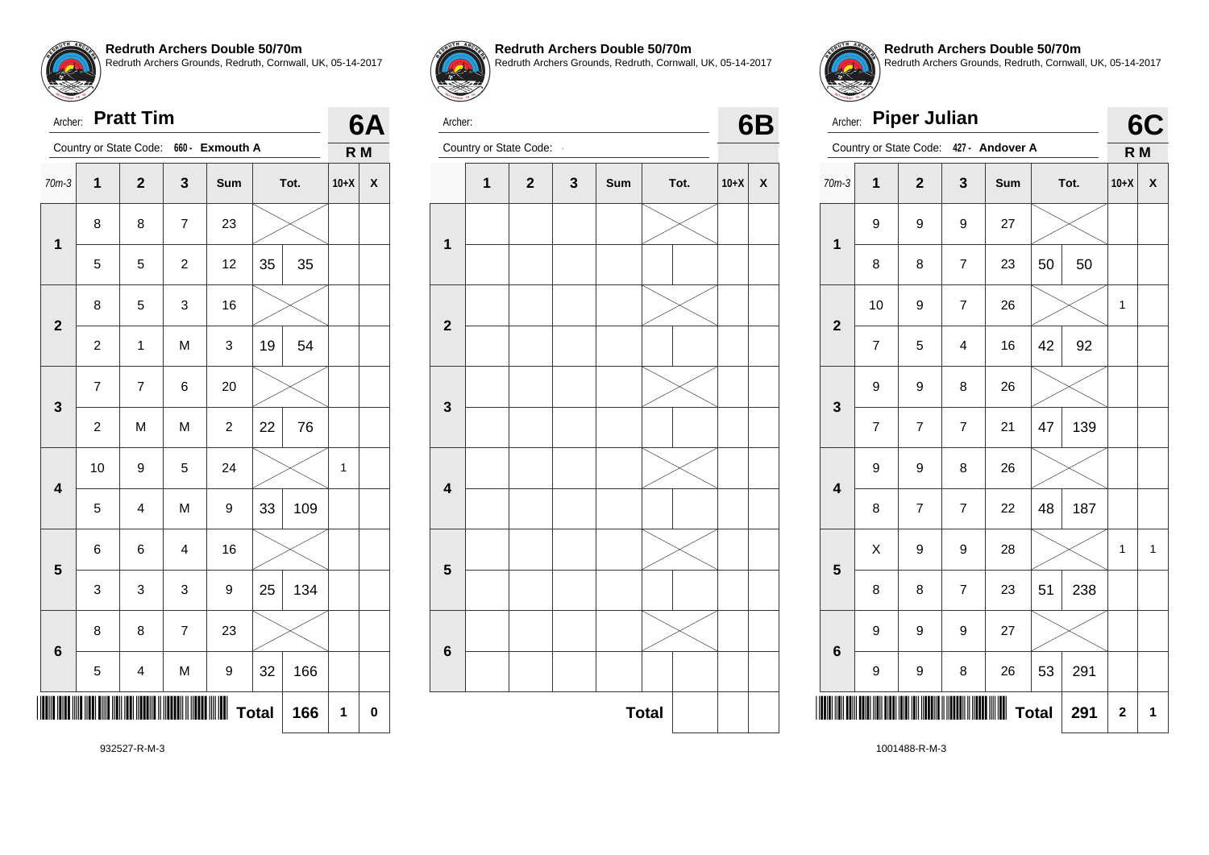## Redruth Archers Double 50/70m

Redruth Archers Grounds, Redruth, Cornwall, UK, 05-14-2017

Archer: **Pratt Tim**

Country or State Code: 660 - Exmouth A

**6A** R M

| 70m-3 | 1 | 2 | 3 | Sum | Tot. | | 10+X | X |
|---|---|---|---|---|---|---|---|---|
| 1 | 8 | 8 | 7 | 23 | | | | |
| | 5 | 5 | 2 | 12 | 35 | 35 | | |
| 2 | 8 | 5 | 3 | 16 | | | | |
| | 2 | 1 | M | 3 | 19 | 54 | | |
| 3 | 7 | 7 | 6 | 20 | | | | |
| | 2 | M | M | 2 | 22 | 76 | | |
| 4 | 10 | 9 | 5 | 24 | | | 1 | |
| | 5 | 4 | M | 9 | 33 | 109 | | |
| 5 | 6 | 6 | 4 | 16 | | | | |
| | 3 | 3 | 3 | 9 | 25 | 134 | | |
| 6 | 8 | 8 | 7 | 23 | | | | |
| | 5 | 4 | M | 9 | 32 | 166 | | |
| | | | | | Total | 166 | 1 | 0 |

932527-R-M-3

## Redruth Archers Double 50/70m

Redruth Archers Grounds, Redruth, Cornwall, UK, 05-14-2017

Archer:

Country or State Code: -

**6B**

| | 1 | 2 | 3 | Sum | Tot. | | 10+X | X |
|---|---|---|---|---|---|---|---|---|
| 1 | | | | | | | | |
| | | | | | | | | |
| 2 | | | | | | | | |
| | | | | | | | | |
| 3 | | | | | | | | |
| | | | | | | | | |
| 4 | | | | | | | | |
| | | | | | | | | |
| 5 | | | | | | | | |
| | | | | | | | | |
| 6 | | | | | | | | |
| | | | | | | | | |
| | | | | | Total | | | |

## Redruth Archers Double 50/70m

Redruth Archers Grounds, Redruth, Cornwall, UK, 05-14-2017

Archer: **Piper Julian**

Country or State Code: 427 - Andover A

**6C** R M

| 70m-3 | 1 | 2 | 3 | Sum | Tot. | | 10+X | X |
|---|---|---|---|---|---|---|---|---|
| 1 | 9 | 9 | 9 | 27 | | | | |
| | 8 | 8 | 7 | 23 | 50 | 50 | | |
| 2 | 10 | 9 | 7 | 26 | | | 1 | |
| | 7 | 5 | 4 | 16 | 42 | 92 | | |
| 3 | 9 | 9 | 8 | 26 | | | | |
| | 7 | 7 | 7 | 21 | 47 | 139 | | |
| 4 | 9 | 9 | 8 | 26 | | | | |
| | 8 | 7 | 7 | 22 | 48 | 187 | | |
| 5 | X | 9 | 9 | 28 | | | 1 | 1 |
| | 8 | 8 | 7 | 23 | 51 | 238 | | |
| 6 | 9 | 9 | 9 | 27 | | | | |
| | 9 | 9 | 8 | 26 | 53 | 291 | | |
| | | | | | Total | 291 | 2 | 1 |

1001488-R-M-3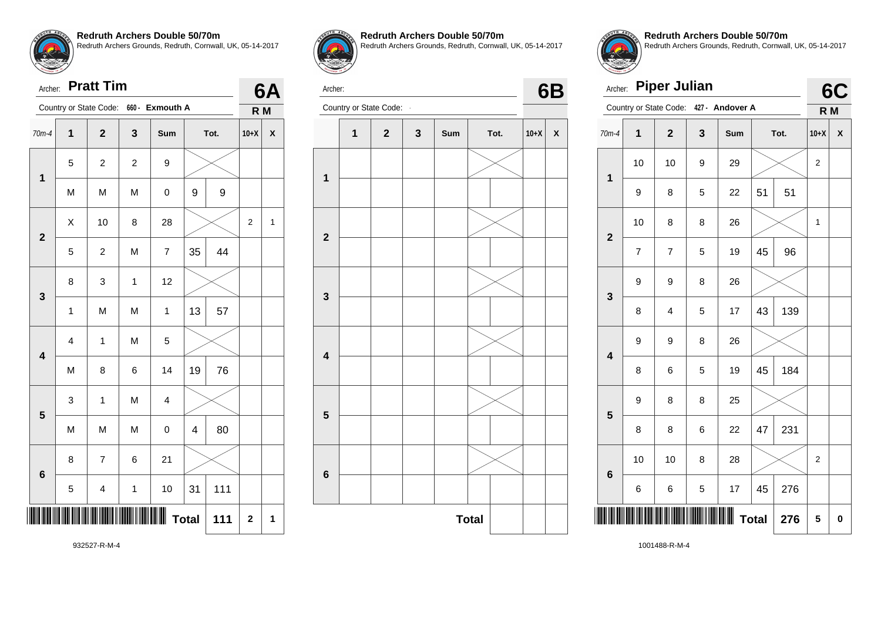## Redruth Archers Double 50/70m

Redruth Archers Grounds, Redruth, Cornwall, UK, 05-14-2017

Archer: **Pratt Tim** — **6A**

Country or State Code: 660 - Exmouth A — R M

| 70m-4 | 1 | 2 | 3 | Sum | Tot. | | 10+X | X |
|---|---|---|---|---|---|---|---|---|
| 1 | 5 | 2 | 2 | 9 | | | | |
| | M | M | M | 0 | 9 | 9 | | |
| 2 | X | 10 | 8 | 28 | | | 2 | 1 |
| | 5 | 2 | M | 7 | 35 | 44 | | |
| 3 | 8 | 3 | 1 | 12 | | | | |
| | 1 | M | M | 1 | 13 | 57 | | |
| 4 | 4 | 1 | M | 5 | | | | |
| | M | 8 | 6 | 14 | 19 | 76 | | |
| 5 | 3 | 1 | M | 4 | | | | |
| | M | M | M | 0 | 4 | 80 | | |
| 6 | 8 | 7 | 6 | 21 | | | | |
| | 5 | 4 | 1 | 10 | 31 | 111 | | |
| | | | | | **Total** | 111 | 2 | 1 |

932527-R-M-4

## Redruth Archers Double 50/70m

Redruth Archers Grounds, Redruth, Cornwall, UK, 05-14-2017

Archer: — **6B**

Country or State Code: -

| | 1 | 2 | 3 | Sum | Tot. | | 10+X | X |
|---|---|---|---|---|---|---|---|---|
| 1 | | | | | | | | |
| | | | | | | | | |
| 2 | | | | | | | | |
| | | | | | | | | |
| 3 | | | | | | | | |
| | | | | | | | | |
| 4 | | | | | | | | |
| | | | | | | | | |
| 5 | | | | | | | | |
| | | | | | | | | |
| 6 | | | | | | | | |
| | | | | | | | | |
| | | | | | **Total** | | | |

## Redruth Archers Double 50/70m

Redruth Archers Grounds, Redruth, Cornwall, UK, 05-14-2017

Archer: **Piper Julian** — **6C**

Country or State Code: 427 - Andover A — R M

| 70m-4 | 1 | 2 | 3 | Sum | Tot. | | 10+X | X |
|---|---|---|---|---|---|---|---|---|
| 1 | 10 | 10 | 9 | 29 | | | 2 | |
| | 9 | 8 | 5 | 22 | 51 | 51 | | |
| 2 | 10 | 8 | 8 | 26 | | | 1 | |
| | 7 | 7 | 5 | 19 | 45 | 96 | | |
| 3 | 9 | 9 | 8 | 26 | | | | |
| | 8 | 4 | 5 | 17 | 43 | 139 | | |
| 4 | 9 | 9 | 8 | 26 | | | | |
| | 8 | 6 | 5 | 19 | 45 | 184 | | |
| 5 | 9 | 8 | 8 | 25 | | | | |
| | 8 | 8 | 6 | 22 | 47 | 231 | | |
| 6 | 10 | 10 | 8 | 28 | | | 2 | |
| | 6 | 6 | 5 | 17 | 45 | 276 | | |
| | | | | | **Total** | 276 | 5 | 0 |

1001488-R-M-4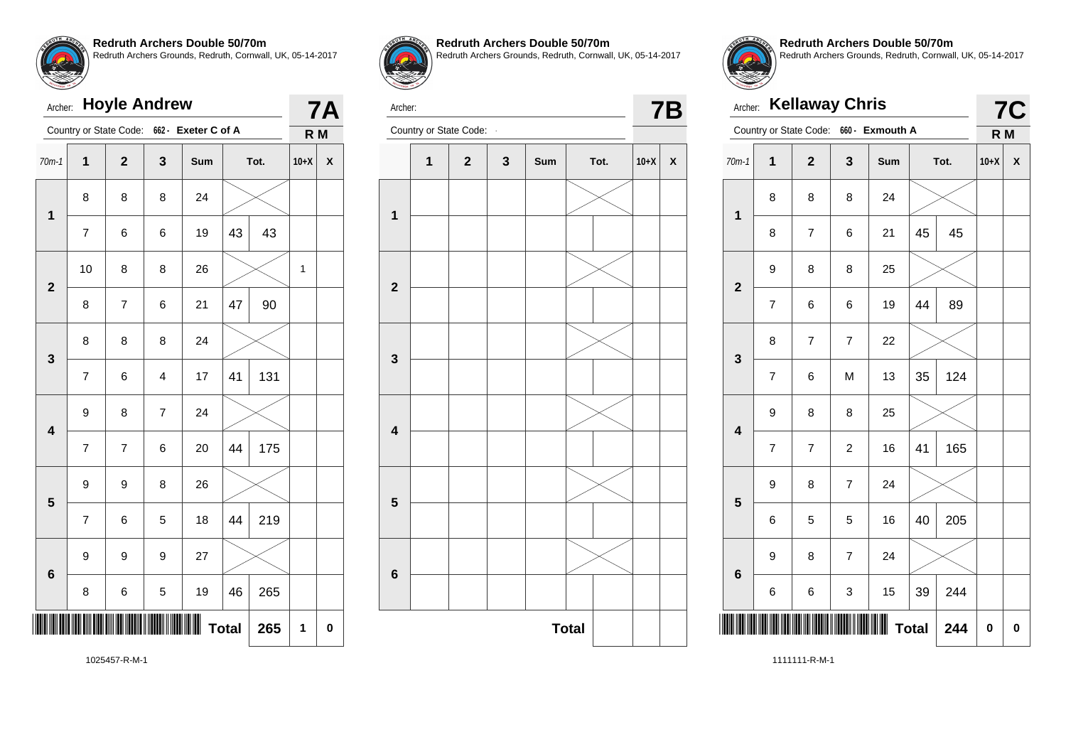**Redruth Archers Double 50/70m**
Redruth Archers Grounds, Redruth, Cornwall, UK, 05-14-2017

Archer: **Hoyle Andrew** — **7A**

Country or State Code: 662 - Exeter C of A — R M

| 70m-1 | 1 | 2 | 3 | Sum | Tot. | | 10+X | X |
|---|---|---|---|---|---|---|---|---|
| 1 | 8 | 8 | 8 | 24 | | | | |
| | 7 | 6 | 6 | 19 | 43 | 43 | | |
| 2 | 10 | 8 | 8 | 26 | | | 1 | |
| | 8 | 7 | 6 | 21 | 47 | 90 | | |
| 3 | 8 | 8 | 8 | 24 | | | | |
| | 7 | 6 | 4 | 17 | 41 | 131 | | |
| 4 | 9 | 8 | 7 | 24 | | | | |
| | 7 | 7 | 6 | 20 | 44 | 175 | | |
| 5 | 9 | 9 | 8 | 26 | | | | |
| | 7 | 6 | 5 | 18 | 44 | 219 | | |
| 6 | 9 | 9 | 9 | 27 | | | | |
| | 8 | 6 | 5 | 19 | 46 | 265 | | |
| | | | | | Total | 265 | 1 | 0 |

1025457-R-M-1

**Redruth Archers Double 50/70m**
Redruth Archers Grounds, Redruth, Cornwall, UK, 05-14-2017

Archer: — **7B**

Country or State Code: -

| | 1 | 2 | 3 | Sum | Tot. | | 10+X | X |
|---|---|---|---|---|---|---|---|---|
| 1 | | | | | | | | |
| | | | | | | | | |
| 2 | | | | | | | | |
| | | | | | | | | |
| 3 | | | | | | | | |
| | | | | | | | | |
| 4 | | | | | | | | |
| | | | | | | | | |
| 5 | | | | | | | | |
| | | | | | | | | |
| 6 | | | | | | | | |
| | | | | | | | | |
| | | | | | Total | | | |

**Redruth Archers Double 50/70m**
Redruth Archers Grounds, Redruth, Cornwall, UK, 05-14-2017

Archer: **Kellaway Chris** — **7C**

Country or State Code: 660 - Exmouth A — R M

| 70m-1 | 1 | 2 | 3 | Sum | Tot. | | 10+X | X |
|---|---|---|---|---|---|---|---|---|
| 1 | 8 | 8 | 8 | 24 | | | | |
| | 8 | 7 | 6 | 21 | 45 | 45 | | |
| 2 | 9 | 8 | 8 | 25 | | | | |
| | 7 | 6 | 6 | 19 | 44 | 89 | | |
| 3 | 8 | 7 | 7 | 22 | | | | |
| | 7 | 6 | M | 13 | 35 | 124 | | |
| 4 | 9 | 8 | 8 | 25 | | | | |
| | 7 | 7 | 2 | 16 | 41 | 165 | | |
| 5 | 9 | 8 | 7 | 24 | | | | |
| | 6 | 5 | 5 | 16 | 40 | 205 | | |
| 6 | 9 | 8 | 7 | 24 | | | | |
| | 6 | 6 | 3 | 15 | 39 | 244 | | |
| | | | | | Total | 244 | 0 | 0 |

1111111-R-M-1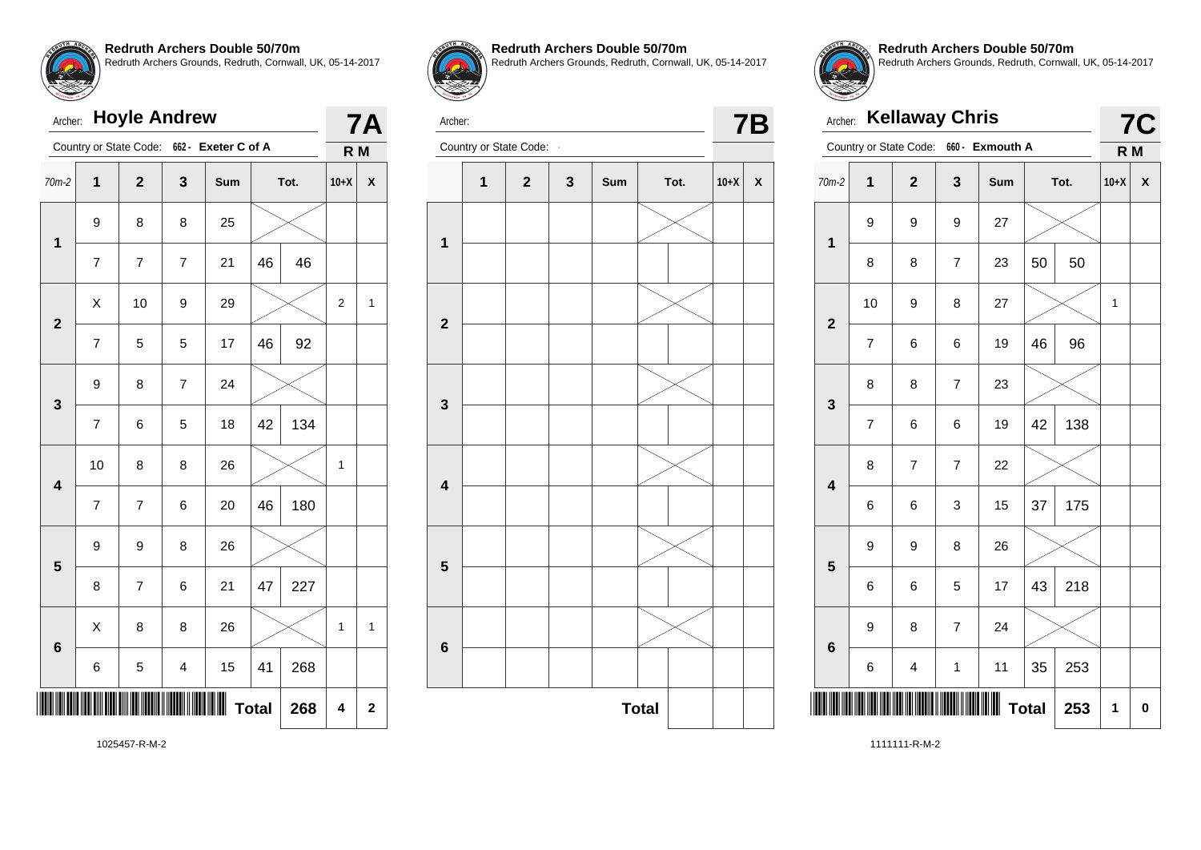**Redruth Archers Double 50/70m**
Redruth Archers Grounds, Redruth, Cornwall, UK, 05-14-2017

Archer: **Hoyle Andrew** — **7A**

Country or State Code: 662 - **Exeter C of A** — **R M**

| 70m-2 | 1 | 2 | 3 | Sum | Tot. | | 10+X | X |
|---|---|---|---|---|---|---|---|---|
| 1 | 9 | 8 | 8 | 25 | | | | |
| | 7 | 7 | 7 | 21 | 46 | 46 | | |
| 2 | X | 10 | 9 | 29 | | | 2 | 1 |
| | 7 | 5 | 5 | 17 | 46 | 92 | | |
| 3 | 9 | 8 | 7 | 24 | | | | |
| | 7 | 6 | 5 | 18 | 42 | 134 | | |
| 4 | 10 | 8 | 8 | 26 | | | 1 | |
| | 7 | 7 | 6 | 20 | 46 | 180 | | |
| 5 | 9 | 9 | 8 | 26 | | | | |
| | 8 | 7 | 6 | 21 | 47 | 227 | | |
| 6 | X | 8 | 8 | 26 | | | 1 | 1 |
| | 6 | 5 | 4 | 15 | 41 | 268 | | |
| | | | | | **Total** | **268** | **4** | **2** |

1025457-R-M-2

**Redruth Archers Double 50/70m**
Redruth Archers Grounds, Redruth, Cornwall, UK, 05-14-2017

Archer: — **7B**

Country or State Code: -

| | 1 | 2 | 3 | Sum | Tot. | | 10+X | X |
|---|---|---|---|---|---|---|---|---|
| 1 | | | | | | | | |
| | | | | | | | | |
| 2 | | | | | | | | |
| | | | | | | | | |
| 3 | | | | | | | | |
| | | | | | | | | |
| 4 | | | | | | | | |
| | | | | | | | | |
| 5 | | | | | | | | |
| | | | | | | | | |
| 6 | | | | | | | | |
| | | | | | | | | |
| | | | | | **Total** | | | |

**Redruth Archers Double 50/70m**
Redruth Archers Grounds, Redruth, Cornwall, UK, 05-14-2017

Archer: **Kellaway Chris** — **7C**

Country or State Code: 660 - **Exmouth A** — **R M**

| 70m-2 | 1 | 2 | 3 | Sum | Tot. | | 10+X | X |
|---|---|---|---|---|---|---|---|---|
| 1 | 9 | 9 | 9 | 27 | | | | |
| | 8 | 8 | 7 | 23 | 50 | 50 | | |
| 2 | 10 | 9 | 8 | 27 | | | 1 | |
| | 7 | 6 | 6 | 19 | 46 | 96 | | |
| 3 | 8 | 8 | 7 | 23 | | | | |
| | 7 | 6 | 6 | 19 | 42 | 138 | | |
| 4 | 8 | 7 | 7 | 22 | | | | |
| | 6 | 6 | 3 | 15 | 37 | 175 | | |
| 5 | 9 | 9 | 8 | 26 | | | | |
| | 6 | 6 | 5 | 17 | 43 | 218 | | |
| 6 | 9 | 8 | 7 | 24 | | | | |
| | 6 | 4 | 1 | 11 | 35 | 253 | | |
| | | | | | **Total** | **253** | **1** | **0** |

1111111-R-M-2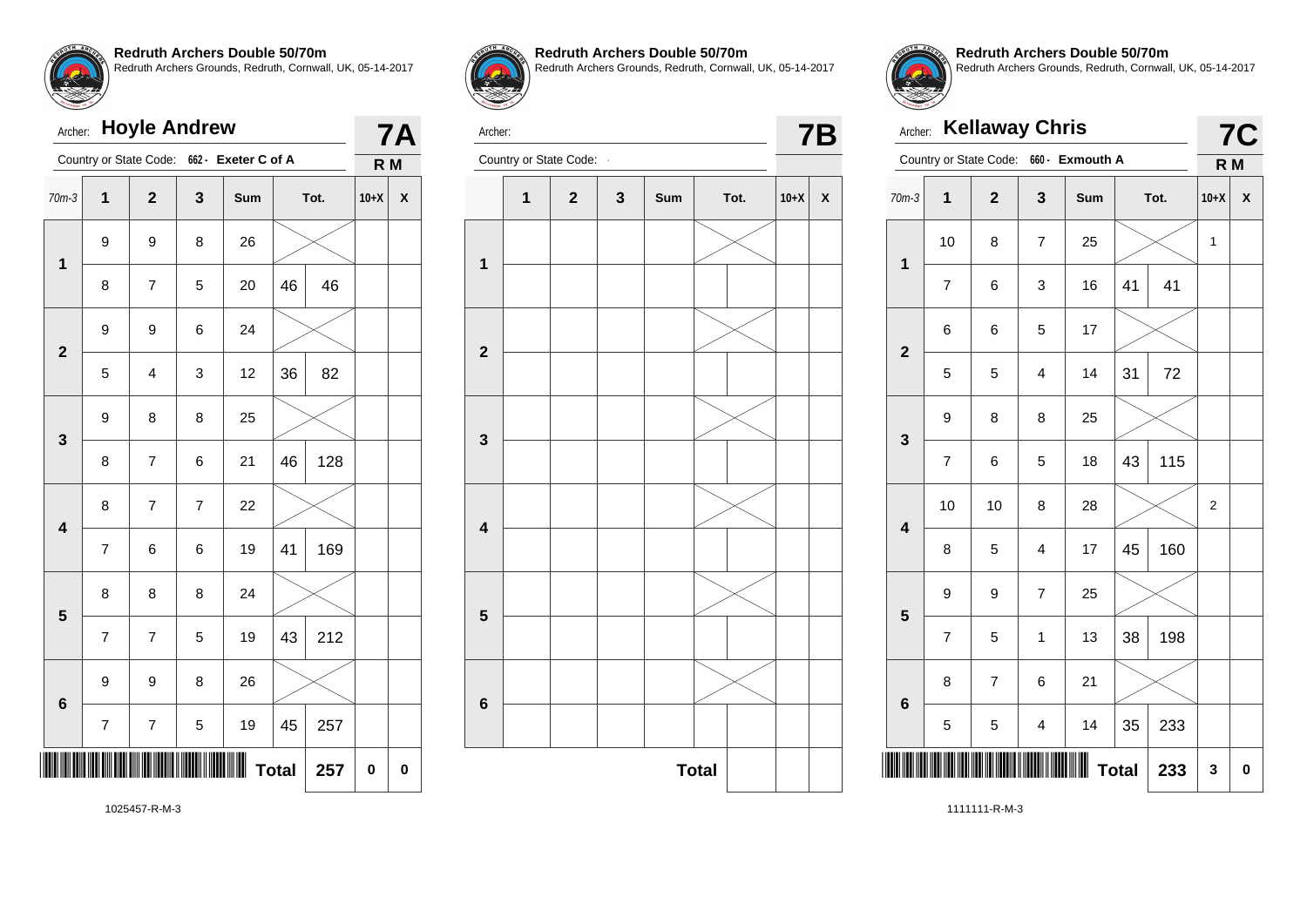**Redruth Archers Double 50/70m**
Redruth Archers Grounds, Redruth, Cornwall, UK, 05-14-2017

Archer: **Hoyle Andrew** — **7A**

Country or State Code: 662 - Exeter C of A — R M

| 70m-3 | 1 | 2 | 3 | Sum | Tot. | | 10+X | X |
|---|---|---|---|---|---|---|---|---|
| 1 | 9 | 9 | 8 | 26 | | | | |
| | 8 | 7 | 5 | 20 | 46 | 46 | | |
| 2 | 9 | 9 | 6 | 24 | | | | |
| | 5 | 4 | 3 | 12 | 36 | 82 | | |
| 3 | 9 | 8 | 8 | 25 | | | | |
| | 8 | 7 | 6 | 21 | 46 | 128 | | |
| 4 | 8 | 7 | 7 | 22 | | | | |
| | 7 | 6 | 6 | 19 | 41 | 169 | | |
| 5 | 8 | 8 | 8 | 24 | | | | |
| | 7 | 7 | 5 | 19 | 43 | 212 | | |
| 6 | 9 | 9 | 8 | 26 | | | | |
| | 7 | 7 | 5 | 19 | 45 | 257 | | |
| | | | | | Total | 257 | 0 | 0 |

1025457-R-M-3

**Redruth Archers Double 50/70m**
Redruth Archers Grounds, Redruth, Cornwall, UK, 05-14-2017

Archer: — **7B**

Country or State Code: -

| | 1 | 2 | 3 | Sum | Tot. | | 10+X | X |
|---|---|---|---|---|---|---|---|---|
| 1 | | | | | | | | |
| | | | | | | | | |
| 2 | | | | | | | | |
| | | | | | | | | |
| 3 | | | | | | | | |
| | | | | | | | | |
| 4 | | | | | | | | |
| | | | | | | | | |
| 5 | | | | | | | | |
| | | | | | | | | |
| 6 | | | | | | | | |
| | | | | | | | | |
| | | | | | Total | | | |

**Redruth Archers Double 50/70m**
Redruth Archers Grounds, Redruth, Cornwall, UK, 05-14-2017

Archer: **Kellaway Chris** — **7C**

Country or State Code: 660 - Exmouth A — R M

| 70m-3 | 1 | 2 | 3 | Sum | Tot. | | 10+X | X |
|---|---|---|---|---|---|---|---|---|
| 1 | 10 | 8 | 7 | 25 | | | 1 | |
| | 7 | 6 | 3 | 16 | 41 | 41 | | |
| 2 | 6 | 6 | 5 | 17 | | | | |
| | 5 | 5 | 4 | 14 | 31 | 72 | | |
| 3 | 9 | 8 | 8 | 25 | | | | |
| | 7 | 6 | 5 | 18 | 43 | 115 | | |
| 4 | 10 | 10 | 8 | 28 | | | 2 | |
| | 8 | 5 | 4 | 17 | 45 | 160 | | |
| 5 | 9 | 9 | 7 | 25 | | | | |
| | 7 | 5 | 1 | 13 | 38 | 198 | | |
| 6 | 8 | 7 | 6 | 21 | | | | |
| | 5 | 5 | 4 | 14 | 35 | 233 | | |
| | | | | | Total | 233 | 3 | 0 |

1111111-R-M-3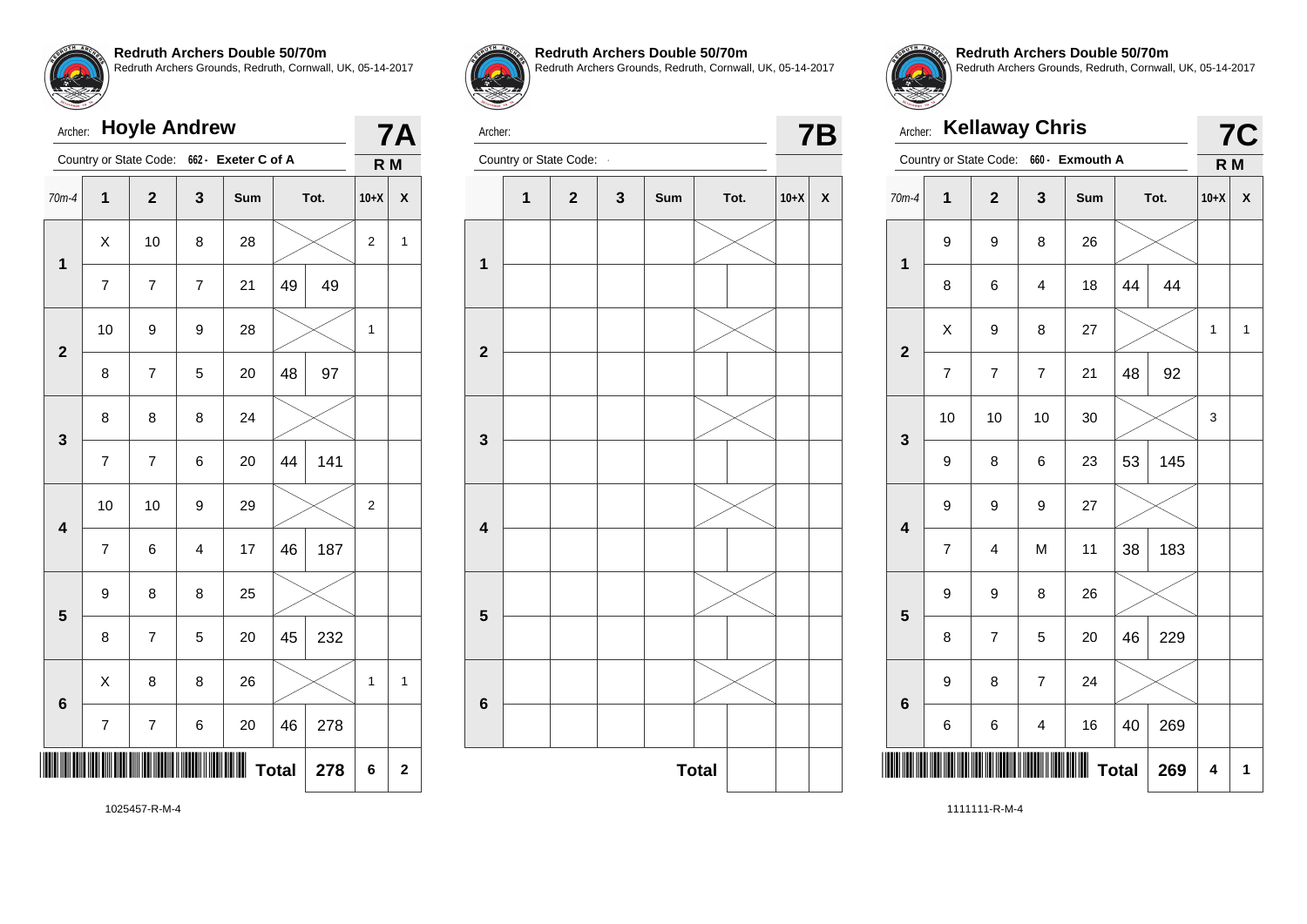**Redruth Archers Double 50/70m**
Redruth Archers Grounds, Redruth, Cornwall, UK, 05-14-2017

Archer: **Hoyle Andrew** — **7A**

Country or State Code: 662 - **Exeter C of A** — **R M**

| 70m-4 | 1 | 2 | 3 | Sum | Tot. | | 10+X | X |
|---|---|---|---|---|---|---|---|---|
| 1 | X | 10 | 8 | 28 | | | 2 | 1 |
| | 7 | 7 | 7 | 21 | 49 | 49 | | |
| 2 | 10 | 9 | 9 | 28 | | | 1 | |
| | 8 | 7 | 5 | 20 | 48 | 97 | | |
| 3 | 8 | 8 | 8 | 24 | | | | |
| | 7 | 7 | 6 | 20 | 44 | 141 | | |
| 4 | 10 | 10 | 9 | 29 | | | 2 | |
| | 7 | 6 | 4 | 17 | 46 | 187 | | |
| 5 | 9 | 8 | 8 | 25 | | | | |
| | 8 | 7 | 5 | 20 | 45 | 232 | | |
| 6 | X | 8 | 8 | 26 | | | 1 | 1 |
| | 7 | 7 | 6 | 20 | 46 | 278 | | |
| | | | | | **Total** | **278** | **6** | **2** |

1025457-R-M-4

**Redruth Archers Double 50/70m**
Redruth Archers Grounds, Redruth, Cornwall, UK, 05-14-2017

Archer: — **7B**

Country or State Code: -

| | 1 | 2 | 3 | Sum | Tot. | | 10+X | X |
|---|---|---|---|---|---|---|---|---|
| 1 | | | | | | | | |
| | | | | | | | | |
| 2 | | | | | | | | |
| | | | | | | | | |
| 3 | | | | | | | | |
| | | | | | | | | |
| 4 | | | | | | | | |
| | | | | | | | | |
| 5 | | | | | | | | |
| | | | | | | | | |
| 6 | | | | | | | | |
| | | | | | | | | |
| | | | | | **Total** | | | |

**Redruth Archers Double 50/70m**
Redruth Archers Grounds, Redruth, Cornwall, UK, 05-14-2017

Archer: **Kellaway Chris** — **7C**

Country or State Code: 660 - **Exmouth A** — **R M**

| 70m-4 | 1 | 2 | 3 | Sum | Tot. | | 10+X | X |
|---|---|---|---|---|---|---|---|---|
| 1 | 9 | 9 | 8 | 26 | | | | |
| | 8 | 6 | 4 | 18 | 44 | 44 | | |
| 2 | X | 9 | 8 | 27 | | | 1 | 1 |
| | 7 | 7 | 7 | 21 | 48 | 92 | | |
| 3 | 10 | 10 | 10 | 30 | | | 3 | |
| | 9 | 8 | 6 | 23 | 53 | 145 | | |
| 4 | 9 | 9 | 9 | 27 | | | | |
| | 7 | 4 | M | 11 | 38 | 183 | | |
| 5 | 9 | 9 | 8 | 26 | | | | |
| | 8 | 7 | 5 | 20 | 46 | 229 | | |
| 6 | 9 | 8 | 7 | 24 | | | | |
| | 6 | 6 | 4 | 16 | 40 | 269 | | |
| | | | | | **Total** | **269** | **4** | **1** |

1111111-R-M-4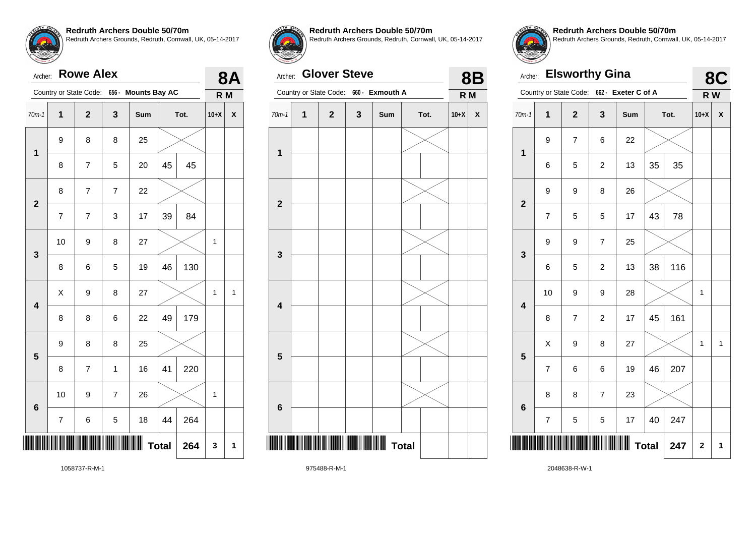**Redruth Archers Double 50/70m**
Redruth Archers Grounds, Redruth, Cornwall, UK, 05-14-2017

Archer: **Rowe Alex** — **8A**

Country or State Code: 656 - Mounts Bay AC — R M

| 70m-1 | 1 | 2 | 3 | Sum | | Tot. | 10+X | X |
|---|---|---|---|---|---|---|---|---|
| 1 | 9 | 8 | 8 | 25 | | | | |
| | 8 | 7 | 5 | 20 | 45 | 45 | | |
| 2 | 8 | 7 | 7 | 22 | | | | |
| | 7 | 7 | 3 | 17 | 39 | 84 | | |
| 3 | 10 | 9 | 8 | 27 | | | 1 | |
| | 8 | 6 | 5 | 19 | 46 | 130 | | |
| 4 | X | 9 | 8 | 27 | | | 1 | 1 |
| | 8 | 8 | 6 | 22 | 49 | 179 | | |
| 5 | 9 | 8 | 8 | 25 | | | | |
| | 8 | 7 | 1 | 16 | 41 | 220 | | |
| 6 | 10 | 9 | 7 | 26 | | | 1 | |
| | 7 | 6 | 5 | 18 | 44 | 264 | | |
| | | | | | Total | 264 | 3 | 1 |

1058737-R-M-1

**Redruth Archers Double 50/70m**
Redruth Archers Grounds, Redruth, Cornwall, UK, 05-14-2017

Archer: **Glover Steve** — **8B**

Country or State Code: 660 - Exmouth A — R M

| 70m-1 | 1 | 2 | 3 | Sum | | Tot. | 10+X | X |
|---|---|---|---|---|---|---|---|---|
| 1 | | | | | | | | |
| | | | | | | | | |
| 2 | | | | | | | | |
| | | | | | | | | |
| 3 | | | | | | | | |
| | | | | | | | | |
| 4 | | | | | | | | |
| | | | | | | | | |
| 5 | | | | | | | | |
| | | | | | | | | |
| 6 | | | | | | | | |
| | | | | | | | | |
| | | | | | Total | | | |

975488-R-M-1

**Redruth Archers Double 50/70m**
Redruth Archers Grounds, Redruth, Cornwall, UK, 05-14-2017

Archer: **Elsworthy Gina** — **8C**

Country or State Code: 662 - Exeter C of A — R W

| 70m-1 | 1 | 2 | 3 | Sum | | Tot. | 10+X | X |
|---|---|---|---|---|---|---|---|---|
| 1 | 9 | 7 | 6 | 22 | | | | |
| | 6 | 5 | 2 | 13 | 35 | 35 | | |
| 2 | 9 | 9 | 8 | 26 | | | | |
| | 7 | 5 | 5 | 17 | 43 | 78 | | |
| 3 | 9 | 9 | 7 | 25 | | | | |
| | 6 | 5 | 2 | 13 | 38 | 116 | | |
| 4 | 10 | 9 | 9 | 28 | | | 1 | |
| | 8 | 7 | 2 | 17 | 45 | 161 | | |
| 5 | X | 9 | 8 | 27 | | | 1 | 1 |
| | 7 | 6 | 6 | 19 | 46 | 207 | | |
| 6 | 8 | 8 | 7 | 23 | | | | |
| | 7 | 5 | 5 | 17 | 40 | 247 | | |
| | | | | | Total | 247 | 2 | 1 |

2048638-R-W-1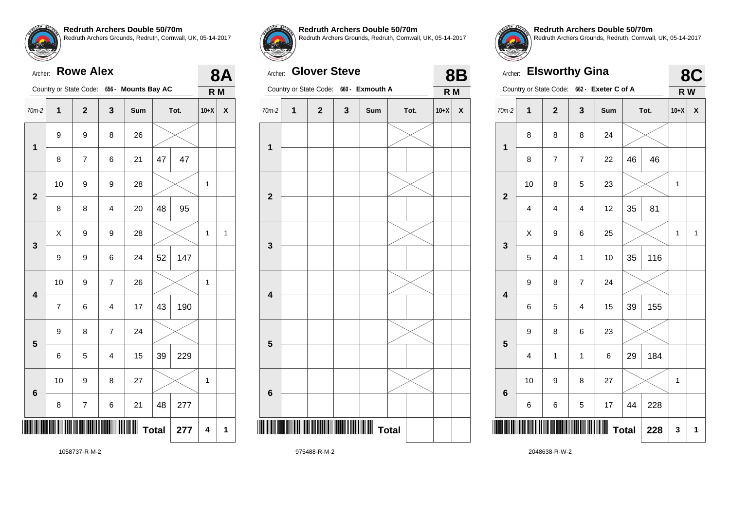**Redruth Archers Double 50/70m**
Redruth Archers Grounds, Redruth, Cornwall, UK, 05-14-2017

Archer: **Rowe Alex** — **8A**

Country or State Code: 656 - **Mounts Bay AC** — **R M**

| 70m-2 | 1 | 2 | 3 | Sum | Tot. | | 10+X | X |
|---|---|---|---|---|---|---|---|---|
| 1 | 9 | 9 | 8 | 26 | | | | |
| | 8 | 7 | 6 | 21 | 47 | 47 | | |
| 2 | 10 | 9 | 9 | 28 | | | 1 | |
| | 8 | 8 | 4 | 20 | 48 | 95 | | |
| 3 | X | 9 | 9 | 28 | | | 1 | 1 |
| | 9 | 9 | 6 | 24 | 52 | 147 | | |
| 4 | 10 | 9 | 7 | 26 | | | 1 | |
| | 7 | 6 | 4 | 17 | 43 | 190 | | |
| 5 | 9 | 8 | 7 | 24 | | | | |
| | 6 | 5 | 4 | 15 | 39 | 229 | | |
| 6 | 10 | 9 | 8 | 27 | | | 1 | |
| | 8 | 7 | 6 | 21 | 48 | 277 | | |
| | | | | | **Total** | **277** | **4** | **1** |

1058737-R-M-2

**Redruth Archers Double 50/70m**
Redruth Archers Grounds, Redruth, Cornwall, UK, 05-14-2017

Archer: **Glover Steve** — **8B**

Country or State Code: 660 - **Exmouth A** — **R M**

| 70m-2 | 1 | 2 | 3 | Sum | Tot. | | 10+X | X |
|---|---|---|---|---|---|---|---|---|
| 1 | | | | | | | | |
| | | | | | | | | |
| 2 | | | | | | | | |
| | | | | | | | | |
| 3 | | | | | | | | |
| | | | | | | | | |
| 4 | | | | | | | | |
| | | | | | | | | |
| 5 | | | | | | | | |
| | | | | | | | | |
| 6 | | | | | | | | |
| | | | | | | | | |
| | | | | | **Total** | | | |

975488-R-M-2

**Redruth Archers Double 50/70m**
Redruth Archers Grounds, Redruth, Cornwall, UK, 05-14-2017

Archer: **Elsworthy Gina** — **8C**

Country or State Code: 662 - **Exeter C of A** — **R W**

| 70m-2 | 1 | 2 | 3 | Sum | Tot. | | 10+X | X |
|---|---|---|---|---|---|---|---|---|
| 1 | 8 | 8 | 8 | 24 | | | | |
| | 8 | 7 | 7 | 22 | 46 | 46 | | |
| 2 | 10 | 8 | 5 | 23 | | | 1 | |
| | 4 | 4 | 4 | 12 | 35 | 81 | | |
| 3 | X | 9 | 6 | 25 | | | 1 | 1 |
| | 5 | 4 | 1 | 10 | 35 | 116 | | |
| 4 | 9 | 8 | 7 | 24 | | | | |
| | 6 | 5 | 4 | 15 | 39 | 155 | | |
| 5 | 9 | 8 | 6 | 23 | | | | |
| | 4 | 1 | 1 | 6 | 29 | 184 | | |
| 6 | 10 | 9 | 8 | 27 | | | 1 | |
| | 6 | 6 | 5 | 17 | 44 | 228 | | |
| | | | | | **Total** | **228** | **3** | **1** |

2048638-R-W-2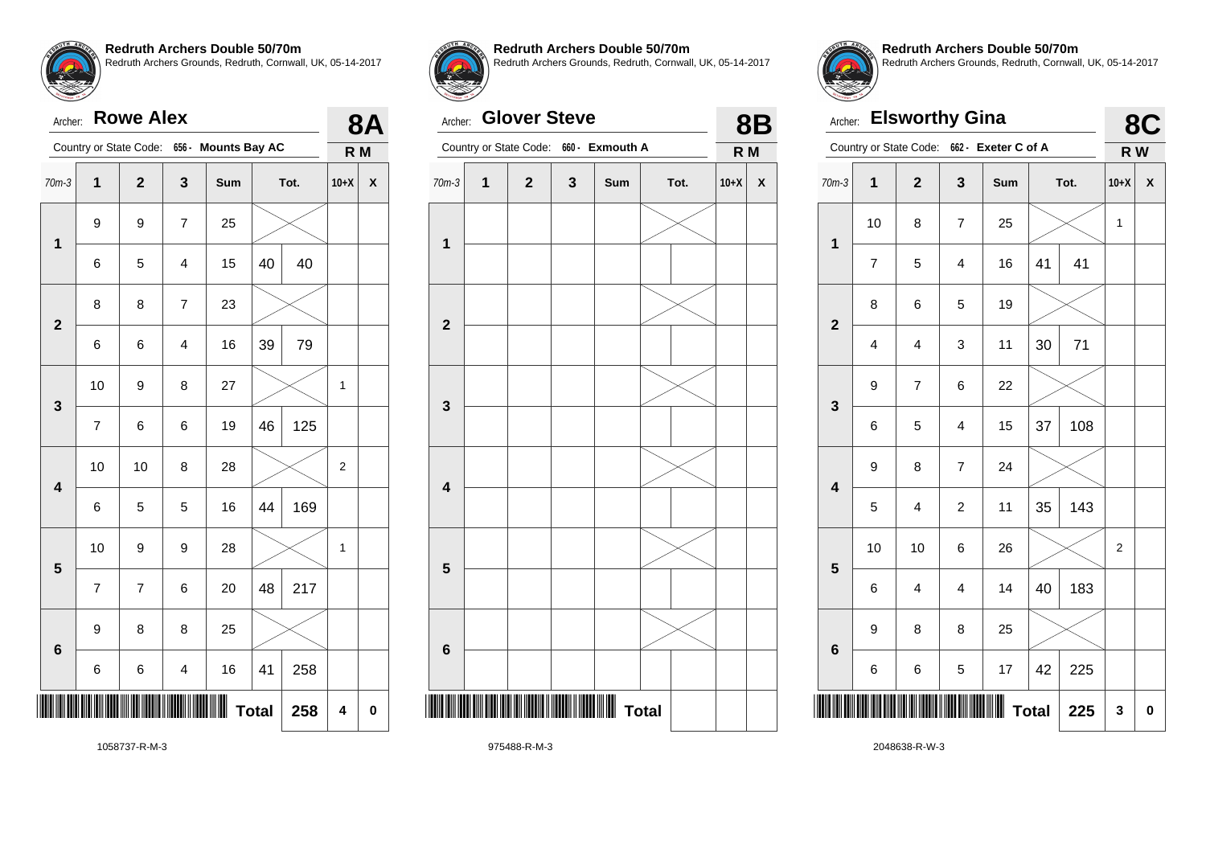## Redruth Archers Double 50/70m

Redruth Archers Grounds, Redruth, Cornwall, UK, 05-14-2017

Archer: **Rowe Alex** — **8A**

Country or State Code: 656 - Mounts Bay AC — **R M**

| 70m-3 | 1 | 2 | 3 | Sum | Tot. | | 10+X | X |
|---|---|---|---|---|---|---|---|---|
| 1 | 9 | 9 | 7 | 25 | | | | |
| | 6 | 5 | 4 | 15 | 40 | 40 | | |
| 2 | 8 | 8 | 7 | 23 | | | | |
| | 6 | 6 | 4 | 16 | 39 | 79 | | |
| 3 | 10 | 9 | 8 | 27 | | | 1 | |
| | 7 | 6 | 6 | 19 | 46 | 125 | | |
| 4 | 10 | 10 | 8 | 28 | | | 2 | |
| | 6 | 5 | 5 | 16 | 44 | 169 | | |
| 5 | 10 | 9 | 9 | 28 | | | 1 | |
| | 7 | 7 | 6 | 20 | 48 | 217 | | |
| 6 | 9 | 8 | 8 | 25 | | | | |
| | 6 | 6 | 4 | 16 | 41 | 258 | | |
| | | | | | **Total** | 258 | 4 | 0 |

1058737-R-M-3

## Redruth Archers Double 50/70m

Redruth Archers Grounds, Redruth, Cornwall, UK, 05-14-2017

Archer: **Glover Steve** — **8B**

Country or State Code: 660 - Exmouth A — **R M**

| 70m-3 | 1 | 2 | 3 | Sum | Tot. | | 10+X | X |
|---|---|---|---|---|---|---|---|---|
| 1 | | | | | | | | |
| | | | | | | | | |
| 2 | | | | | | | | |
| | | | | | | | | |
| 3 | | | | | | | | |
| | | | | | | | | |
| 4 | | | | | | | | |
| | | | | | | | | |
| 5 | | | | | | | | |
| | | | | | | | | |
| 6 | | | | | | | | |
| | | | | | | | | |
| | | | | | **Total** | | | |

975488-R-M-3

## Redruth Archers Double 50/70m

Redruth Archers Grounds, Redruth, Cornwall, UK, 05-14-2017

Archer: **Elsworthy Gina** — **8C**

Country or State Code: 662 - Exeter C of A — **R W**

| 70m-3 | 1 | 2 | 3 | Sum | Tot. | | 10+X | X |
|---|---|---|---|---|---|---|---|---|
| 1 | 10 | 8 | 7 | 25 | | | 1 | |
| | 7 | 5 | 4 | 16 | 41 | 41 | | |
| 2 | 8 | 6 | 5 | 19 | | | | |
| | 4 | 4 | 3 | 11 | 30 | 71 | | |
| 3 | 9 | 7 | 6 | 22 | | | | |
| | 6 | 5 | 4 | 15 | 37 | 108 | | |
| 4 | 9 | 8 | 7 | 24 | | | | |
| | 5 | 4 | 2 | 11 | 35 | 143 | | |
| 5 | 10 | 10 | 6 | 26 | | | 2 | |
| | 6 | 4 | 4 | 14 | 40 | 183 | | |
| 6 | 9 | 8 | 8 | 25 | | | | |
| | 6 | 6 | 5 | 17 | 42 | 225 | | |
| | | | | | **Total** | 225 | 3 | 0 |

2048638-R-W-3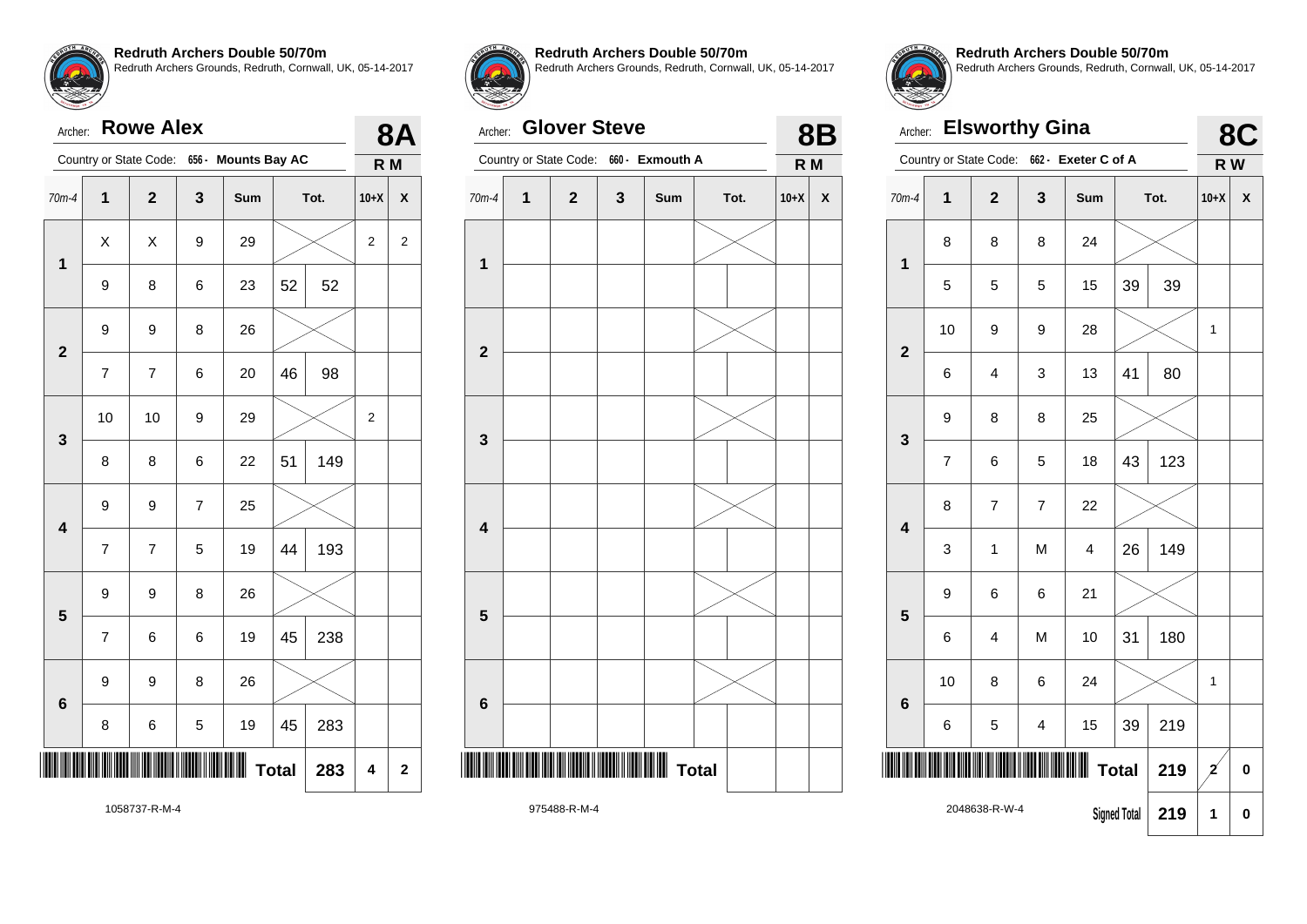## Redruth Archers Double 50/70m
Redruth Archers Grounds, Redruth, Cornwall, UK, 05-14-2017

Archer: **Rowe Alex** — **8A**

Country or State Code: 656 - Mounts Bay AC — **R M**

| 70m-4 | 1 | 2 | 3 | Sum | Tot. | | 10+X | X |
|---|---|---|---|---|---|---|---|---|
| 1 | X | X | 9 | 29 | | | 2 | 2 |
| | 9 | 8 | 6 | 23 | 52 | 52 | | |
| 2 | 9 | 9 | 8 | 26 | | | | |
| | 7 | 7 | 6 | 20 | 46 | 98 | | |
| 3 | 10 | 10 | 9 | 29 | | | 2 | |
| | 8 | 8 | 6 | 22 | 51 | 149 | | |
| 4 | 9 | 9 | 7 | 25 | | | | |
| | 7 | 7 | 5 | 19 | 44 | 193 | | |
| 5 | 9 | 9 | 8 | 26 | | | | |
| | 7 | 6 | 6 | 19 | 45 | 238 | | |
| 6 | 9 | 9 | 8 | 26 | | | | |
| | 8 | 6 | 5 | 19 | 45 | 283 | | |
| | | | | | **Total** | 283 | 4 | 2 |

1058737-R-M-4

## Redruth Archers Double 50/70m
Redruth Archers Grounds, Redruth, Cornwall, UK, 05-14-2017

Archer: **Glover Steve** — **8B**

Country or State Code: 660 - Exmouth A — **R M**

| 70m-4 | 1 | 2 | 3 | Sum | Tot. | | 10+X | X |
|---|---|---|---|---|---|---|---|---|
| 1 | | | | | | | | |
| | | | | | | | | |
| 2 | | | | | | | | |
| | | | | | | | | |
| 3 | | | | | | | | |
| | | | | | | | | |
| 4 | | | | | | | | |
| | | | | | | | | |
| 5 | | | | | | | | |
| | | | | | | | | |
| 6 | | | | | | | | |
| | | | | | | | | |
| | | | | | **Total** | | | |

975488-R-M-4

## Redruth Archers Double 50/70m
Redruth Archers Grounds, Redruth, Cornwall, UK, 05-14-2017

Archer: **Elsworthy Gina** — **8C**

Country or State Code: 662 - Exeter C of A — **R W**

| 70m-4 | 1 | 2 | 3 | Sum | Tot. | | 10+X | X |
|---|---|---|---|---|---|---|---|---|
| 1 | 8 | 8 | 8 | 24 | | | | |
| | 5 | 5 | 5 | 15 | 39 | 39 | | |
| 2 | 10 | 9 | 9 | 28 | | | 1 | |
| | 6 | 4 | 3 | 13 | 41 | 80 | | |
| 3 | 9 | 8 | 8 | 25 | | | | |
| | 7 | 6 | 5 | 18 | 43 | 123 | | |
| 4 | 8 | 7 | 7 | 22 | | | | |
| | 3 | 1 | M | 4 | 26 | 149 | | |
| 5 | 9 | 6 | 6 | 21 | | | | |
| | 6 | 4 | M | 10 | 31 | 180 | | |
| 6 | 10 | 8 | 6 | 24 | | | 1 | |
| | 6 | 5 | 4 | 15 | 39 | 219 | | |
| | | | | | **Total** | 219 | 2 | 0 |
| | | | | | **Signed Total** | 219 | 1 | 0 |

2048638-R-W-4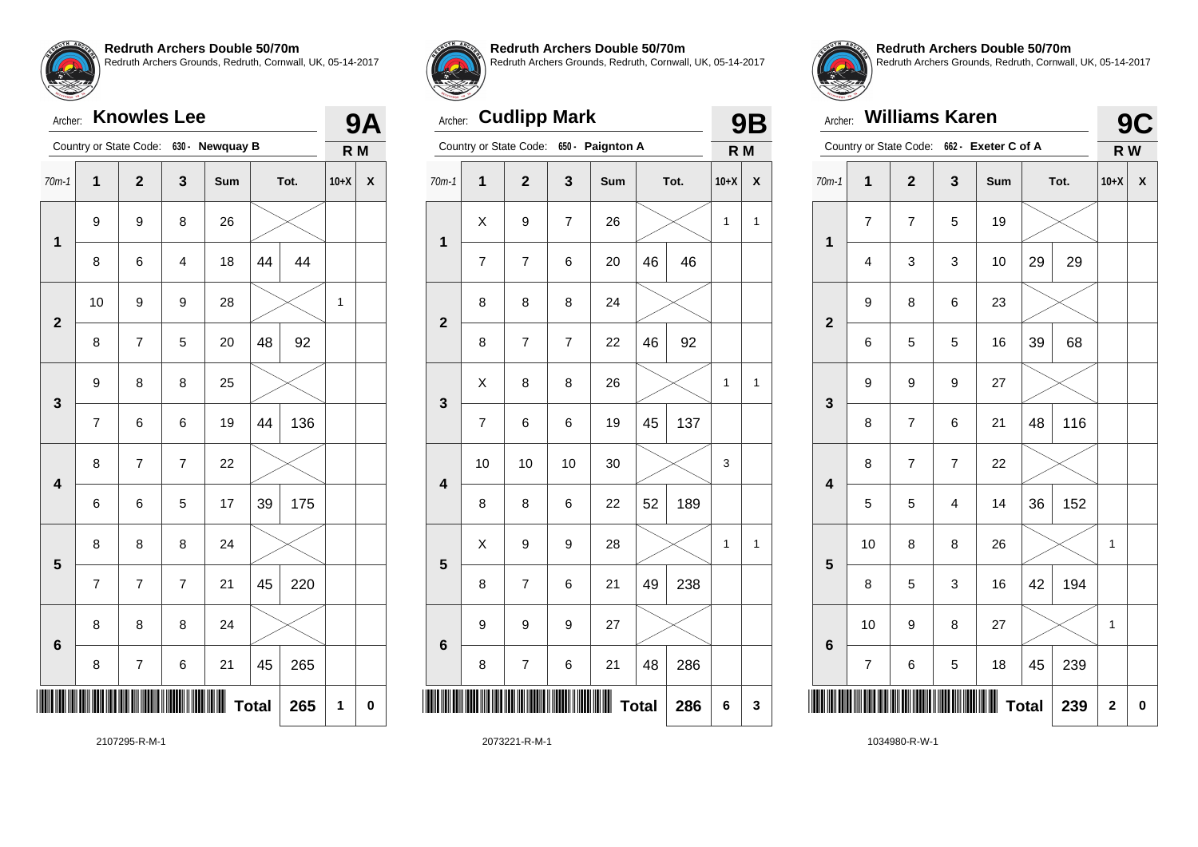**Redruth Archers Double 50/70m**
Redruth Archers Grounds, Redruth, Cornwall, UK, 05-14-2017

Archer: **Knowles Lee** — **9A**

Country or State Code: 630 - Newquay B — **R M**

| 70m-1 | 1 | 2 | 3 | Sum | Tot. | | 10+X | X |
|---|---|---|---|---|---|---|---|---|
| 1 | 9 | 9 | 8 | 26 | | | | |
| | 8 | 6 | 4 | 18 | 44 | 44 | | |
| 2 | 10 | 9 | 9 | 28 | | | 1 | |
| | 8 | 7 | 5 | 20 | 48 | 92 | | |
| 3 | 9 | 8 | 8 | 25 | | | | |
| | 7 | 6 | 6 | 19 | 44 | 136 | | |
| 4 | 8 | 7 | 7 | 22 | | | | |
| | 6 | 6 | 5 | 17 | 39 | 175 | | |
| 5 | 8 | 8 | 8 | 24 | | | | |
| | 7 | 7 | 7 | 21 | 45 | 220 | | |
| 6 | 8 | 8 | 8 | 24 | | | | |
| | 8 | 7 | 6 | 21 | 45 | 265 | | |
| | | | | | **Total** | **265** | **1** | **0** |

2107295-R-M-1

**Redruth Archers Double 50/70m**
Redruth Archers Grounds, Redruth, Cornwall, UK, 05-14-2017

Archer: **Cudlipp Mark** — **9B**

Country or State Code: 650 - Paignton A — **R M**

| 70m-1 | 1 | 2 | 3 | Sum | Tot. | | 10+X | X |
|---|---|---|---|---|---|---|---|---|
| 1 | X | 9 | 7 | 26 | | | 1 | 1 |
| | 7 | 7 | 6 | 20 | 46 | 46 | | |
| 2 | 8 | 8 | 8 | 24 | | | | |
| | 8 | 7 | 7 | 22 | 46 | 92 | | |
| 3 | X | 8 | 8 | 26 | | | 1 | 1 |
| | 7 | 6 | 6 | 19 | 45 | 137 | | |
| 4 | 10 | 10 | 10 | 30 | | | 3 | |
| | 8 | 8 | 6 | 22 | 52 | 189 | | |
| 5 | X | 9 | 9 | 28 | | | 1 | 1 |
| | 8 | 7 | 6 | 21 | 49 | 238 | | |
| 6 | 9 | 9 | 9 | 27 | | | | |
| | 8 | 7 | 6 | 21 | 48 | 286 | | |
| | | | | | **Total** | **286** | **6** | **3** |

2073221-R-M-1

**Redruth Archers Double 50/70m**
Redruth Archers Grounds, Redruth, Cornwall, UK, 05-14-2017

Archer: **Williams Karen** — **9C**

Country or State Code: 662 - Exeter C of A — **R W**

| 70m-1 | 1 | 2 | 3 | Sum | Tot. | | 10+X | X |
|---|---|---|---|---|---|---|---|---|
| 1 | 7 | 7 | 5 | 19 | | | | |
| | 4 | 3 | 3 | 10 | 29 | 29 | | |
| 2 | 9 | 8 | 6 | 23 | | | | |
| | 6 | 5 | 5 | 16 | 39 | 68 | | |
| 3 | 9 | 9 | 9 | 27 | | | | |
| | 8 | 7 | 6 | 21 | 48 | 116 | | |
| 4 | 8 | 7 | 7 | 22 | | | | |
| | 5 | 5 | 4 | 14 | 36 | 152 | | |
| 5 | 10 | 8 | 8 | 26 | | | 1 | |
| | 8 | 5 | 3 | 16 | 42 | 194 | | |
| 6 | 10 | 9 | 8 | 27 | | | 1 | |
| | 7 | 6 | 5 | 18 | 45 | 239 | | |
| | | | | | **Total** | **239** | **2** | **0** |

1034980-R-W-1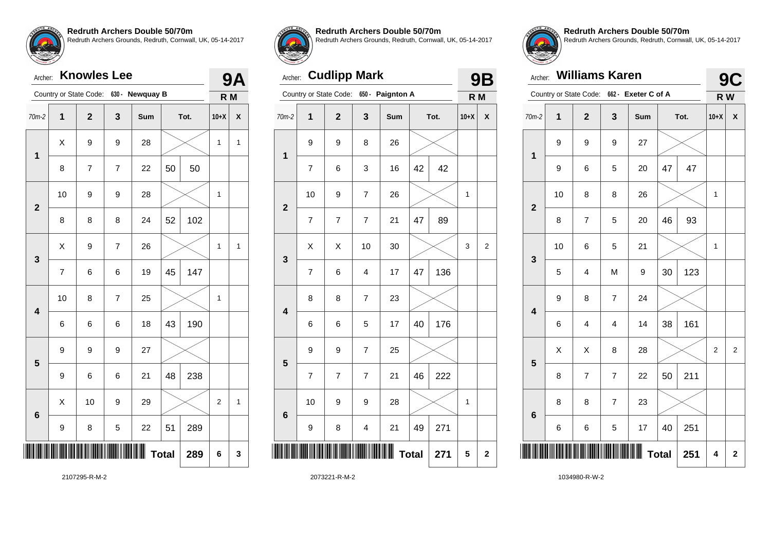## Redruth Archers Double 50/70m

Redruth Archers Grounds, Redruth, Cornwall, UK, 05-14-2017

Archer: **Knowles Lee** — **9A**

Country or State Code: 630 - Newquay B — R M

| 70m-2 | 1 | 2 | 3 | Sum | | Tot. | 10+X | X |
|---|---|---|---|---|---|---|---|---|
| 1 | X | 9 | 9 | 28 | | | 1 | 1 |
| | 8 | 7 | 7 | 22 | 50 | 50 | | |
| 2 | 10 | 9 | 9 | 28 | | | 1 | |
| | 8 | 8 | 8 | 24 | 52 | 102 | | |
| 3 | X | 9 | 7 | 26 | | | 1 | 1 |
| | 7 | 6 | 6 | 19 | 45 | 147 | | |
| 4 | 10 | 8 | 7 | 25 | | | 1 | |
| | 6 | 6 | 6 | 18 | 43 | 190 | | |
| 5 | 9 | 9 | 9 | 27 | | | | |
| | 9 | 6 | 6 | 21 | 48 | 238 | | |
| 6 | X | 10 | 9 | 29 | | | 2 | 1 |
| | 9 | 8 | 5 | 22 | 51 | 289 | | |
| | | | | | Total | 289 | 6 | 3 |

2107295-R-M-2

## Redruth Archers Double 50/70m

Redruth Archers Grounds, Redruth, Cornwall, UK, 05-14-2017

Archer: **Cudlipp Mark** — **9B**

Country or State Code: 650 - Paignton A — R M

| 70m-2 | 1 | 2 | 3 | Sum | | Tot. | 10+X | X |
|---|---|---|---|---|---|---|---|---|
| 1 | 9 | 9 | 8 | 26 | | | | |
| | 7 | 6 | 3 | 16 | 42 | 42 | | |
| 2 | 10 | 9 | 7 | 26 | | | 1 | |
| | 7 | 7 | 7 | 21 | 47 | 89 | | |
| 3 | X | X | 10 | 30 | | | 3 | 2 |
| | 7 | 6 | 4 | 17 | 47 | 136 | | |
| 4 | 8 | 8 | 7 | 23 | | | | |
| | 6 | 6 | 5 | 17 | 40 | 176 | | |
| 5 | 9 | 9 | 7 | 25 | | | | |
| | 7 | 7 | 7 | 21 | 46 | 222 | | |
| 6 | 10 | 9 | 9 | 28 | | | 1 | |
| | 9 | 8 | 4 | 21 | 49 | 271 | | |
| | | | | | Total | 271 | 5 | 2 |

2073221-R-M-2

## Redruth Archers Double 50/70m

Redruth Archers Grounds, Redruth, Cornwall, UK, 05-14-2017

Archer: **Williams Karen** — **9C**

Country or State Code: 662 - Exeter C of A — R W

| 70m-2 | 1 | 2 | 3 | Sum | | Tot. | 10+X | X |
|---|---|---|---|---|---|---|---|---|
| 1 | 9 | 9 | 9 | 27 | | | | |
| | 9 | 6 | 5 | 20 | 47 | 47 | | |
| 2 | 10 | 8 | 8 | 26 | | | 1 | |
| | 8 | 7 | 5 | 20 | 46 | 93 | | |
| 3 | 10 | 6 | 5 | 21 | | | 1 | |
| | 5 | 4 | M | 9 | 30 | 123 | | |
| 4 | 9 | 8 | 7 | 24 | | | | |
| | 6 | 4 | 4 | 14 | 38 | 161 | | |
| 5 | X | X | 8 | 28 | | | 2 | 2 |
| | 8 | 7 | 7 | 22 | 50 | 211 | | |
| 6 | 8 | 8 | 7 | 23 | | | | |
| | 6 | 6 | 5 | 17 | 40 | 251 | | |
| | | | | | Total | 251 | 4 | 2 |

1034980-R-W-2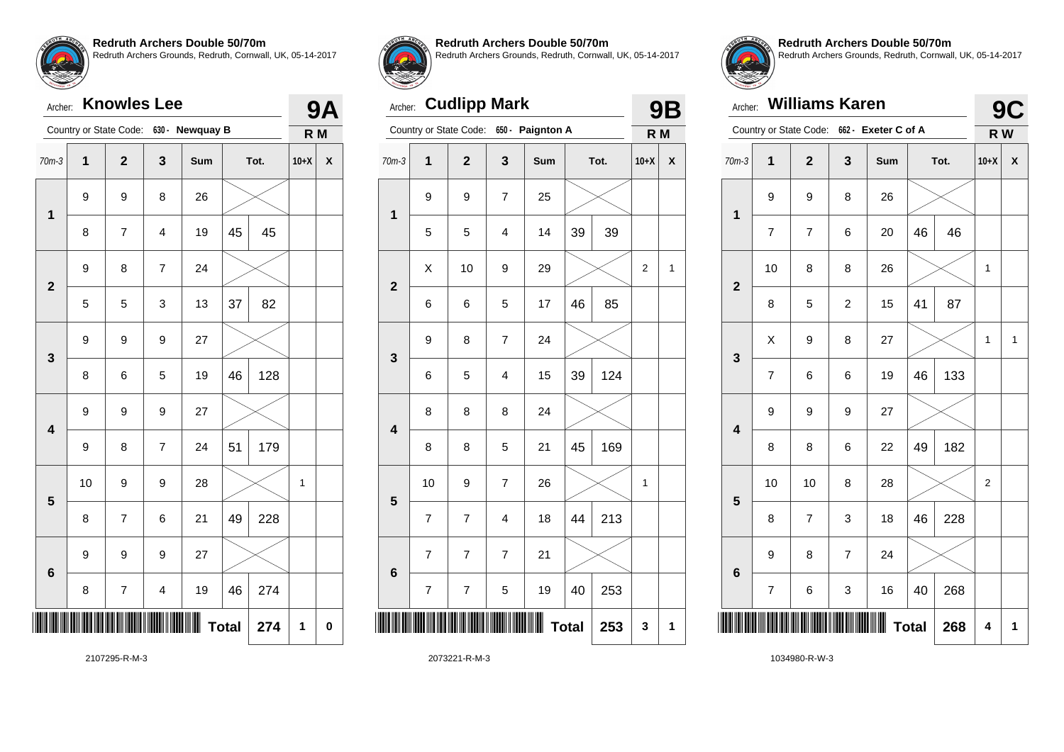**Redruth Archers Double 50/70m**
Redruth Archers Grounds, Redruth, Cornwall, UK, 05-14-2017

## Archer: Knowles Lee — 9A

Country or State Code: 630 - Newquay B — R M

| 70m-3 | 1 | 2 | 3 | Sum | Tot. | | 10+X | X |
|---|---|---|---|---|---|---|---|---|
| 1 | 9 | 9 | 8 | 26 | | | | |
| | 8 | 7 | 4 | 19 | 45 | 45 | | |
| 2 | 9 | 8 | 7 | 24 | | | | |
| | 5 | 5 | 3 | 13 | 37 | 82 | | |
| 3 | 9 | 9 | 9 | 27 | | | | |
| | 8 | 6 | 5 | 19 | 46 | 128 | | |
| 4 | 9 | 9 | 9 | 27 | | | | |
| | 9 | 8 | 7 | 24 | 51 | 179 | | |
| 5 | 10 | 9 | 9 | 28 | | | 1 | |
| | 8 | 7 | 6 | 21 | 49 | 228 | | |
| 6 | 9 | 9 | 9 | 27 | | | | |
| | 8 | 7 | 4 | 19 | 46 | 274 | | |
| | | | | | Total | 274 | 1 | 0 |

2107295-R-M-3

**Redruth Archers Double 50/70m**
Redruth Archers Grounds, Redruth, Cornwall, UK, 05-14-2017

## Archer: Cudlipp Mark — 9B

Country or State Code: 650 - Paignton A — R M

| 70m-3 | 1 | 2 | 3 | Sum | Tot. | | 10+X | X |
|---|---|---|---|---|---|---|---|---|
| 1 | 9 | 9 | 7 | 25 | | | | |
| | 5 | 5 | 4 | 14 | 39 | 39 | | |
| 2 | X | 10 | 9 | 29 | | | 2 | 1 |
| | 6 | 6 | 5 | 17 | 46 | 85 | | |
| 3 | 9 | 8 | 7 | 24 | | | | |
| | 6 | 5 | 4 | 15 | 39 | 124 | | |
| 4 | 8 | 8 | 8 | 24 | | | | |
| | 8 | 8 | 5 | 21 | 45 | 169 | | |
| 5 | 10 | 9 | 7 | 26 | | | 1 | |
| | 7 | 7 | 4 | 18 | 44 | 213 | | |
| 6 | 7 | 7 | 7 | 21 | | | | |
| | 7 | 7 | 5 | 19 | 40 | 253 | | |
| | | | | | Total | 253 | 3 | 1 |

2073221-R-M-3

**Redruth Archers Double 50/70m**
Redruth Archers Grounds, Redruth, Cornwall, UK, 05-14-2017

## Archer: Williams Karen — 9C

Country or State Code: 662 - Exeter C of A — R W

| 70m-3 | 1 | 2 | 3 | Sum | Tot. | | 10+X | X |
|---|---|---|---|---|---|---|---|---|
| 1 | 9 | 9 | 8 | 26 | | | | |
| | 7 | 7 | 6 | 20 | 46 | 46 | | |
| 2 | 10 | 8 | 8 | 26 | | | 1 | |
| | 8 | 5 | 2 | 15 | 41 | 87 | | |
| 3 | X | 9 | 8 | 27 | | | 1 | 1 |
| | 7 | 6 | 6 | 19 | 46 | 133 | | |
| 4 | 9 | 9 | 9 | 27 | | | | |
| | 8 | 8 | 6 | 22 | 49 | 182 | | |
| 5 | 10 | 10 | 8 | 28 | | | 2 | |
| | 8 | 7 | 3 | 18 | 46 | 228 | | |
| 6 | 9 | 8 | 7 | 24 | | | | |
| | 7 | 6 | 3 | 16 | 40 | 268 | | |
| | | | | | Total | 268 | 4 | 1 |

1034980-R-W-3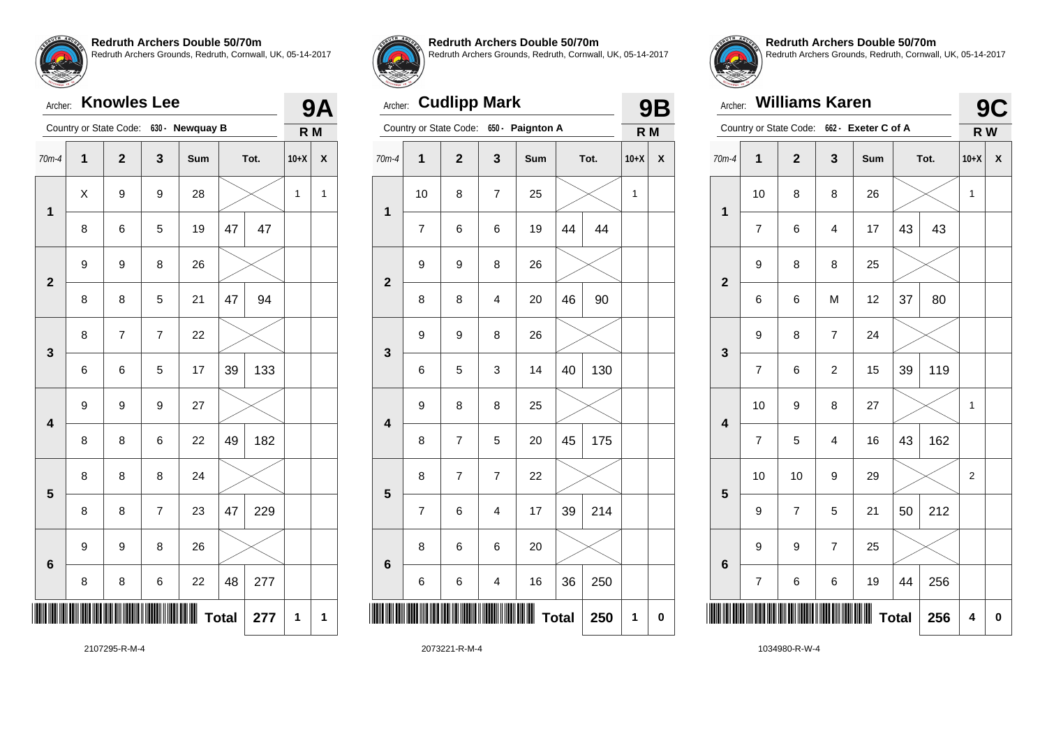**Redruth Archers Double 50/70m**
Redruth Archers Grounds, Redruth, Cornwall, UK, 05-14-2017

Archer: **Knowles Lee** — **9A**

Country or State Code: 630 - **Newquay B** — **R M**

| 70m-4 | 1 | 2 | 3 | Sum | | Tot. | 10+X | X |
|---|---|---|---|---|---|---|---|---|
| 1 | X | 9 | 9 | 28 | | | 1 | 1 |
| | 8 | 6 | 5 | 19 | 47 | 47 | | |
| 2 | 9 | 9 | 8 | 26 | | | | |
| | 8 | 8 | 5 | 21 | 47 | 94 | | |
| 3 | 8 | 7 | 7 | 22 | | | | |
| | 6 | 6 | 5 | 17 | 39 | 133 | | |
| 4 | 9 | 9 | 9 | 27 | | | | |
| | 8 | 8 | 6 | 22 | 49 | 182 | | |
| 5 | 8 | 8 | 8 | 24 | | | | |
| | 8 | 8 | 7 | 23 | 47 | 229 | | |
| 6 | 9 | 9 | 8 | 26 | | | | |
| | 8 | 8 | 6 | 22 | 48 | 277 | | |
| | | | | | **Total** | **277** | **1** | **1** |

2107295-R-M-4

**Redruth Archers Double 50/70m**
Redruth Archers Grounds, Redruth, Cornwall, UK, 05-14-2017

Archer: **Cudlipp Mark** — **9B**

Country or State Code: 650 - **Paignton A** — **R M**

| 70m-4 | 1 | 2 | 3 | Sum | | Tot. | 10+X | X |
|---|---|---|---|---|---|---|---|---|
| 1 | 10 | 8 | 7 | 25 | | | 1 | |
| | 7 | 6 | 6 | 19 | 44 | 44 | | |
| 2 | 9 | 9 | 8 | 26 | | | | |
| | 8 | 8 | 4 | 20 | 46 | 90 | | |
| 3 | 9 | 9 | 8 | 26 | | | | |
| | 6 | 5 | 3 | 14 | 40 | 130 | | |
| 4 | 9 | 8 | 8 | 25 | | | | |
| | 8 | 7 | 5 | 20 | 45 | 175 | | |
| 5 | 8 | 7 | 7 | 22 | | | | |
| | 7 | 6 | 4 | 17 | 39 | 214 | | |
| 6 | 8 | 6 | 6 | 20 | | | | |
| | 6 | 6 | 4 | 16 | 36 | 250 | | |
| | | | | | **Total** | **250** | **1** | **0** |

2073221-R-M-4

**Redruth Archers Double 50/70m**
Redruth Archers Grounds, Redruth, Cornwall, UK, 05-14-2017

Archer: **Williams Karen** — **9C**

Country or State Code: 662 - **Exeter C of A** — **R W**

| 70m-4 | 1 | 2 | 3 | Sum | | Tot. | 10+X | X |
|---|---|---|---|---|---|---|---|---|
| 1 | 10 | 8 | 8 | 26 | | | 1 | |
| | 7 | 6 | 4 | 17 | 43 | 43 | | |
| 2 | 9 | 8 | 8 | 25 | | | | |
| | 6 | 6 | M | 12 | 37 | 80 | | |
| 3 | 9 | 8 | 7 | 24 | | | | |
| | 7 | 6 | 2 | 15 | 39 | 119 | | |
| 4 | 10 | 9 | 8 | 27 | | | 1 | |
| | 7 | 5 | 4 | 16 | 43 | 162 | | |
| 5 | 10 | 10 | 9 | 29 | | | 2 | |
| | 9 | 7 | 5 | 21 | 50 | 212 | | |
| 6 | 9 | 9 | 7 | 25 | | | | |
| | 7 | 6 | 6 | 19 | 44 | 256 | | |
| | | | | | **Total** | **256** | **4** | **0** |

1034980-R-W-4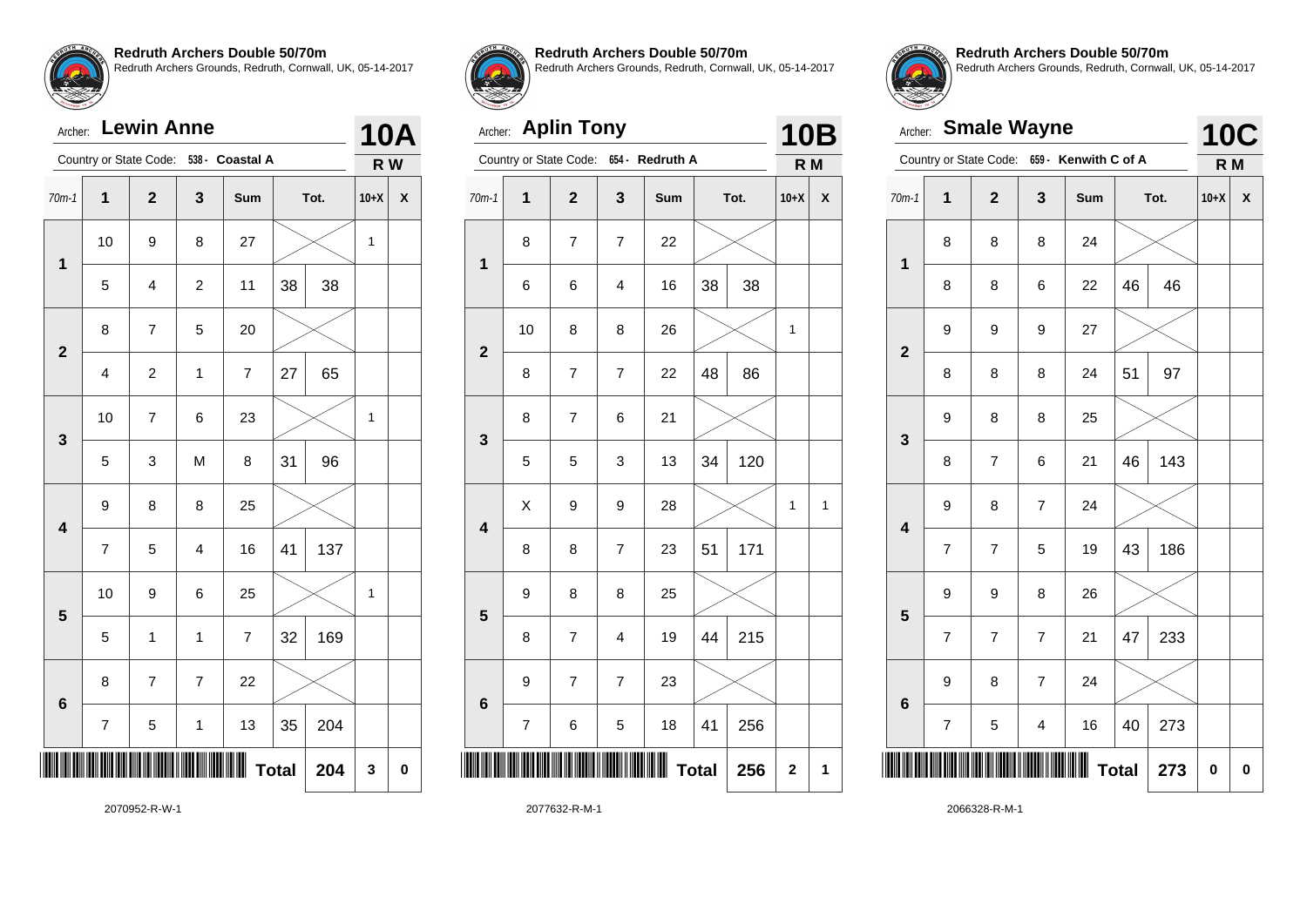## Redruth Archers Double 50/70m

Redruth Archers Grounds, Redruth, Cornwall, UK, 05-14-2017

Archer: **Lewin Anne** — **10A**

Country or State Code: 538 - Coastal A — R W

| 70m-1 | 1 | 2 | 3 | Sum | Tot. | | 10+X | X |
|---|---|---|---|---|---|---|---|---|
| 1 | 10 | 9 | 8 | 27 | | | 1 | |
| | 5 | 4 | 2 | 11 | 38 | 38 | | |
| 2 | 8 | 7 | 5 | 20 | | | | |
| | 4 | 2 | 1 | 7 | 27 | 65 | | |
| 3 | 10 | 7 | 6 | 23 | | | 1 | |
| | 5 | 3 | M | 8 | 31 | 96 | | |
| 4 | 9 | 8 | 8 | 25 | | | | |
| | 7 | 5 | 4 | 16 | 41 | 137 | | |
| 5 | 10 | 9 | 6 | 25 | | | 1 | |
| | 5 | 1 | 1 | 7 | 32 | 169 | | |
| 6 | 8 | 7 | 7 | 22 | | | | |
| | 7 | 5 | 1 | 13 | 35 | 204 | | |
| | | | | | **Total** | **204** | **3** | **0** |

2070952-R-W-1

## Redruth Archers Double 50/70m

Redruth Archers Grounds, Redruth, Cornwall, UK, 05-14-2017

Archer: **Aplin Tony** — **10B**

Country or State Code: 654 - Redruth A — R M

| 70m-1 | 1 | 2 | 3 | Sum | Tot. | | 10+X | X |
|---|---|---|---|---|---|---|---|---|
| 1 | 8 | 7 | 7 | 22 | | | | |
| | 6 | 6 | 4 | 16 | 38 | 38 | | |
| 2 | 10 | 8 | 8 | 26 | | | 1 | |
| | 8 | 7 | 7 | 22 | 48 | 86 | | |
| 3 | 8 | 7 | 6 | 21 | | | | |
| | 5 | 5 | 3 | 13 | 34 | 120 | | |
| 4 | X | 9 | 9 | 28 | | | 1 | 1 |
| | 8 | 8 | 7 | 23 | 51 | 171 | | |
| 5 | 9 | 8 | 8 | 25 | | | | |
| | 8 | 7 | 4 | 19 | 44 | 215 | | |
| 6 | 9 | 7 | 7 | 23 | | | | |
| | 7 | 6 | 5 | 18 | 41 | 256 | | |
| | | | | | **Total** | **256** | **2** | **1** |

2077632-R-M-1

## Redruth Archers Double 50/70m

Redruth Archers Grounds, Redruth, Cornwall, UK, 05-14-2017

Archer: **Smale Wayne** — **10C**

Country or State Code: 659 - Kenwith C of A — R M

| 70m-1 | 1 | 2 | 3 | Sum | Tot. | | 10+X | X |
|---|---|---|---|---|---|---|---|---|
| 1 | 8 | 8 | 8 | 24 | | | | |
| | 8 | 8 | 6 | 22 | 46 | 46 | | |
| 2 | 9 | 9 | 9 | 27 | | | | |
| | 8 | 8 | 8 | 24 | 51 | 97 | | |
| 3 | 9 | 8 | 8 | 25 | | | | |
| | 8 | 7 | 6 | 21 | 46 | 143 | | |
| 4 | 9 | 8 | 7 | 24 | | | | |
| | 7 | 7 | 5 | 19 | 43 | 186 | | |
| 5 | 9 | 9 | 8 | 26 | | | | |
| | 7 | 7 | 7 | 21 | 47 | 233 | | |
| 6 | 9 | 8 | 7 | 24 | | | | |
| | 7 | 5 | 4 | 16 | 40 | 273 | | |
| | | | | | **Total** | **273** | **0** | **0** |

2066328-R-M-1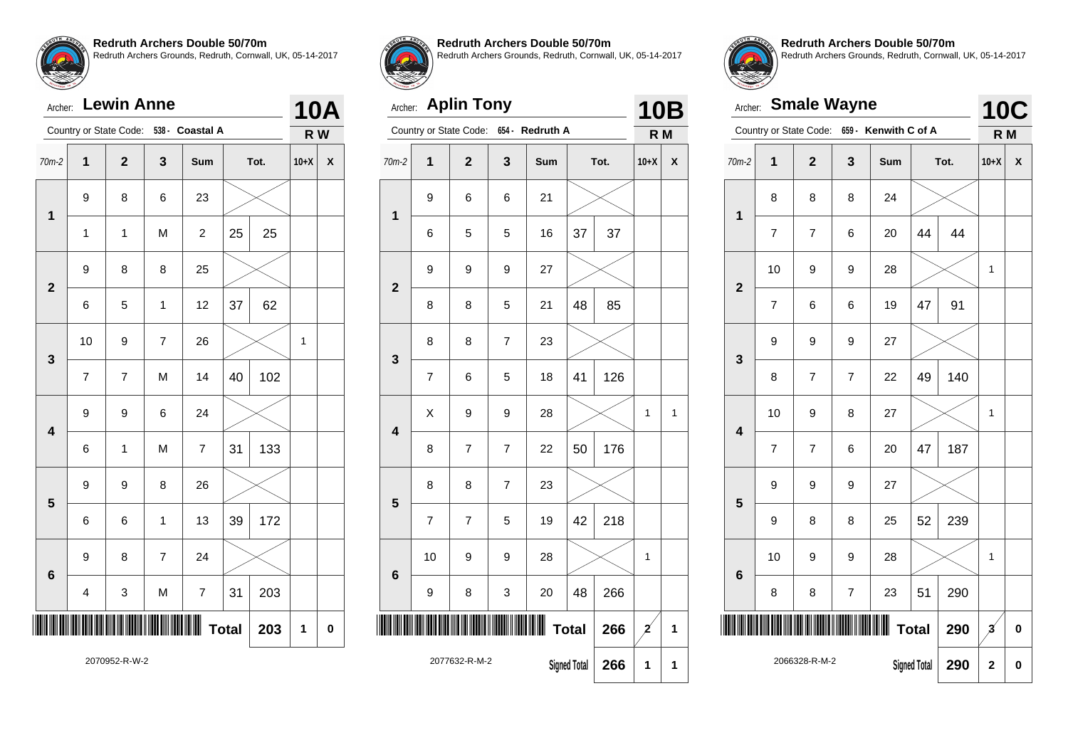**Redruth Archers Double 50/70m**
Redruth Archers Grounds, Redruth, Cornwall, UK, 05-14-2017

Archer: **Lewin Anne** — **10A**

Country or State Code: 538 - Coastal A — R W

| 70m-2 | 1 | 2 | 3 | Sum | | Tot. | 10+X | X |
|---|---|---|---|---|---|---|---|---|
| 1 | 9 | 8 | 6 | 23 | | | | |
| | 1 | 1 | M | 2 | 25 | 25 | | |
| 2 | 9 | 8 | 8 | 25 | | | | |
| | 6 | 5 | 1 | 12 | 37 | 62 | | |
| 3 | 10 | 9 | 7 | 26 | | | 1 | |
| | 7 | 7 | M | 14 | 40 | 102 | | |
| 4 | 9 | 9 | 6 | 24 | | | | |
| | 6 | 1 | M | 7 | 31 | 133 | | |
| 5 | 9 | 9 | 8 | 26 | | | | |
| | 6 | 6 | 1 | 13 | 39 | 172 | | |
| 6 | 9 | 8 | 7 | 24 | | | | |
| | 4 | 3 | M | 7 | 31 | 203 | | |
| | | | | | Total | 203 | 1 | 0 |

2070952-R-W-2

**Redruth Archers Double 50/70m**
Redruth Archers Grounds, Redruth, Cornwall, UK, 05-14-2017

Archer: **Aplin Tony** — **10B**

Country or State Code: 654 - Redruth A — R M

| 70m-2 | 1 | 2 | 3 | Sum | | Tot. | 10+X | X |
|---|---|---|---|---|---|---|---|---|
| 1 | 9 | 6 | 6 | 21 | | | | |
| | 6 | 5 | 5 | 16 | 37 | 37 | | |
| 2 | 9 | 9 | 9 | 27 | | | | |
| | 8 | 8 | 5 | 21 | 48 | 85 | | |
| 3 | 8 | 8 | 7 | 23 | | | | |
| | 7 | 6 | 5 | 18 | 41 | 126 | | |
| 4 | X | 9 | 9 | 28 | | | 1 | 1 |
| | 8 | 7 | 7 | 22 | 50 | 176 | | |
| 5 | 8 | 8 | 7 | 23 | | | | |
| | 7 | 7 | 5 | 19 | 42 | 218 | | |
| 6 | 10 | 9 | 9 | 28 | | | 1 | |
| | 9 | 8 | 3 | 20 | 48 | 266 | | |
| | | | | | Total | 266 | 2 (struck) | 1 |
| | | | | | Signed Total | 266 | 1 | 1 |

2077632-R-M-2

**Redruth Archers Double 50/70m**
Redruth Archers Grounds, Redruth, Cornwall, UK, 05-14-2017

Archer: **Smale Wayne** — **10C**

Country or State Code: 659 - Kenwith C of A — R M

| 70m-2 | 1 | 2 | 3 | Sum | | Tot. | 10+X | X |
|---|---|---|---|---|---|---|---|---|
| 1 | 8 | 8 | 8 | 24 | | | | |
| | 7 | 7 | 6 | 20 | 44 | 44 | | |
| 2 | 10 | 9 | 9 | 28 | | | 1 | |
| | 7 | 6 | 6 | 19 | 47 | 91 | | |
| 3 | 9 | 9 | 9 | 27 | | | | |
| | 8 | 7 | 7 | 22 | 49 | 140 | | |
| 4 | 10 | 9 | 8 | 27 | | | 1 | |
| | 7 | 7 | 6 | 20 | 47 | 187 | | |
| 5 | 9 | 9 | 9 | 27 | | | | |
| | 9 | 8 | 8 | 25 | 52 | 239 | | |
| 6 | 10 | 9 | 9 | 28 | | | 1 | |
| | 8 | 8 | 7 | 23 | 51 | 290 | | |
| | | | | | Total | 290 | 3 (struck) | 0 |
| | | | | | Signed Total | 290 | 2 | 0 |

2066328-R-M-2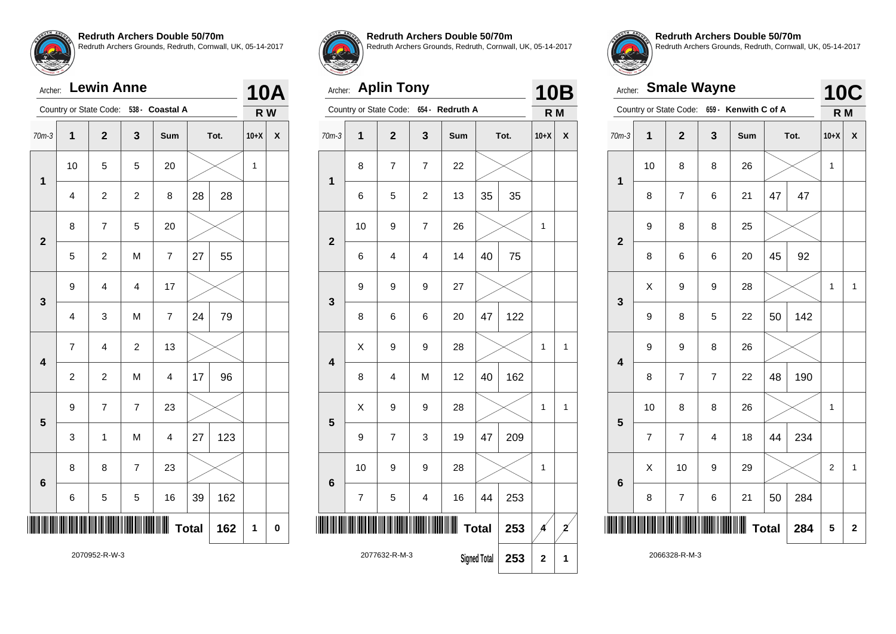**Redruth Archers Double 50/70m**
Redruth Archers Grounds, Redruth, Cornwall, UK, 05-14-2017

Archer: **Lewin Anne** — **10A**

Country or State Code: 538 - Coastal A — **R W**

| 70m-3 | 1 | 2 | 3 | Sum | | Tot. | 10+X | X |
|---|---|---|---|---|---|---|---|---|
| 1 | 10 | 5 | 5 | 20 | | | 1 | |
| | 4 | 2 | 2 | 8 | 28 | 28 | | |
| 2 | 8 | 7 | 5 | 20 | | | | |
| | 5 | 2 | M | 7 | 27 | 55 | | |
| 3 | 9 | 4 | 4 | 17 | | | | |
| | 4 | 3 | M | 7 | 24 | 79 | | |
| 4 | 7 | 4 | 2 | 13 | | | | |
| | 2 | 2 | M | 4 | 17 | 96 | | |
| 5 | 9 | 7 | 7 | 23 | | | | |
| | 3 | 1 | M | 4 | 27 | 123 | | |
| 6 | 8 | 8 | 7 | 23 | | | | |
| | 6 | 5 | 5 | 16 | 39 | 162 | | |
| | | | | | Total | 162 | 1 | 0 |

2070952-R-W-3

**Redruth Archers Double 50/70m**
Redruth Archers Grounds, Redruth, Cornwall, UK, 05-14-2017

Archer: **Aplin Tony** — **10B**

Country or State Code: 654 - Redruth A — **R M**

| 70m-3 | 1 | 2 | 3 | Sum | | Tot. | 10+X | X |
|---|---|---|---|---|---|---|---|---|
| 1 | 8 | 7 | 7 | 22 | | | | |
| | 6 | 5 | 2 | 13 | 35 | 35 | | |
| 2 | 10 | 9 | 7 | 26 | | | 1 | |
| | 6 | 4 | 4 | 14 | 40 | 75 | | |
| 3 | 9 | 9 | 9 | 27 | | | | |
| | 8 | 6 | 6 | 20 | 47 | 122 | | |
| 4 | X | 9 | 9 | 28 | | | 1 | 1 |
| | 8 | 4 | M | 12 | 40 | 162 | | |
| 5 | X | 9 | 9 | 28 | | | 1 | 1 |
| | 9 | 7 | 3 | 19 | 47 | 209 | | |
| 6 | 10 | 9 | 9 | 28 | | | 1 | |
| | 7 | 5 | 4 | 16 | 44 | 253 | | |
| | | | | | Total | 253 | 4 | 2 |
| | | | | | Signed Total | 253 | 2 | 1 |

2077632-R-M-3

**Redruth Archers Double 50/70m**
Redruth Archers Grounds, Redruth, Cornwall, UK, 05-14-2017

Archer: **Smale Wayne** — **10C**

Country or State Code: 659 - Kenwith C of A — **R M**

| 70m-3 | 1 | 2 | 3 | Sum | | Tot. | 10+X | X |
|---|---|---|---|---|---|---|---|---|
| 1 | 10 | 8 | 8 | 26 | | | 1 | |
| | 8 | 7 | 6 | 21 | 47 | 47 | | |
| 2 | 9 | 8 | 8 | 25 | | | | |
| | 8 | 6 | 6 | 20 | 45 | 92 | | |
| 3 | X | 9 | 9 | 28 | | | 1 | 1 |
| | 9 | 8 | 5 | 22 | 50 | 142 | | |
| 4 | 9 | 9 | 8 | 26 | | | | |
| | 8 | 7 | 7 | 22 | 48 | 190 | | |
| 5 | 10 | 8 | 8 | 26 | | | 1 | |
| | 7 | 7 | 4 | 18 | 44 | 234 | | |
| 6 | X | 10 | 9 | 29 | | | 2 | 1 |
| | 8 | 7 | 6 | 21 | 50 | 284 | | |
| | | | | | Total | 284 | 5 | 2 |

2066328-R-M-3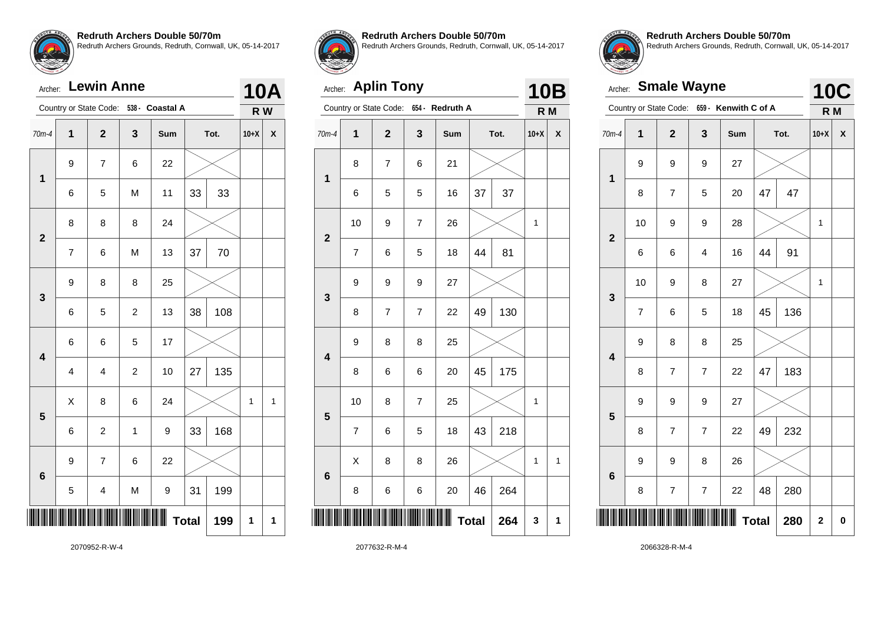**Redruth Archers Double 50/70m**
Redruth Archers Grounds, Redruth, Cornwall, UK, 05-14-2017

Archer: **Lewin Anne** — **10A**

Country or State Code: 538 - Coastal A — **R W**

| 70m-4 | 1 | 2 | 3 | Sum | Tot. | | 10+X | X |
|---|---|---|---|---|---|---|---|---|
| 1 | 9 | 7 | 6 | 22 | | | | |
| | 6 | 5 | M | 11 | 33 | 33 | | |
| 2 | 8 | 8 | 8 | 24 | | | | |
| | 7 | 6 | M | 13 | 37 | 70 | | |
| 3 | 9 | 8 | 8 | 25 | | | | |
| | 6 | 5 | 2 | 13 | 38 | 108 | | |
| 4 | 6 | 6 | 5 | 17 | | | | |
| | 4 | 4 | 2 | 10 | 27 | 135 | | |
| 5 | X | 8 | 6 | 24 | | | 1 | 1 |
| | 6 | 2 | 1 | 9 | 33 | 168 | | |
| 6 | 9 | 7 | 6 | 22 | | | | |
| | 5 | 4 | M | 9 | 31 | 199 | | |
| | | | | | **Total** | **199** | **1** | **1** |

2070952-R-W-4

**Redruth Archers Double 50/70m**
Redruth Archers Grounds, Redruth, Cornwall, UK, 05-14-2017

Archer: **Aplin Tony** — **10B**

Country or State Code: 654 - Redruth A — **R M**

| 70m-4 | 1 | 2 | 3 | Sum | Tot. | | 10+X | X |
|---|---|---|---|---|---|---|---|---|
| 1 | 8 | 7 | 6 | 21 | | | | |
| | 6 | 5 | 5 | 16 | 37 | 37 | | |
| 2 | 10 | 9 | 7 | 26 | | | 1 | |
| | 7 | 6 | 5 | 18 | 44 | 81 | | |
| 3 | 9 | 9 | 9 | 27 | | | | |
| | 8 | 7 | 7 | 22 | 49 | 130 | | |
| 4 | 9 | 8 | 8 | 25 | | | | |
| | 8 | 6 | 6 | 20 | 45 | 175 | | |
| 5 | 10 | 8 | 7 | 25 | | | 1 | |
| | 7 | 6 | 5 | 18 | 43 | 218 | | |
| 6 | X | 8 | 8 | 26 | | | 1 | 1 |
| | 8 | 6 | 6 | 20 | 46 | 264 | | |
| | | | | | **Total** | **264** | **3** | **1** |

2077632-R-M-4

**Redruth Archers Double 50/70m**
Redruth Archers Grounds, Redruth, Cornwall, UK, 05-14-2017

Archer: **Smale Wayne** — **10C**

Country or State Code: 659 - Kenwith C of A — **R M**

| 70m-4 | 1 | 2 | 3 | Sum | Tot. | | 10+X | X |
|---|---|---|---|---|---|---|---|---|
| 1 | 9 | 9 | 9 | 27 | | | | |
| | 8 | 7 | 5 | 20 | 47 | 47 | | |
| 2 | 10 | 9 | 9 | 28 | | | 1 | |
| | 6 | 6 | 4 | 16 | 44 | 91 | | |
| 3 | 10 | 9 | 8 | 27 | | | 1 | |
| | 7 | 6 | 5 | 18 | 45 | 136 | | |
| 4 | 9 | 8 | 8 | 25 | | | | |
| | 8 | 7 | 7 | 22 | 47 | 183 | | |
| 5 | 9 | 9 | 9 | 27 | | | | |
| | 8 | 7 | 7 | 22 | 49 | 232 | | |
| 6 | 9 | 9 | 8 | 26 | | | | |
| | 8 | 7 | 7 | 22 | 48 | 280 | | |
| | | | | | **Total** | **280** | **2** | **0** |

2066328-R-M-4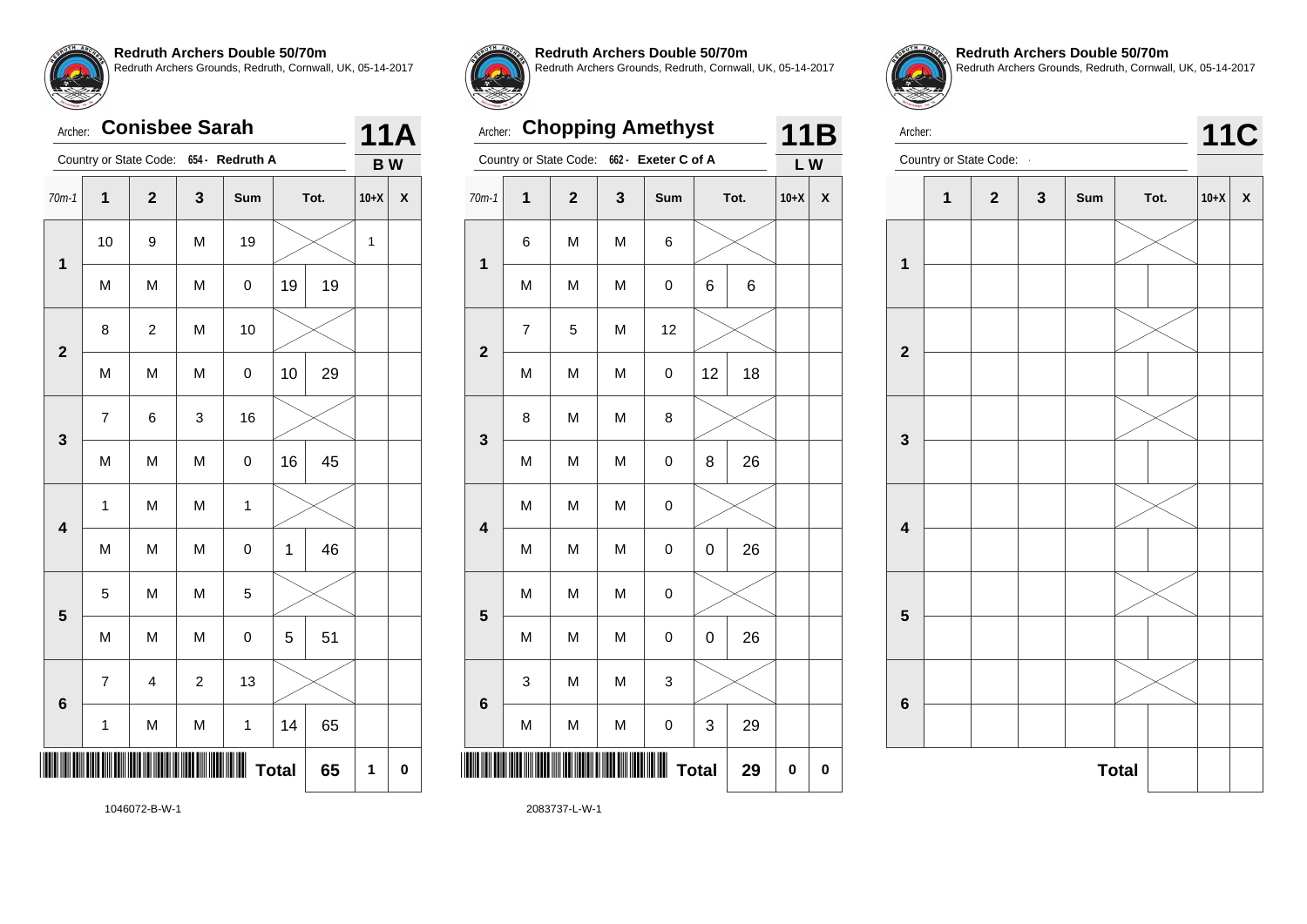## Redruth Archers Double 50/70m

Redruth Archers Grounds, Redruth, Cornwall, UK, 05-14-2017

Archer: **Conisbee Sarah** — **11A**

Country or State Code: 654 - Redruth A — **B W**

| 70m-1 | 1 | 2 | 3 | Sum | Tot. | | 10+X | X |
|---|---|---|---|---|---|---|---|---|
| 1 | 10 | 9 | M | 19 | | | 1 | |
| | M | M | M | 0 | 19 | 19 | | |
| 2 | 8 | 2 | M | 10 | | | | |
| | M | M | M | 0 | 10 | 29 | | |
| 3 | 7 | 6 | 3 | 16 | | | | |
| | M | M | M | 0 | 16 | 45 | | |
| 4 | 1 | M | M | 1 | | | | |
| | M | M | M | 0 | 1 | 46 | | |
| 5 | 5 | M | M | 5 | | | | |
| | M | M | M | 0 | 5 | 51 | | |
| 6 | 7 | 4 | 2 | 13 | | | | |
| | 1 | M | M | 1 | 14 | 65 | | |
| | | | | | **Total** | 65 | 1 | 0 |

1046072-B-W-1

## Redruth Archers Double 50/70m

Redruth Archers Grounds, Redruth, Cornwall, UK, 05-14-2017

Archer: **Chopping Amethyst** — **11B**

Country or State Code: 662 - Exeter C of A — **L W**

| 70m-1 | 1 | 2 | 3 | Sum | Tot. | | 10+X | X |
|---|---|---|---|---|---|---|---|---|
| 1 | 6 | M | M | 6 | | | | |
| | M | M | M | 0 | 6 | 6 | | |
| 2 | 7 | 5 | M | 12 | | | | |
| | M | M | M | 0 | 12 | 18 | | |
| 3 | 8 | M | M | 8 | | | | |
| | M | M | M | 0 | 8 | 26 | | |
| 4 | M | M | M | 0 | | | | |
| | M | M | M | 0 | 0 | 26 | | |
| 5 | M | M | M | 0 | | | | |
| | M | M | M | 0 | 0 | 26 | | |
| 6 | 3 | M | M | 3 | | | | |
| | M | M | M | 0 | 3 | 29 | | |
| | | | | | **Total** | 29 | 0 | 0 |

2083737-L-W-1

## Redruth Archers Double 50/70m

Redruth Archers Grounds, Redruth, Cornwall, UK, 05-14-2017

Archer: — **11C**

Country or State Code:

| | 1 | 2 | 3 | Sum | Tot. | | 10+X | X |
|---|---|---|---|---|---|---|---|---|
| 1 | | | | | | | | |
| | | | | | | | | |
| 2 | | | | | | | | |
| | | | | | | | | |
| 3 | | | | | | | | |
| | | | | | | | | |
| 4 | | | | | | | | |
| | | | | | | | | |
| 5 | | | | | | | | |
| | | | | | | | | |
| 6 | | | | | | | | |
| | | | | | | | | |
| | | | | | **Total** | | | |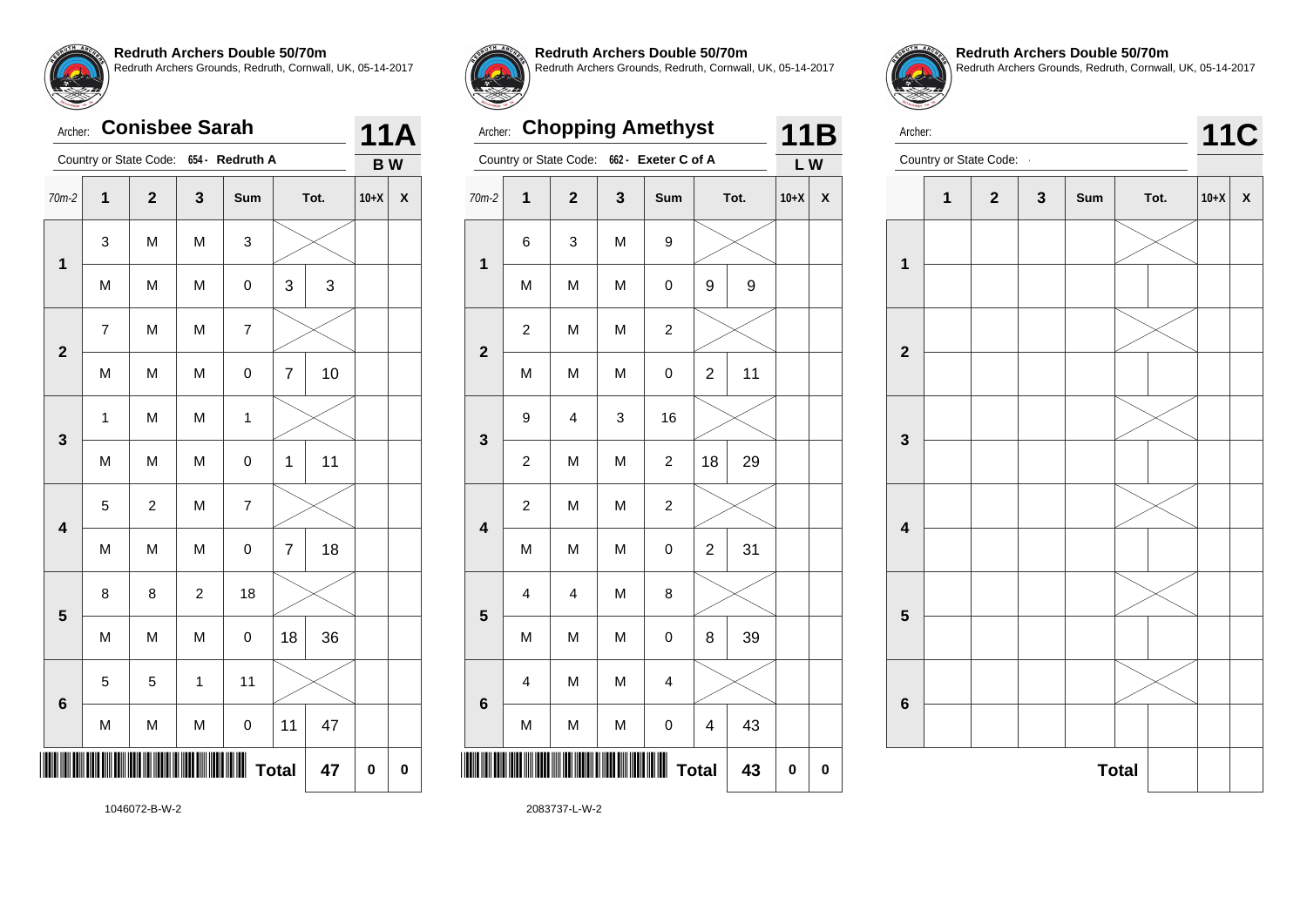**Redruth Archers Double 50/70m**
Redruth Archers Grounds, Redruth, Cornwall, UK, 05-14-2017

Archer: **Conisbee Sarah** — **11A**

Country or State Code: 654 - Redruth A — **B W**

| 70m-2 | 1 | 2 | 3 | Sum | Tot. | | 10+X | X |
|---|---|---|---|---|---|---|---|---|
| 1 | 3 | M | M | 3 | | | | |
| | M | M | M | 0 | 3 | 3 | | |
| 2 | 7 | M | M | 7 | | | | |
| | M | M | M | 0 | 7 | 10 | | |
| 3 | 1 | M | M | 1 | | | | |
| | M | M | M | 0 | 1 | 11 | | |
| 4 | 5 | 2 | M | 7 | | | | |
| | M | M | M | 0 | 7 | 18 | | |
| 5 | 8 | 8 | 2 | 18 | | | | |
| | M | M | M | 0 | 18 | 36 | | |
| 6 | 5 | 5 | 1 | 11 | | | | |
| | M | M | M | 0 | 11 | 47 | | |
| | | | | | **Total** | 47 | 0 | 0 |

1046072-B-W-2

**Redruth Archers Double 50/70m**
Redruth Archers Grounds, Redruth, Cornwall, UK, 05-14-2017

Archer: **Chopping Amethyst** — **11B**

Country or State Code: 662 - Exeter C of A — **L W**

| 70m-2 | 1 | 2 | 3 | Sum | Tot. | | 10+X | X |
|---|---|---|---|---|---|---|---|---|
| 1 | 6 | 3 | M | 9 | | | | |
| | M | M | M | 0 | 9 | 9 | | |
| 2 | 2 | M | M | 2 | | | | |
| | M | M | M | 0 | 2 | 11 | | |
| 3 | 9 | 4 | 3 | 16 | | | | |
| | 2 | M | M | 2 | 18 | 29 | | |
| 4 | 2 | M | M | 2 | | | | |
| | M | M | M | 0 | 2 | 31 | | |
| 5 | 4 | 4 | M | 8 | | | | |
| | M | M | M | 0 | 8 | 39 | | |
| 6 | 4 | M | M | 4 | | | | |
| | M | M | M | 0 | 4 | 43 | | |
| | | | | | **Total** | 43 | 0 | 0 |

2083737-L-W-2

**Redruth Archers Double 50/70m**
Redruth Archers Grounds, Redruth, Cornwall, UK, 05-14-2017

Archer: — **11C**

Country or State Code:

| | 1 | 2 | 3 | Sum | Tot. | | 10+X | X |
|---|---|---|---|---|---|---|---|---|
| 1 | | | | | | | | |
| | | | | | | | | |
| 2 | | | | | | | | |
| | | | | | | | | |
| 3 | | | | | | | | |
| | | | | | | | | |
| 4 | | | | | | | | |
| | | | | | | | | |
| 5 | | | | | | | | |
| | | | | | | | | |
| 6 | | | | | | | | |
| | | | | | | | | |
| | | | | | **Total** | | | |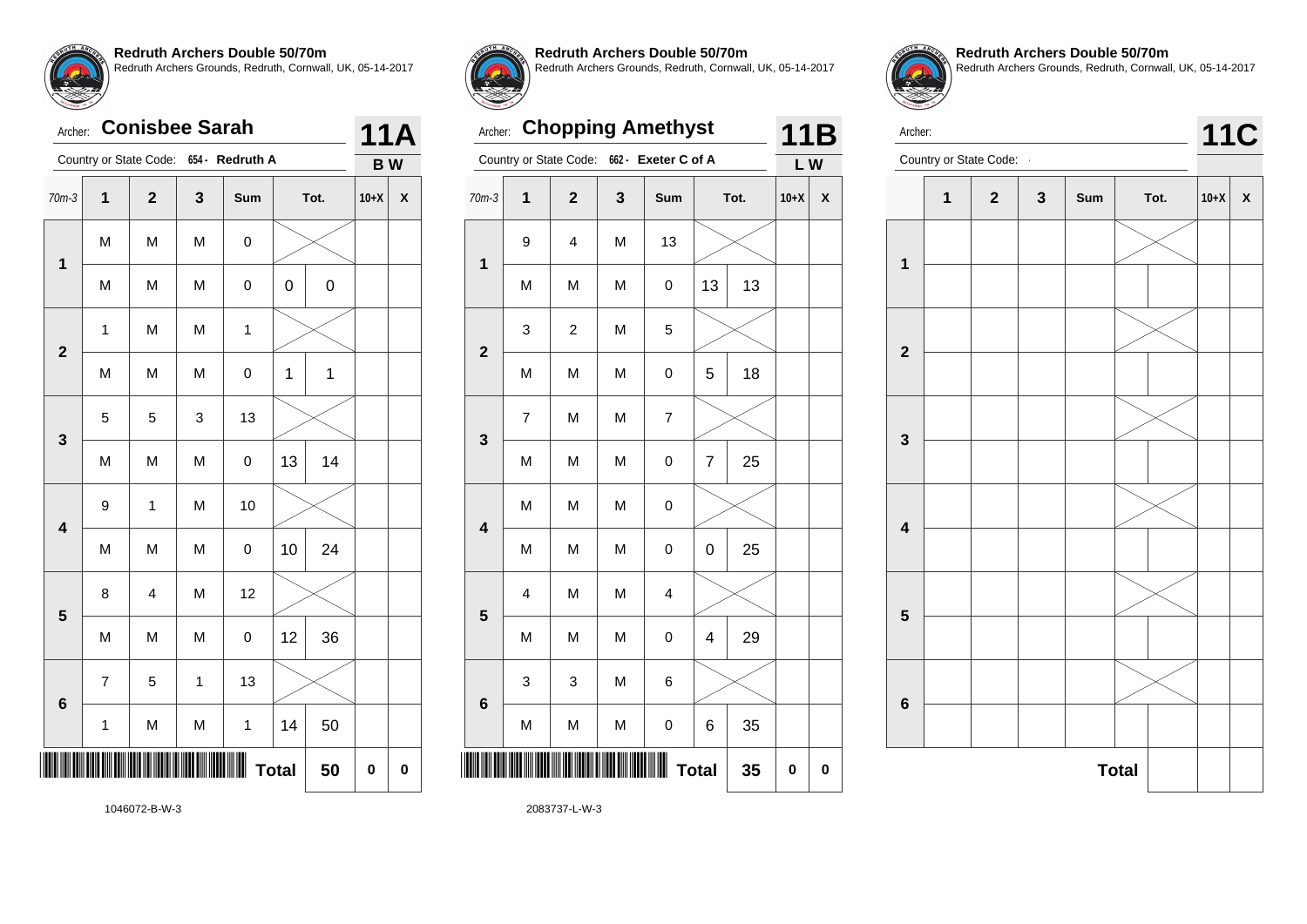**Redruth Archers Double 50/70m**
Redruth Archers Grounds, Redruth, Cornwall, UK, 05-14-2017

Archer: **Conisbee Sarah** — **11A**

Country or State Code: 654 - Redruth A — **B W**

| 70m-3 | 1 | 2 | 3 | Sum | Tot. | | 10+X | X |
|---|---|---|---|---|---|---|---|---|
| 1 | M | M | M | 0 | | | | |
| | M | M | M | 0 | 0 | 0 | | |
| 2 | 1 | M | M | 1 | | | | |
| | M | M | M | 0 | 1 | 1 | | |
| 3 | 5 | 5 | 3 | 13 | | | | |
| | M | M | M | 0 | 13 | 14 | | |
| 4 | 9 | 1 | M | 10 | | | | |
| | M | M | M | 0 | 10 | 24 | | |
| 5 | 8 | 4 | M | 12 | | | | |
| | M | M | M | 0 | 12 | 36 | | |
| 6 | 7 | 5 | 1 | 13 | | | | |
| | 1 | M | M | 1 | 14 | 50 | | |
| | | | | | **Total** | **50** | **0** | **0** |

1046072-B-W-3

**Redruth Archers Double 50/70m**
Redruth Archers Grounds, Redruth, Cornwall, UK, 05-14-2017

Archer: **Chopping Amethyst** — **11B**

Country or State Code: 662 - Exeter C of A — **L W**

| 70m-3 | 1 | 2 | 3 | Sum | Tot. | | 10+X | X |
|---|---|---|---|---|---|---|---|---|
| 1 | 9 | 4 | M | 13 | | | | |
| | M | M | M | 0 | 13 | 13 | | |
| 2 | 3 | 2 | M | 5 | | | | |
| | M | M | M | 0 | 5 | 18 | | |
| 3 | 7 | M | M | 7 | | | | |
| | M | M | M | 0 | 7 | 25 | | |
| 4 | M | M | M | 0 | | | | |
| | M | M | M | 0 | 0 | 25 | | |
| 5 | 4 | M | M | 4 | | | | |
| | M | M | M | 0 | 4 | 29 | | |
| 6 | 3 | 3 | M | 6 | | | | |
| | M | M | M | 0 | 6 | 35 | | |
| | | | | | **Total** | **35** | **0** | **0** |

2083737-L-W-3

**Redruth Archers Double 50/70m**
Redruth Archers Grounds, Redruth, Cornwall, UK, 05-14-2017

Archer: — **11C**

Country or State Code:

| | 1 | 2 | 3 | Sum | Tot. | | 10+X | X |
|---|---|---|---|---|---|---|---|---|
| 1 | | | | | | | | |
| | | | | | | | | |
| 2 | | | | | | | | |
| | | | | | | | | |
| 3 | | | | | | | | |
| | | | | | | | | |
| 4 | | | | | | | | |
| | | | | | | | | |
| 5 | | | | | | | | |
| | | | | | | | | |
| 6 | | | | | | | | |
| | | | | | | | | |
| | | | | | **Total** | | | |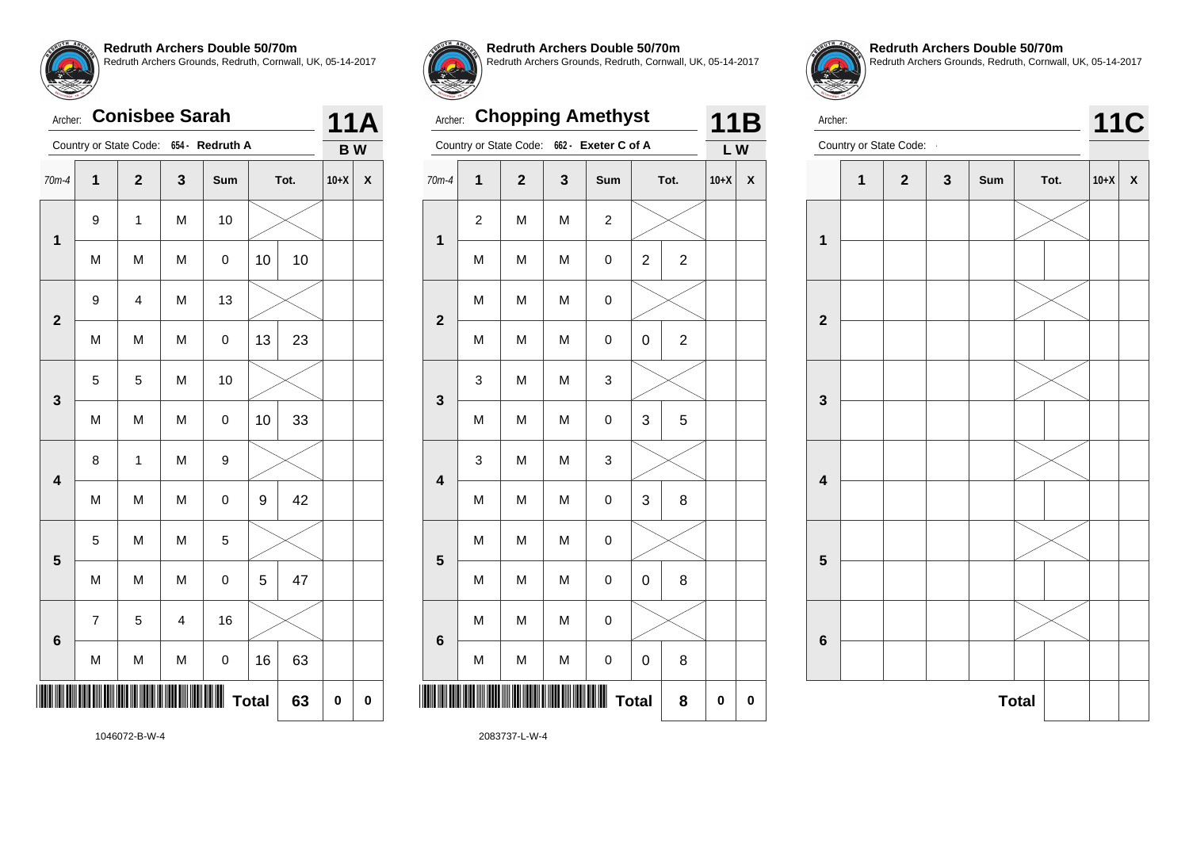## Redruth Archers Double 50/70m

Redruth Archers Grounds, Redruth, Cornwall, UK, 05-14-2017

Archer: **Conisbee Sarah** — **11A**

Country or State Code: 654 - **Redruth A** — **B W**

| 70m-4 | 1 | 2 | 3 | Sum | Tot. | | 10+X | X |
|---|---|---|---|---|---|---|---|---|
| 1 | 9 | 1 | M | 10 | | | | |
| | M | M | M | 0 | 10 | 10 | | |
| 2 | 9 | 4 | M | 13 | | | | |
| | M | M | M | 0 | 13 | 23 | | |
| 3 | 5 | 5 | M | 10 | | | | |
| | M | M | M | 0 | 10 | 33 | | |
| 4 | 8 | 1 | M | 9 | | | | |
| | M | M | M | 0 | 9 | 42 | | |
| 5 | 5 | M | M | 5 | | | | |
| | M | M | M | 0 | 5 | 47 | | |
| 6 | 7 | 5 | 4 | 16 | | | | |
| | M | M | M | 0 | 16 | 63 | | |
| | | | | | **Total** | 63 | 0 | 0 |

1046072-B-W-4

## Redruth Archers Double 50/70m

Redruth Archers Grounds, Redruth, Cornwall, UK, 05-14-2017

Archer: **Chopping Amethyst** — **11B**

Country or State Code: 662 - **Exeter C of A** — **L W**

| 70m-4 | 1 | 2 | 3 | Sum | Tot. | | 10+X | X |
|---|---|---|---|---|---|---|---|---|
| 1 | 2 | M | M | 2 | | | | |
| | M | M | M | 0 | 2 | 2 | | |
| 2 | M | M | M | 0 | | | | |
| | M | M | M | 0 | 0 | 2 | | |
| 3 | 3 | M | M | 3 | | | | |
| | M | M | M | 0 | 3 | 5 | | |
| 4 | 3 | M | M | 3 | | | | |
| | M | M | M | 0 | 3 | 8 | | |
| 5 | M | M | M | 0 | | | | |
| | M | M | M | 0 | 0 | 8 | | |
| 6 | M | M | M | 0 | | | | |
| | M | M | M | 0 | 0 | 8 | | |
| | | | | | **Total** | 8 | 0 | 0 |

2083737-L-W-4

## Redruth Archers Double 50/70m

Redruth Archers Grounds, Redruth, Cornwall, UK, 05-14-2017

Archer: — **11C**

Country or State Code:

| | 1 | 2 | 3 | Sum | Tot. | | 10+X | X |
|---|---|---|---|---|---|---|---|---|
| 1 | | | | | | | | |
| | | | | | | | | |
| 2 | | | | | | | | |
| | | | | | | | | |
| 3 | | | | | | | | |
| | | | | | | | | |
| 4 | | | | | | | | |
| | | | | | | | | |
| 5 | | | | | | | | |
| | | | | | | | | |
| 6 | | | | | | | | |
| | | | | | | | | |
| | | | | | **Total** | | | |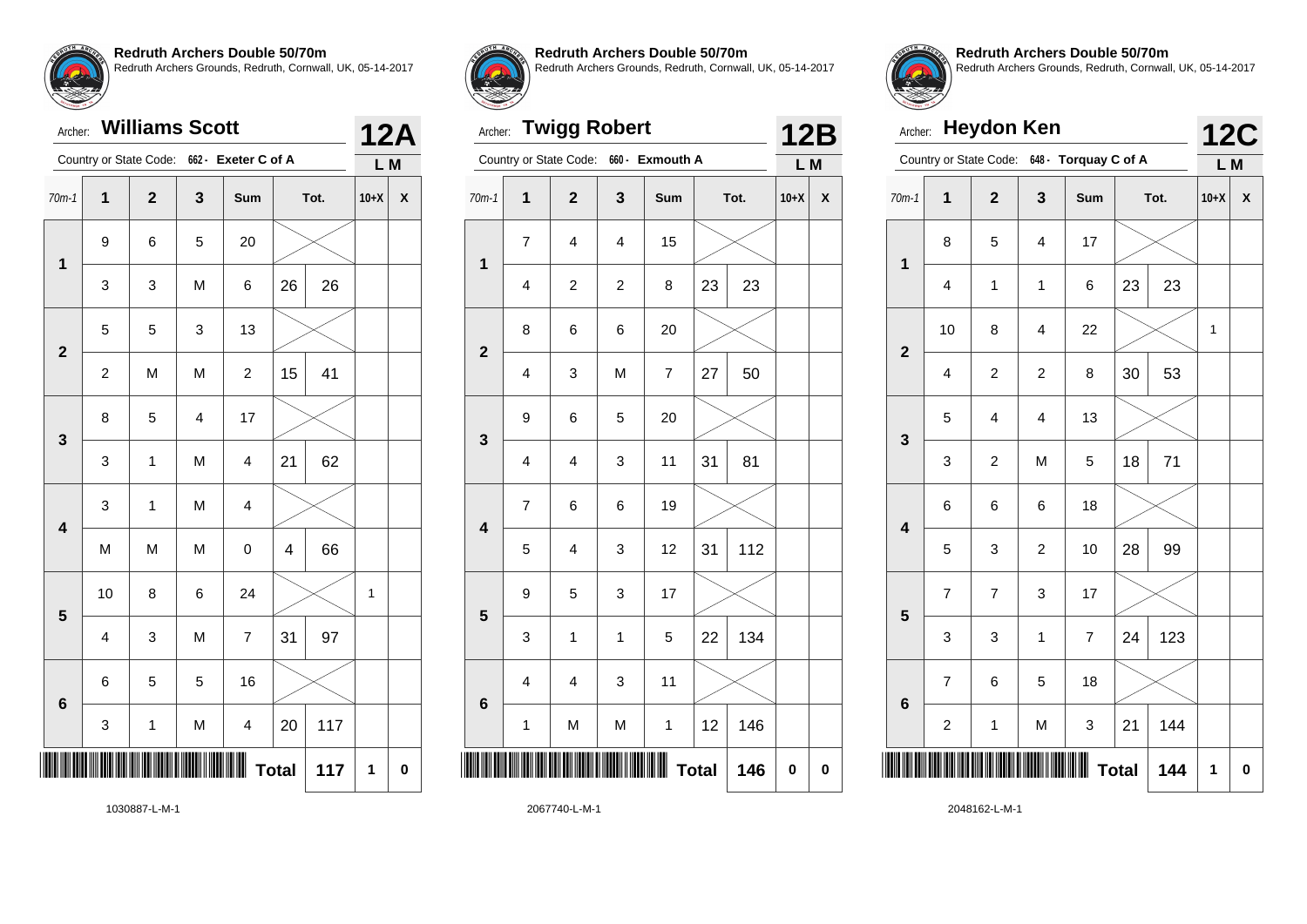**Redruth Archers Double 50/70m**
Redruth Archers Grounds, Redruth, Cornwall, UK, 05-14-2017

Archer: **Williams Scott** — **12A**
Country or State Code: 662 - Exeter C of A — L M

| 70m-1 | 1 | 2 | 3 | Sum | Tot. | | 10+X | X |
|---|---|---|---|---|---|---|---|---|
| 1 | 9 | 6 | 5 | 20 | | | | |
| | 3 | 3 | M | 6 | 26 | 26 | | |
| 2 | 5 | 5 | 3 | 13 | | | | |
| | 2 | M | M | 2 | 15 | 41 | | |
| 3 | 8 | 5 | 4 | 17 | | | | |
| | 3 | 1 | M | 4 | 21 | 62 | | |
| 4 | 3 | 1 | M | 4 | | | | |
| | M | M | M | 0 | 4 | 66 | | |
| 5 | 10 | 8 | 6 | 24 | | | 1 | |
| | 4 | 3 | M | 7 | 31 | 97 | | |
| 6 | 6 | 5 | 5 | 16 | | | | |
| | 3 | 1 | M | 4 | 20 | 117 | | |
| | | | | | **Total** | 117 | 1 | 0 |

1030887-L-M-1

**Redruth Archers Double 50/70m**
Redruth Archers Grounds, Redruth, Cornwall, UK, 05-14-2017

Archer: **Twigg Robert** — **12B**
Country or State Code: 660 - Exmouth A — L M

| 70m-1 | 1 | 2 | 3 | Sum | Tot. | | 10+X | X |
|---|---|---|---|---|---|---|---|---|
| 1 | 7 | 4 | 4 | 15 | | | | |
| | 4 | 2 | 2 | 8 | 23 | 23 | | |
| 2 | 8 | 6 | 6 | 20 | | | | |
| | 4 | 3 | M | 7 | 27 | 50 | | |
| 3 | 9 | 6 | 5 | 20 | | | | |
| | 4 | 4 | 3 | 11 | 31 | 81 | | |
| 4 | 7 | 6 | 6 | 19 | | | | |
| | 5 | 4 | 3 | 12 | 31 | 112 | | |
| 5 | 9 | 5 | 3 | 17 | | | | |
| | 3 | 1 | 1 | 5 | 22 | 134 | | |
| 6 | 4 | 4 | 3 | 11 | | | | |
| | 1 | M | M | 1 | 12 | 146 | | |
| | | | | | **Total** | 146 | 0 | 0 |

2067740-L-M-1

**Redruth Archers Double 50/70m**
Redruth Archers Grounds, Redruth, Cornwall, UK, 05-14-2017

Archer: **Heydon Ken** — **12C**
Country or State Code: 648 - Torquay C of A — L M

| 70m-1 | 1 | 2 | 3 | Sum | Tot. | | 10+X | X |
|---|---|---|---|---|---|---|---|---|
| 1 | 8 | 5 | 4 | 17 | | | | |
| | 4 | 1 | 1 | 6 | 23 | 23 | | |
| 2 | 10 | 8 | 4 | 22 | | | 1 | |
| | 4 | 2 | 2 | 8 | 30 | 53 | | |
| 3 | 5 | 4 | 4 | 13 | | | | |
| | 3 | 2 | M | 5 | 18 | 71 | | |
| 4 | 6 | 6 | 6 | 18 | | | | |
| | 5 | 3 | 2 | 10 | 28 | 99 | | |
| 5 | 7 | 7 | 3 | 17 | | | | |
| | 3 | 3 | 1 | 7 | 24 | 123 | | |
| 6 | 7 | 6 | 5 | 18 | | | | |
| | 2 | 1 | M | 3 | 21 | 144 | | |
| | | | | | **Total** | 144 | 1 | 0 |

2048162-L-M-1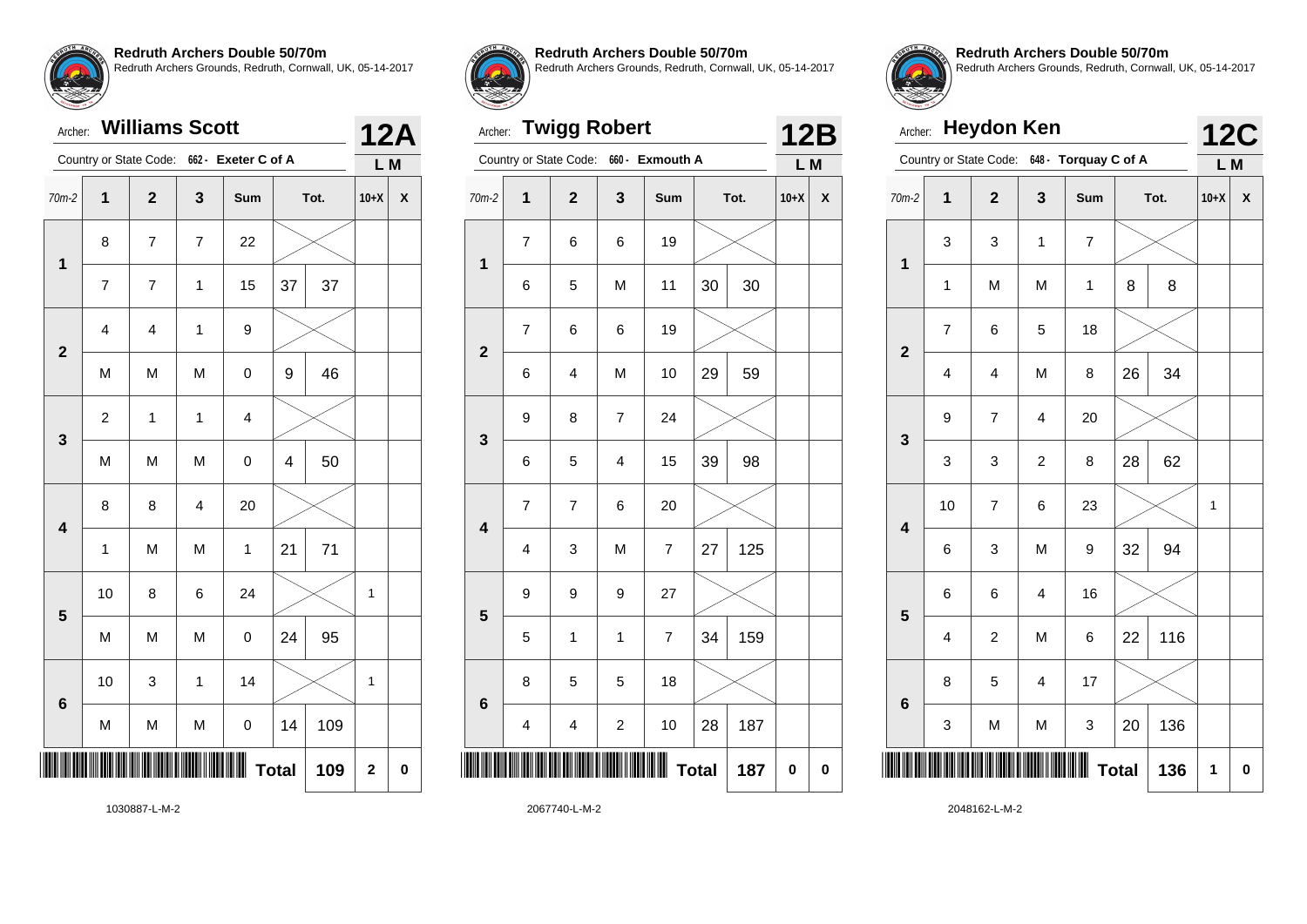**Redruth Archers Double 50/70m**
Redruth Archers Grounds, Redruth, Cornwall, UK, 05-14-2017

Archer: **Williams Scott** — **12A**

Country or State Code: 662 - Exeter C of A — L M

| 70m-2 | 1 | 2 | 3 | Sum | Tot. | | 10+X | X |
|---|---|---|---|---|---|---|---|---|
| 1 | 8 | 7 | 7 | 22 | | | | |
| | 7 | 7 | 1 | 15 | 37 | 37 | | |
| 2 | 4 | 4 | 1 | 9 | | | | |
| | M | M | M | 0 | 9 | 46 | | |
| 3 | 2 | 1 | 1 | 4 | | | | |
| | M | M | M | 0 | 4 | 50 | | |
| 4 | 8 | 8 | 4 | 20 | | | | |
| | 1 | M | M | 1 | 21 | 71 | | |
| 5 | 10 | 8 | 6 | 24 | | | 1 | |
| | M | M | M | 0 | 24 | 95 | | |
| 6 | 10 | 3 | 1 | 14 | | | 1 | |
| | M | M | M | 0 | 14 | 109 | | |
| | | | | | **Total** | 109 | 2 | 0 |

1030887-L-M-2

**Redruth Archers Double 50/70m**
Redruth Archers Grounds, Redruth, Cornwall, UK, 05-14-2017

Archer: **Twigg Robert** — **12B**

Country or State Code: 660 - Exmouth A — L M

| 70m-2 | 1 | 2 | 3 | Sum | Tot. | | 10+X | X |
|---|---|---|---|---|---|---|---|---|
| 1 | 7 | 6 | 6 | 19 | | | | |
| | 6 | 5 | M | 11 | 30 | 30 | | |
| 2 | 7 | 6 | 6 | 19 | | | | |
| | 6 | 4 | M | 10 | 29 | 59 | | |
| 3 | 9 | 8 | 7 | 24 | | | | |
| | 6 | 5 | 4 | 15 | 39 | 98 | | |
| 4 | 7 | 7 | 6 | 20 | | | | |
| | 4 | 3 | M | 7 | 27 | 125 | | |
| 5 | 9 | 9 | 9 | 27 | | | | |
| | 5 | 1 | 1 | 7 | 34 | 159 | | |
| 6 | 8 | 5 | 5 | 18 | | | | |
| | 4 | 4 | 2 | 10 | 28 | 187 | | |
| | | | | | **Total** | 187 | 0 | 0 |

2067740-L-M-2

**Redruth Archers Double 50/70m**
Redruth Archers Grounds, Redruth, Cornwall, UK, 05-14-2017

Archer: **Heydon Ken** — **12C**

Country or State Code: 648 - Torquay C of A — L M

| 70m-2 | 1 | 2 | 3 | Sum | Tot. | | 10+X | X |
|---|---|---|---|---|---|---|---|---|
| 1 | 3 | 3 | 1 | 7 | | | | |
| | 1 | M | M | 1 | 8 | 8 | | |
| 2 | 7 | 6 | 5 | 18 | | | | |
| | 4 | 4 | M | 8 | 26 | 34 | | |
| 3 | 9 | 7 | 4 | 20 | | | | |
| | 3 | 3 | 2 | 8 | 28 | 62 | | |
| 4 | 10 | 7 | 6 | 23 | | | 1 | |
| | 6 | 3 | M | 9 | 32 | 94 | | |
| 5 | 6 | 6 | 4 | 16 | | | | |
| | 4 | 2 | M | 6 | 22 | 116 | | |
| 6 | 8 | 5 | 4 | 17 | | | | |
| | 3 | M | M | 3 | 20 | 136 | | |
| | | | | | **Total** | 136 | 1 | 0 |

2048162-L-M-2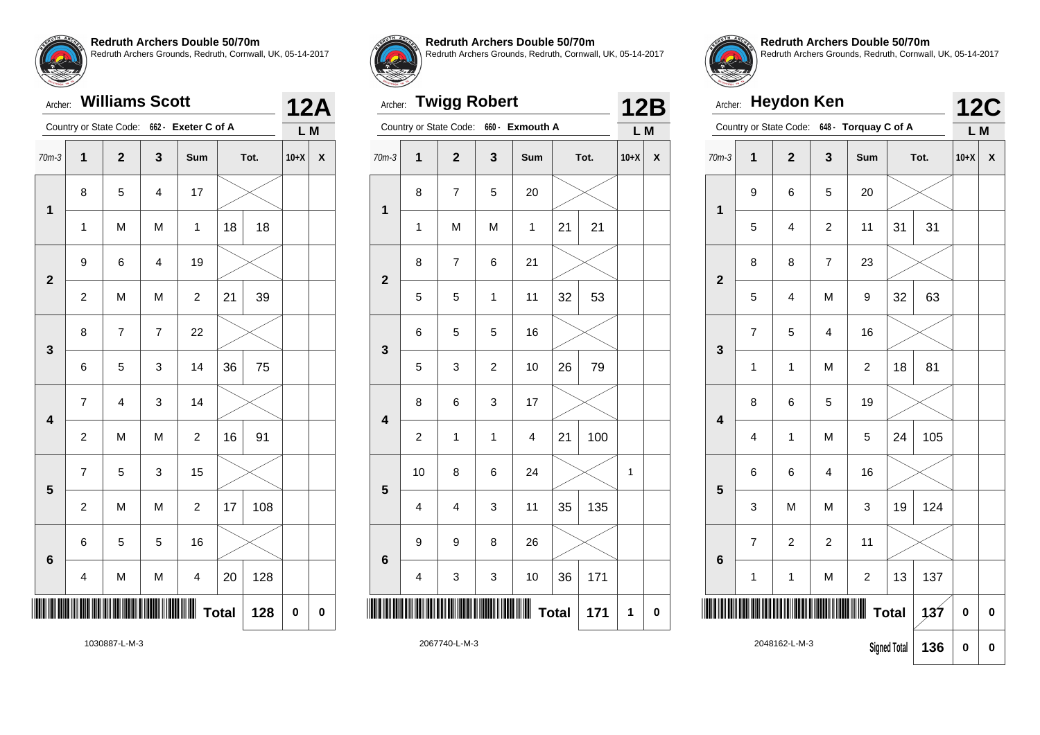**Redruth Archers Double 50/70m**
Redruth Archers Grounds, Redruth, Cornwall, UK, 05-14-2017

Archer: **Williams Scott** — **12A**

Country or State Code: 662 - Exeter C of A — L M

| 70m-3 | 1 | 2 | 3 | Sum | Tot. | | 10+X | X |
|---|---|---|---|---|---|---|---|---|
| 1 | 8 | 5 | 4 | 17 | | | | |
| | 1 | M | M | 1 | 18 | 18 | | |
| 2 | 9 | 6 | 4 | 19 | | | | |
| | 2 | M | M | 2 | 21 | 39 | | |
| 3 | 8 | 7 | 7 | 22 | | | | |
| | 6 | 5 | 3 | 14 | 36 | 75 | | |
| 4 | 7 | 4 | 3 | 14 | | | | |
| | 2 | M | M | 2 | 16 | 91 | | |
| 5 | 7 | 5 | 3 | 15 | | | | |
| | 2 | M | M | 2 | 17 | 108 | | |
| 6 | 6 | 5 | 5 | 16 | | | | |
| | 4 | M | M | 4 | 20 | 128 | | |
| | | | | | **Total** | 128 | 0 | 0 |

1030887-L-M-3

**Redruth Archers Double 50/70m**
Redruth Archers Grounds, Redruth, Cornwall, UK, 05-14-2017

Archer: **Twigg Robert** — **12B**

Country or State Code: 660 - Exmouth A — L M

| 70m-3 | 1 | 2 | 3 | Sum | Tot. | | 10+X | X |
|---|---|---|---|---|---|---|---|---|
| 1 | 8 | 7 | 5 | 20 | | | | |
| | 1 | M | M | 1 | 21 | 21 | | |
| 2 | 8 | 7 | 6 | 21 | | | | |
| | 5 | 5 | 1 | 11 | 32 | 53 | | |
| 3 | 6 | 5 | 5 | 16 | | | | |
| | 5 | 3 | 2 | 10 | 26 | 79 | | |
| 4 | 8 | 6 | 3 | 17 | | | | |
| | 2 | 1 | 1 | 4 | 21 | 100 | | |
| 5 | 10 | 8 | 6 | 24 | | | 1 | |
| | 4 | 4 | 3 | 11 | 35 | 135 | | |
| 6 | 9 | 9 | 8 | 26 | | | | |
| | 4 | 3 | 3 | 10 | 36 | 171 | | |
| | | | | | **Total** | 171 | 1 | 0 |

2067740-L-M-3

**Redruth Archers Double 50/70m**
Redruth Archers Grounds, Redruth, Cornwall, UK, 05-14-2017

Archer: **Heydon Ken** — **12C**

Country or State Code: 648 - Torquay C of A — L M

| 70m-3 | 1 | 2 | 3 | Sum | Tot. | | 10+X | X |
|---|---|---|---|---|---|---|---|---|
| 1 | 9 | 6 | 5 | 20 | | | | |
| | 5 | 4 | 2 | 11 | 31 | 31 | | |
| 2 | 8 | 8 | 7 | 23 | | | | |
| | 5 | 4 | M | 9 | 32 | 63 | | |
| 3 | 7 | 5 | 4 | 16 | | | | |
| | 1 | 1 | M | 2 | 18 | 81 | | |
| 4 | 8 | 6 | 5 | 19 | | | | |
| | 4 | 1 | M | 5 | 24 | 105 | | |
| 5 | 6 | 6 | 4 | 16 | | | | |
| | 3 | M | M | 3 | 19 | 124 | | |
| 6 | 7 | 2 | 2 | 11 | | | | |
| | 1 | 1 | M | 2 | 13 | 137 | | |
| | | | | | **Total** | 137 | 0 | 0 |
| | | | | | **Signed Total** | 136 | 0 | 0 |

2048162-L-M-3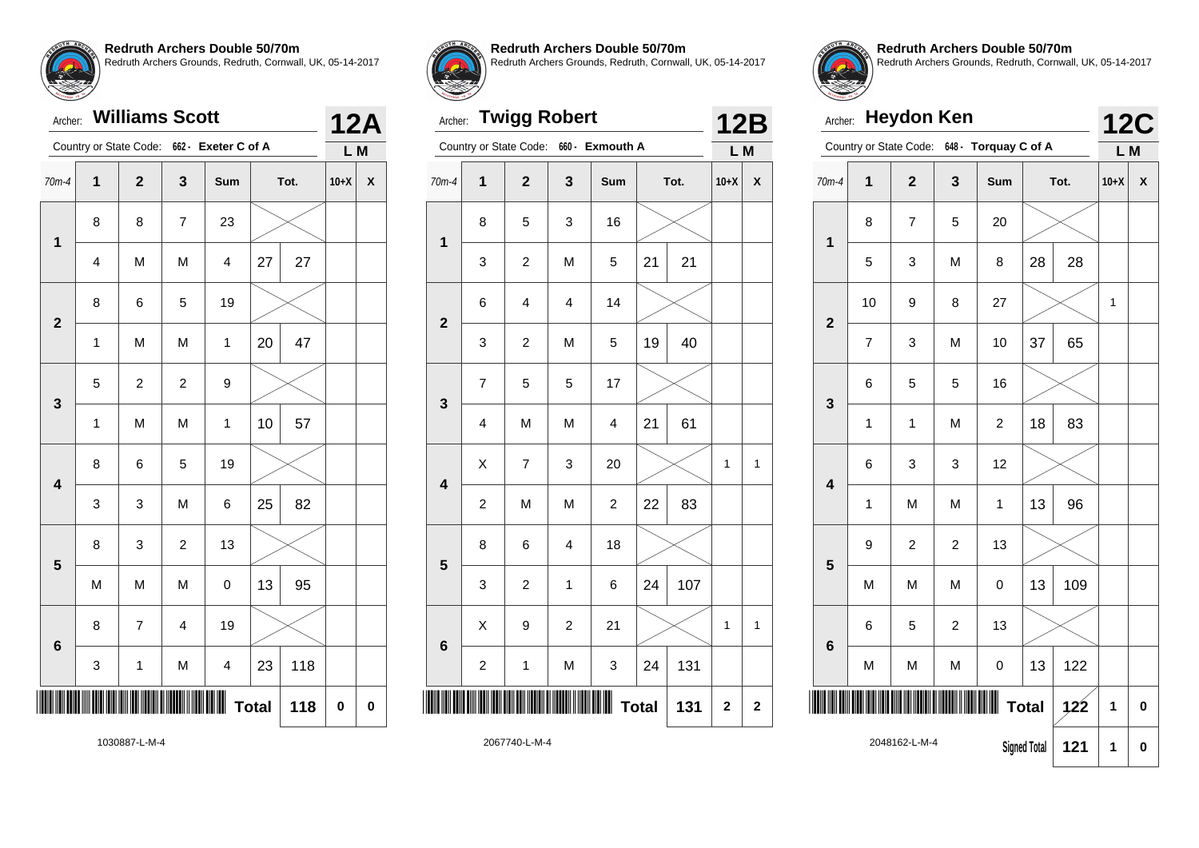**Redruth Archers Double 50/70m**
Redruth Archers Grounds, Redruth, Cornwall, UK, 05-14-2017

Archer: **Williams Scott** — **12A**

Country or State Code: 662 - Exeter C of A — L M

| 70m-4 | 1 | 2 | 3 | Sum | Tot. | | 10+X | X |
|---|---|---|---|---|---|---|---|---|
| 1 | 8 | 8 | 7 | 23 | | | | |
| | 4 | M | M | 4 | 27 | 27 | | |
| 2 | 8 | 6 | 5 | 19 | | | | |
| | 1 | M | M | 1 | 20 | 47 | | |
| 3 | 5 | 2 | 2 | 9 | | | | |
| | 1 | M | M | 1 | 10 | 57 | | |
| 4 | 8 | 6 | 5 | 19 | | | | |
| | 3 | 3 | M | 6 | 25 | 82 | | |
| 5 | 8 | 3 | 2 | 13 | | | | |
| | M | M | M | 0 | 13 | 95 | | |
| 6 | 8 | 7 | 4 | 19 | | | | |
| | 3 | 1 | M | 4 | 23 | 118 | | |
| | | | | | **Total** | **118** | **0** | **0** |

1030887-L-M-4

**Redruth Archers Double 50/70m**
Redruth Archers Grounds, Redruth, Cornwall, UK, 05-14-2017

Archer: **Twigg Robert** — **12B**

Country or State Code: 660 - Exmouth A — L M

| 70m-4 | 1 | 2 | 3 | Sum | Tot. | | 10+X | X |
|---|---|---|---|---|---|---|---|---|
| 1 | 8 | 5 | 3 | 16 | | | | |
| | 3 | 2 | M | 5 | 21 | 21 | | |
| 2 | 6 | 4 | 4 | 14 | | | | |
| | 3 | 2 | M | 5 | 19 | 40 | | |
| 3 | 7 | 5 | 5 | 17 | | | | |
| | 4 | M | M | 4 | 21 | 61 | | |
| 4 | X | 7 | 3 | 20 | | | 1 | 1 |
| | 2 | M | M | 2 | 22 | 83 | | |
| 5 | 8 | 6 | 4 | 18 | | | | |
| | 3 | 2 | 1 | 6 | 24 | 107 | | |
| 6 | X | 9 | 2 | 21 | | | 1 | 1 |
| | 2 | 1 | M | 3 | 24 | 131 | | |
| | | | | | **Total** | **131** | **2** | **2** |

2067740-L-M-4

**Redruth Archers Double 50/70m**
Redruth Archers Grounds, Redruth, Cornwall, UK, 05-14-2017

Archer: **Heydon Ken** — **12C**

Country or State Code: 648 - Torquay C of A — L M

| 70m-4 | 1 | 2 | 3 | Sum | Tot. | | 10+X | X |
|---|---|---|---|---|---|---|---|---|
| 1 | 8 | 7 | 5 | 20 | | | | |
| | 5 | 3 | M | 8 | 28 | 28 | | |
| 2 | 10 | 9 | 8 | 27 | | | 1 | |
| | 7 | 3 | M | 10 | 37 | 65 | | |
| 3 | 6 | 5 | 5 | 16 | | | | |
| | 1 | 1 | M | 2 | 18 | 83 | | |
| 4 | 6 | 3 | 3 | 12 | | | | |
| | 1 | M | M | 1 | 13 | 96 | | |
| 5 | 9 | 2 | 2 | 13 | | | | |
| | M | M | M | 0 | 13 | 109 | | |
| 6 | 6 | 5 | 2 | 13 | | | | |
| | M | M | M | 0 | 13 | 122 | | |
| | | | | | **Total** | **122** | **1** | **0** |
| | | | | | **Signed Total** | **121** | **1** | **0** |

2048162-L-M-4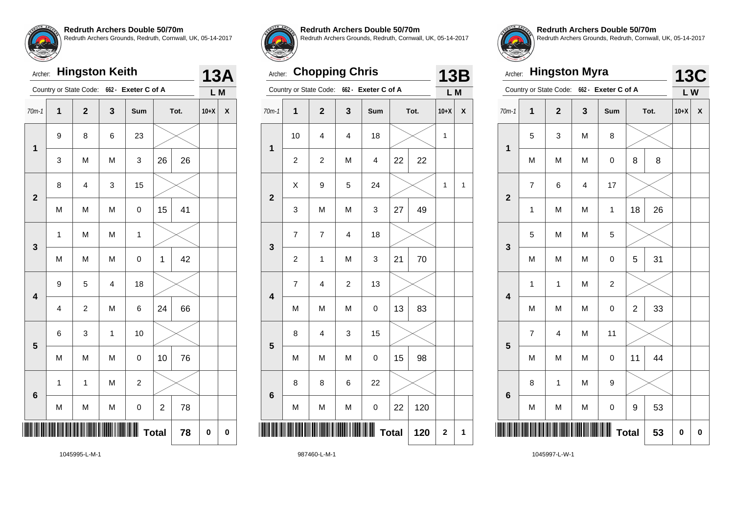**Redruth Archers Double 50/70m**
Redruth Archers Grounds, Redruth, Cornwall, UK, 05-14-2017

Archer: **Hingston Keith** — **13A**

Country or State Code: 662 - Exeter C of A — L M

| 70m-1 | 1 | 2 | 3 | Sum | | Tot. | 10+X | X |
|---|---|---|---|---|---|---|---|---|
| 1 | 9 | 8 | 6 | 23 | | | | |
| | 3 | M | M | 3 | 26 | 26 | | |
| 2 | 8 | 4 | 3 | 15 | | | | |
| | M | M | M | 0 | 15 | 41 | | |
| 3 | 1 | M | M | 1 | | | | |
| | M | M | M | 0 | 1 | 42 | | |
| 4 | 9 | 5 | 4 | 18 | | | | |
| | 4 | 2 | M | 6 | 24 | 66 | | |
| 5 | 6 | 3 | 1 | 10 | | | | |
| | M | M | M | 0 | 10 | 76 | | |
| 6 | 1 | 1 | M | 2 | | | | |
| | M | M | M | 0 | 2 | 78 | | |
| | | | | | **Total** | **78** | **0** | **0** |

1045995-L-M-1

**Redruth Archers Double 50/70m**
Redruth Archers Grounds, Redruth, Cornwall, UK, 05-14-2017

Archer: **Chopping Chris** — **13B**

Country or State Code: 662 - Exeter C of A — L M

| 70m-1 | 1 | 2 | 3 | Sum | | Tot. | 10+X | X |
|---|---|---|---|---|---|---|---|---|
| 1 | 10 | 4 | 4 | 18 | | | 1 | |
| | 2 | 2 | M | 4 | 22 | 22 | | |
| 2 | X | 9 | 5 | 24 | | | 1 | 1 |
| | 3 | M | M | 3 | 27 | 49 | | |
| 3 | 7 | 7 | 4 | 18 | | | | |
| | 2 | 1 | M | 3 | 21 | 70 | | |
| 4 | 7 | 4 | 2 | 13 | | | | |
| | M | M | M | 0 | 13 | 83 | | |
| 5 | 8 | 4 | 3 | 15 | | | | |
| | M | M | M | 0 | 15 | 98 | | |
| 6 | 8 | 8 | 6 | 22 | | | | |
| | M | M | M | 0 | 22 | 120 | | |
| | | | | | **Total** | **120** | **2** | **1** |

987460-L-M-1

**Redruth Archers Double 50/70m**
Redruth Archers Grounds, Redruth, Cornwall, UK, 05-14-2017

Archer: **Hingston Myra** — **13C**

Country or State Code: 662 - Exeter C of A — L W

| 70m-1 | 1 | 2 | 3 | Sum | | Tot. | 10+X | X |
|---|---|---|---|---|---|---|---|---|
| 1 | 5 | 3 | M | 8 | | | | |
| | M | M | M | 0 | 8 | 8 | | |
| 2 | 7 | 6 | 4 | 17 | | | | |
| | 1 | M | M | 1 | 18 | 26 | | |
| 3 | 5 | M | M | 5 | | | | |
| | M | M | M | 0 | 5 | 31 | | |
| 4 | 1 | 1 | M | 2 | | | | |
| | M | M | M | 0 | 2 | 33 | | |
| 5 | 7 | 4 | M | 11 | | | | |
| | M | M | M | 0 | 11 | 44 | | |
| 6 | 8 | 1 | M | 9 | | | | |
| | M | M | M | 0 | 9 | 53 | | |
| | | | | | **Total** | **53** | **0** | **0** |

1045997-L-W-1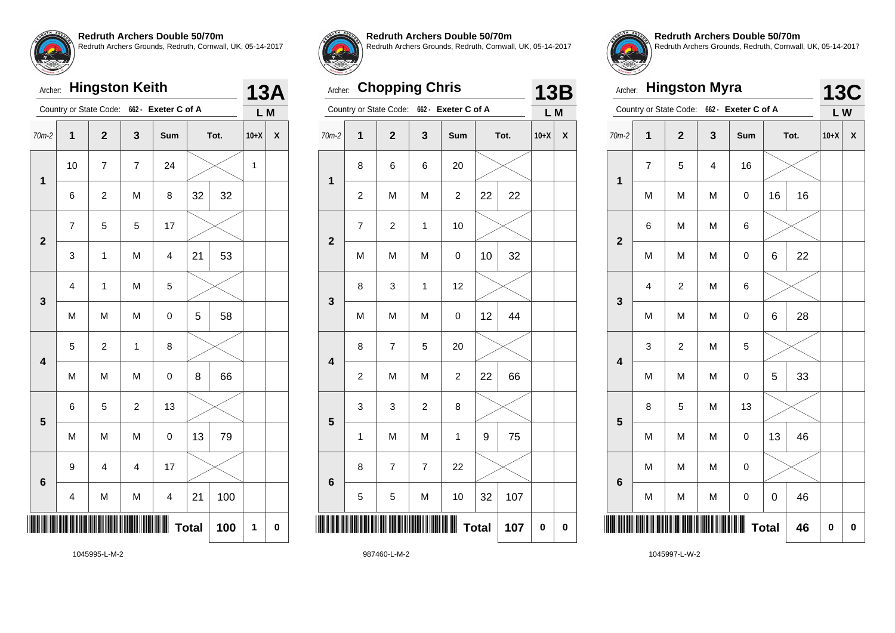**Redruth Archers Double 50/70m**
Redruth Archers Grounds, Redruth, Cornwall, UK, 05-14-2017

Archer: **Hingston Keith** — **13A**

Country or State Code: 662 - Exeter C of A — L M

| 70m-2 | 1 | 2 | 3 | Sum | | Tot. | 10+X | X |
|---|---|---|---|---|---|---|---|---|
| 1 | 10 | 7 | 7 | 24 | | | 1 | |
| | 6 | 2 | M | 8 | 32 | 32 | | |
| 2 | 7 | 5 | 5 | 17 | | | | |
| | 3 | 1 | M | 4 | 21 | 53 | | |
| 3 | 4 | 1 | M | 5 | | | | |
| | M | M | M | 0 | 5 | 58 | | |
| 4 | 5 | 2 | 1 | 8 | | | | |
| | M | M | M | 0 | 8 | 66 | | |
| 5 | 6 | 5 | 2 | 13 | | | | |
| | M | M | M | 0 | 13 | 79 | | |
| 6 | 9 | 4 | 4 | 17 | | | | |
| | 4 | M | M | 4 | 21 | 100 | | |
| | | | | | **Total** | **100** | **1** | **0** |

1045995-L-M-2

**Redruth Archers Double 50/70m**
Redruth Archers Grounds, Redruth, Cornwall, UK, 05-14-2017

Archer: **Chopping Chris** — **13B**

Country or State Code: 662 - Exeter C of A — L M

| 70m-2 | 1 | 2 | 3 | Sum | | Tot. | 10+X | X |
|---|---|---|---|---|---|---|---|---|
| 1 | 8 | 6 | 6 | 20 | | | | |
| | 2 | M | M | 2 | 22 | 22 | | |
| 2 | 7 | 2 | 1 | 10 | | | | |
| | M | M | M | 0 | 10 | 32 | | |
| 3 | 8 | 3 | 1 | 12 | | | | |
| | M | M | M | 0 | 12 | 44 | | |
| 4 | 8 | 7 | 5 | 20 | | | | |
| | 2 | M | M | 2 | 22 | 66 | | |
| 5 | 3 | 3 | 2 | 8 | | | | |
| | 1 | M | M | 1 | 9 | 75 | | |
| 6 | 8 | 7 | 7 | 22 | | | | |
| | 5 | 5 | M | 10 | 32 | 107 | | |
| | | | | | **Total** | **107** | **0** | **0** |

987460-L-M-2

**Redruth Archers Double 50/70m**
Redruth Archers Grounds, Redruth, Cornwall, UK, 05-14-2017

Archer: **Hingston Myra** — **13C**

Country or State Code: 662 - Exeter C of A — L W

| 70m-2 | 1 | 2 | 3 | Sum | | Tot. | 10+X | X |
|---|---|---|---|---|---|---|---|---|
| 1 | 7 | 5 | 4 | 16 | | | | |
| | M | M | M | 0 | 16 | 16 | | |
| 2 | 6 | M | M | 6 | | | | |
| | M | M | M | 0 | 6 | 22 | | |
| 3 | 4 | 2 | M | 6 | | | | |
| | M | M | M | 0 | 6 | 28 | | |
| 4 | 3 | 2 | M | 5 | | | | |
| | M | M | M | 0 | 5 | 33 | | |
| 5 | 8 | 5 | M | 13 | | | | |
| | M | M | M | 0 | 13 | 46 | | |
| 6 | M | M | M | 0 | | | | |
| | M | M | M | 0 | 0 | 46 | | |
| | | | | | **Total** | **46** | **0** | **0** |

1045997-L-W-2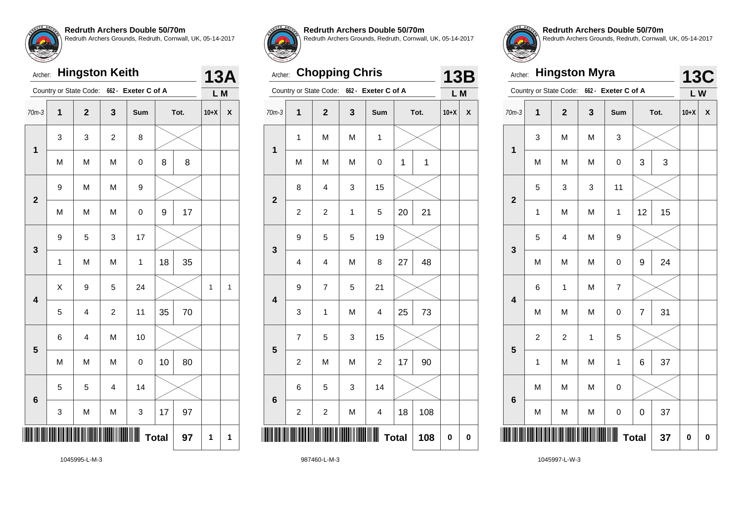**Redruth Archers Double 50/70m**
Redruth Archers Grounds, Redruth, Cornwall, UK, 05-14-2017

Archer: **Hingston Keith** — **13A**

Country or State Code: 662 - Exeter C of A — L M

| 70m-3 | 1 | 2 | 3 | Sum | | Tot. | 10+X | X |
|---|---|---|---|---|---|---|---|---|
| 1 | 3 | 3 | 2 | 8 | | | | |
| | M | M | M | 0 | 8 | 8 | | |
| 2 | 9 | M | M | 9 | | | | |
| | M | M | M | 0 | 9 | 17 | | |
| 3 | 9 | 5 | 3 | 17 | | | | |
| | 1 | M | M | 1 | 18 | 35 | | |
| 4 | X | 9 | 5 | 24 | | | 1 | 1 |
| | 5 | 4 | 2 | 11 | 35 | 70 | | |
| 5 | 6 | 4 | M | 10 | | | | |
| | M | M | M | 0 | 10 | 80 | | |
| 6 | 5 | 5 | 4 | 14 | | | | |
| | 3 | M | M | 3 | 17 | 97 | | |
| | | | | | **Total** | **97** | **1** | **1** |

1045995-L-M-3

**Redruth Archers Double 50/70m**
Redruth Archers Grounds, Redruth, Cornwall, UK, 05-14-2017

Archer: **Chopping Chris** — **13B**

Country or State Code: 662 - Exeter C of A — L M

| 70m-3 | 1 | 2 | 3 | Sum | | Tot. | 10+X | X |
|---|---|---|---|---|---|---|---|---|
| 1 | 1 | M | M | 1 | | | | |
| | M | M | M | 0 | 1 | 1 | | |
| 2 | 8 | 4 | 3 | 15 | | | | |
| | 2 | 2 | 1 | 5 | 20 | 21 | | |
| 3 | 9 | 5 | 5 | 19 | | | | |
| | 4 | 4 | M | 8 | 27 | 48 | | |
| 4 | 9 | 7 | 5 | 21 | | | | |
| | 3 | 1 | M | 4 | 25 | 73 | | |
| 5 | 7 | 5 | 3 | 15 | | | | |
| | 2 | M | M | 2 | 17 | 90 | | |
| 6 | 6 | 5 | 3 | 14 | | | | |
| | 2 | 2 | M | 4 | 18 | 108 | | |
| | | | | | **Total** | **108** | **0** | **0** |

987460-L-M-3

**Redruth Archers Double 50/70m**
Redruth Archers Grounds, Redruth, Cornwall, UK, 05-14-2017

Archer: **Hingston Myra** — **13C**

Country or State Code: 662 - Exeter C of A — L W

| 70m-3 | 1 | 2 | 3 | Sum | | Tot. | 10+X | X |
|---|---|---|---|---|---|---|---|---|
| 1 | 3 | M | M | 3 | | | | |
| | M | M | M | 0 | 3 | 3 | | |
| 2 | 5 | 3 | 3 | 11 | | | | |
| | 1 | M | M | 1 | 12 | 15 | | |
| 3 | 5 | 4 | M | 9 | | | | |
| | M | M | M | 0 | 9 | 24 | | |
| 4 | 6 | 1 | M | 7 | | | | |
| | M | M | M | 0 | 7 | 31 | | |
| 5 | 2 | 2 | 1 | 5 | | | | |
| | 1 | M | M | 1 | 6 | 37 | | |
| 6 | M | M | M | 0 | | | | |
| | M | M | M | 0 | 0 | 37 | | |
| | | | | | **Total** | **37** | **0** | **0** |

1045997-L-W-3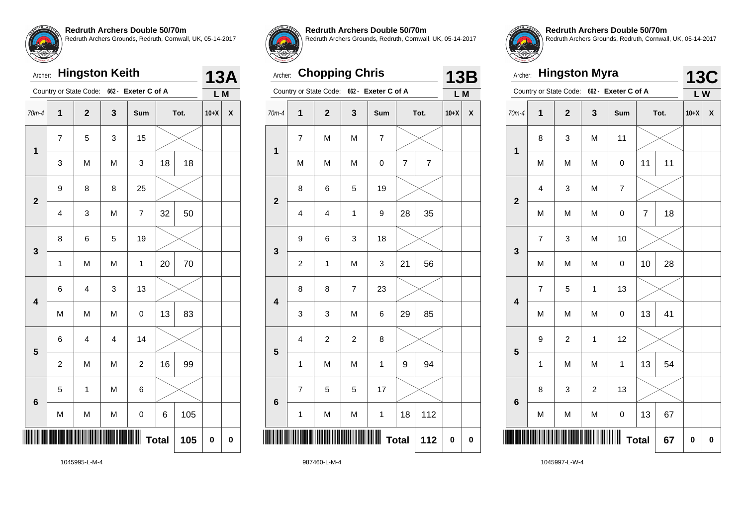**Redruth Archers Double 50/70m**
Redruth Archers Grounds, Redruth, Cornwall, UK, 05-14-2017

Archer: **Hingston Keith** — **13A**

Country or State Code: 662 - Exeter C of A — L M

| 70m-4 | 1 | 2 | 3 | Sum | Tot. | | 10+X | X |
|---|---|---|---|---|---|---|---|---|
| 1 | 7 | 5 | 3 | 15 | | | | |
| | 3 | M | M | 3 | 18 | 18 | | |
| 2 | 9 | 8 | 8 | 25 | | | | |
| | 4 | 3 | M | 7 | 32 | 50 | | |
| 3 | 8 | 6 | 5 | 19 | | | | |
| | 1 | M | M | 1 | 20 | 70 | | |
| 4 | 6 | 4 | 3 | 13 | | | | |
| | M | M | M | 0 | 13 | 83 | | |
| 5 | 6 | 4 | 4 | 14 | | | | |
| | 2 | M | M | 2 | 16 | 99 | | |
| 6 | 5 | 1 | M | 6 | | | | |
| | M | M | M | 0 | 6 | 105 | | |
| | | | | | **Total** | **105** | **0** | **0** |

1045995-L-M-4

**Redruth Archers Double 50/70m**
Redruth Archers Grounds, Redruth, Cornwall, UK, 05-14-2017

Archer: **Chopping Chris** — **13B**

Country or State Code: 662 - Exeter C of A — L M

| 70m-4 | 1 | 2 | 3 | Sum | Tot. | | 10+X | X |
|---|---|---|---|---|---|---|---|---|
| 1 | 7 | M | M | 7 | | | | |
| | M | M | M | 0 | 7 | 7 | | |
| 2 | 8 | 6 | 5 | 19 | | | | |
| | 4 | 4 | 1 | 9 | 28 | 35 | | |
| 3 | 9 | 6 | 3 | 18 | | | | |
| | 2 | 1 | M | 3 | 21 | 56 | | |
| 4 | 8 | 8 | 7 | 23 | | | | |
| | 3 | 3 | M | 6 | 29 | 85 | | |
| 5 | 4 | 2 | 2 | 8 | | | | |
| | 1 | M | M | 1 | 9 | 94 | | |
| 6 | 7 | 5 | 5 | 17 | | | | |
| | 1 | M | M | 1 | 18 | 112 | | |
| | | | | | **Total** | **112** | **0** | **0** |

987460-L-M-4

**Redruth Archers Double 50/70m**
Redruth Archers Grounds, Redruth, Cornwall, UK, 05-14-2017

Archer: **Hingston Myra** — **13C**

Country or State Code: 662 - Exeter C of A — L W

| 70m-4 | 1 | 2 | 3 | Sum | Tot. | | 10+X | X |
|---|---|---|---|---|---|---|---|---|
| 1 | 8 | 3 | M | 11 | | | | |
| | M | M | M | 0 | 11 | 11 | | |
| 2 | 4 | 3 | M | 7 | | | | |
| | M | M | M | 0 | 7 | 18 | | |
| 3 | 7 | 3 | M | 10 | | | | |
| | M | M | M | 0 | 10 | 28 | | |
| 4 | 7 | 5 | 1 | 13 | | | | |
| | M | M | M | 0 | 13 | 41 | | |
| 5 | 9 | 2 | 1 | 12 | | | | |
| | 1 | M | M | 1 | 13 | 54 | | |
| 6 | 8 | 3 | 2 | 13 | | | | |
| | M | M | M | 0 | 13 | 67 | | |
| | | | | | **Total** | **67** | **0** | **0** |

1045997-L-W-4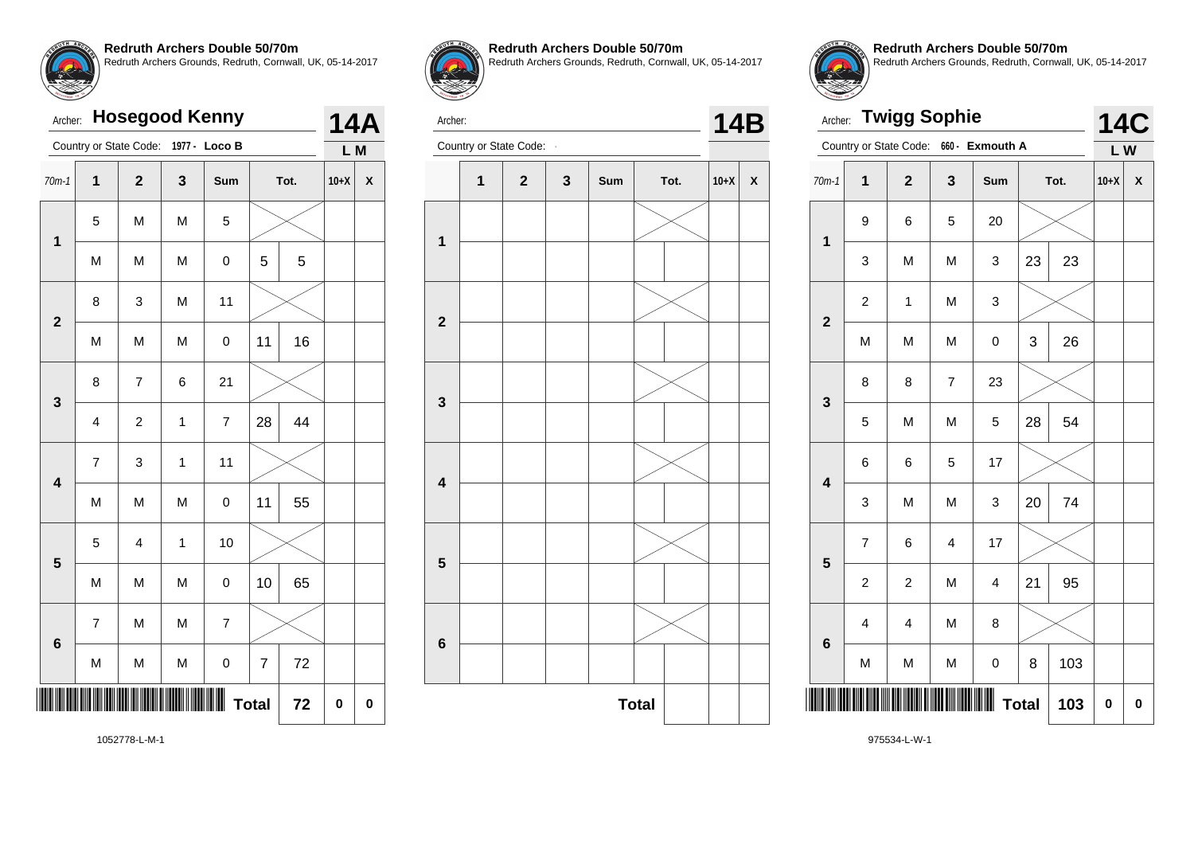**Redruth Archers Double 50/70m**
Redruth Archers Grounds, Redruth, Cornwall, UK, 05-14-2017

Archer: **Hosegood Kenny** — **14A**

Country or State Code: 1977 - **Loco B** — **L M**

| 70m-1 | 1 | 2 | 3 | Sum | Tot. | | 10+X | X |
|---|---|---|---|---|---|---|---|---|
| 1 | 5 | M | M | 5 | | | | |
| | M | M | M | 0 | 5 | 5 | | |
| 2 | 8 | 3 | M | 11 | | | | |
| | M | M | M | 0 | 11 | 16 | | |
| 3 | 8 | 7 | 6 | 21 | | | | |
| | 4 | 2 | 1 | 7 | 28 | 44 | | |
| 4 | 7 | 3 | 1 | 11 | | | | |
| | M | M | M | 0 | 11 | 55 | | |
| 5 | 5 | 4 | 1 | 10 | | | | |
| | M | M | M | 0 | 10 | 65 | | |
| 6 | 7 | M | M | 7 | | | | |
| | M | M | M | 0 | 7 | 72 | | |
| | | | | | **Total** | 72 | 0 | 0 |

1052778-L-M-1

**Redruth Archers Double 50/70m**
Redruth Archers Grounds, Redruth, Cornwall, UK, 05-14-2017

Archer: — **14B**

Country or State Code: -

| | 1 | 2 | 3 | Sum | Tot. | | 10+X | X |
|---|---|---|---|---|---|---|---|---|
| 1 | | | | | | | | |
| | | | | | | | | |
| 2 | | | | | | | | |
| | | | | | | | | |
| 3 | | | | | | | | |
| | | | | | | | | |
| 4 | | | | | | | | |
| | | | | | | | | |
| 5 | | | | | | | | |
| | | | | | | | | |
| 6 | | | | | | | | |
| | | | | | | | | |
| | | | | | **Total** | | | |

**Redruth Archers Double 50/70m**
Redruth Archers Grounds, Redruth, Cornwall, UK, 05-14-2017

Archer: **Twigg Sophie** — **14C**

Country or State Code: 660 - **Exmouth A** — **L W**

| 70m-1 | 1 | 2 | 3 | Sum | Tot. | | 10+X | X |
|---|---|---|---|---|---|---|---|---|
| 1 | 9 | 6 | 5 | 20 | | | | |
| | 3 | M | M | 3 | 23 | 23 | | |
| 2 | 2 | 1 | M | 3 | | | | |
| | M | M | M | 0 | 3 | 26 | | |
| 3 | 8 | 8 | 7 | 23 | | | | |
| | 5 | M | M | 5 | 28 | 54 | | |
| 4 | 6 | 6 | 5 | 17 | | | | |
| | 3 | M | M | 3 | 20 | 74 | | |
| 5 | 7 | 6 | 4 | 17 | | | | |
| | 2 | 2 | M | 4 | 21 | 95 | | |
| 6 | 4 | 4 | M | 8 | | | | |
| | M | M | M | 0 | 8 | 103 | | |
| | | | | | **Total** | 103 | 0 | 0 |

975534-L-W-1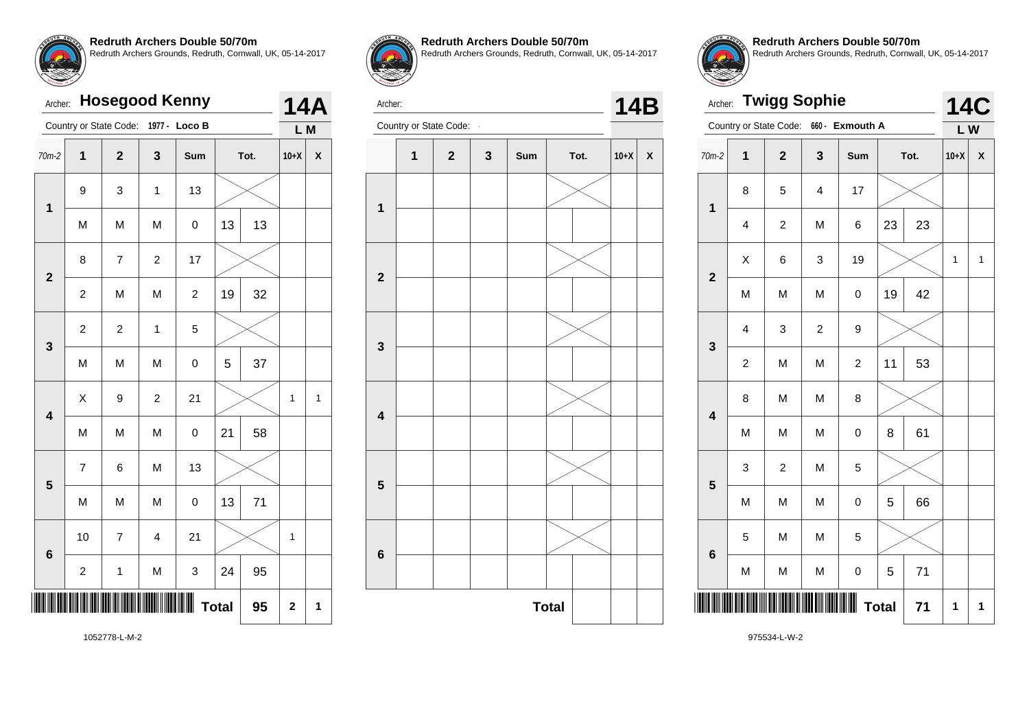**Redruth Archers Double 50/70m**
Redruth Archers Grounds, Redruth, Cornwall, UK, 05-14-2017

Archer: **Hosegood Kenny** — **14A**

Country or State Code: 1977 - **Loco B** — **L M**

| 70m-2 | 1 | 2 | 3 | Sum | Tot. | | 10+X | X |
|---|---|---|---|---|---|---|---|---|
| 1 | 9 | 3 | 1 | 13 | | | | |
| | M | M | M | 0 | 13 | 13 | | |
| 2 | 8 | 7 | 2 | 17 | | | | |
| | 2 | M | M | 2 | 19 | 32 | | |
| 3 | 2 | 2 | 1 | 5 | | | | |
| | M | M | M | 0 | 5 | 37 | | |
| 4 | X | 9 | 2 | 21 | | | 1 | 1 |
| | M | M | M | 0 | 21 | 58 | | |
| 5 | 7 | 6 | M | 13 | | | | |
| | M | M | M | 0 | 13 | 71 | | |
| 6 | 10 | 7 | 4 | 21 | | | 1 | |
| | 2 | 1 | M | 3 | 24 | 95 | | |
| | | | | | **Total** | 95 | 2 | 1 |

1052778-L-M-2

**Redruth Archers Double 50/70m**
Redruth Archers Grounds, Redruth, Cornwall, UK, 05-14-2017

Archer: — **14B**

Country or State Code: -

| | 1 | 2 | 3 | Sum | Tot. | | 10+X | X |
|---|---|---|---|---|---|---|---|---|
| 1 | | | | | | | | |
| | | | | | | | | |
| 2 | | | | | | | | |
| | | | | | | | | |
| 3 | | | | | | | | |
| | | | | | | | | |
| 4 | | | | | | | | |
| | | | | | | | | |
| 5 | | | | | | | | |
| | | | | | | | | |
| 6 | | | | | | | | |
| | | | | | | | | |
| | | | | | **Total** | | | |

**Redruth Archers Double 50/70m**
Redruth Archers Grounds, Redruth, Cornwall, UK, 05-14-2017

Archer: **Twigg Sophie** — **14C**

Country or State Code: 660 - **Exmouth A** — **L W**

| 70m-2 | 1 | 2 | 3 | Sum | Tot. | | 10+X | X |
|---|---|---|---|---|---|---|---|---|
| 1 | 8 | 5 | 4 | 17 | | | | |
| | 4 | 2 | M | 6 | 23 | 23 | | |
| 2 | X | 6 | 3 | 19 | | | 1 | 1 |
| | M | M | M | 0 | 19 | 42 | | |
| 3 | 4 | 3 | 2 | 9 | | | | |
| | 2 | M | M | 2 | 11 | 53 | | |
| 4 | 8 | M | M | 8 | | | | |
| | M | M | M | 0 | 8 | 61 | | |
| 5 | 3 | 2 | M | 5 | | | | |
| | M | M | M | 0 | 5 | 66 | | |
| 6 | 5 | M | M | 5 | | | | |
| | M | M | M | 0 | 5 | 71 | | |
| | | | | | **Total** | 71 | 1 | 1 |

975534-L-W-2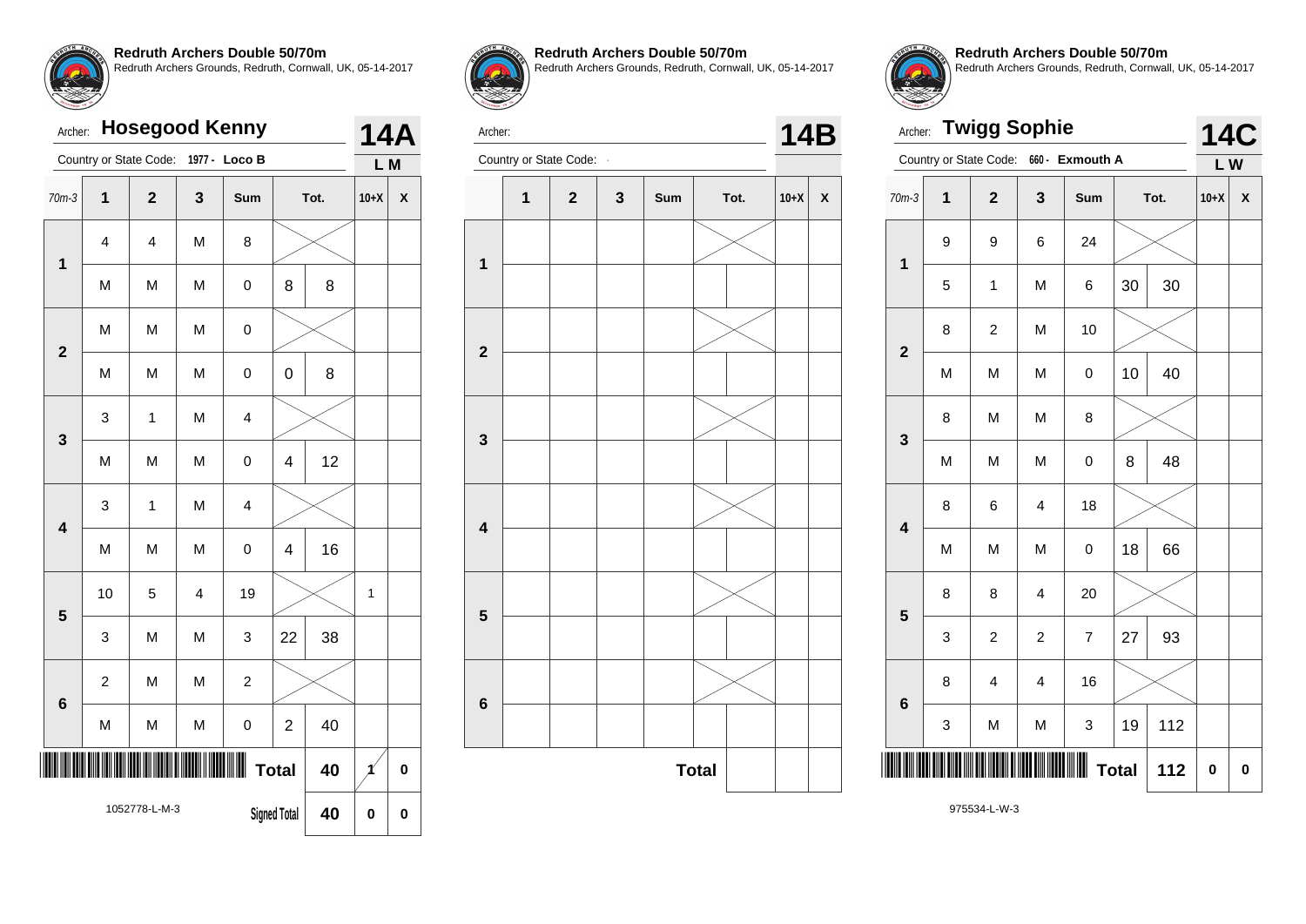**Redruth Archers Double 50/70m**
Redruth Archers Grounds, Redruth, Cornwall, UK, 05-14-2017

Archer: **Hosegood Kenny** **14A**

Country or State Code: 1977 - **Loco B** **L M**

| 70m-3 | 1 | 2 | 3 | Sum | Tot. | | 10+X | X |
|---|---|---|---|---|---|---|---|---|
| 1 | 4 | 4 | M | 8 | | | | |
| | M | M | M | 0 | 8 | 8 | | |
| 2 | M | M | M | 0 | | | | |
| | M | M | M | 0 | 0 | 8 | | |
| 3 | 3 | 1 | M | 4 | | | | |
| | M | M | M | 0 | 4 | 12 | | |
| 4 | 3 | 1 | M | 4 | | | | |
| | M | M | M | 0 | 4 | 16 | | |
| 5 | 10 | 5 | 4 | 19 | | | 1 | |
| | 3 | M | M | 3 | 22 | 38 | | |
| 6 | 2 | M | M | 2 | | | | |
| | M | M | M | 0 | 2 | 40 | | |
| | | | | | Total | 40 | 1 | 0 |
| | | | | | Signed Total | 40 | 0 | 0 |

1052778-L-M-3

**Redruth Archers Double 50/70m**
Redruth Archers Grounds, Redruth, Cornwall, UK, 05-14-2017

Archer: **14B**

Country or State Code: -

| | 1 | 2 | 3 | Sum | Tot. | | 10+X | X |
|---|---|---|---|---|---|---|---|---|
| 1 | | | | | | | | |
| | | | | | | | | |
| 2 | | | | | | | | |
| | | | | | | | | |
| 3 | | | | | | | | |
| | | | | | | | | |
| 4 | | | | | | | | |
| | | | | | | | | |
| 5 | | | | | | | | |
| | | | | | | | | |
| 6 | | | | | | | | |
| | | | | | | | | |
| | | | | | Total | | | |

**Redruth Archers Double 50/70m**
Redruth Archers Grounds, Redruth, Cornwall, UK, 05-14-2017

Archer: **Twigg Sophie** **14C**

Country or State Code: 660 - **Exmouth A** **L W**

| 70m-3 | 1 | 2 | 3 | Sum | Tot. | | 10+X | X |
|---|---|---|---|---|---|---|---|---|
| 1 | 9 | 9 | 6 | 24 | | | | |
| | 5 | 1 | M | 6 | 30 | 30 | | |
| 2 | 8 | 2 | M | 10 | | | | |
| | M | M | M | 0 | 10 | 40 | | |
| 3 | 8 | M | M | 8 | | | | |
| | M | M | M | 0 | 8 | 48 | | |
| 4 | 8 | 6 | 4 | 18 | | | | |
| | M | M | M | 0 | 18 | 66 | | |
| 5 | 8 | 8 | 4 | 20 | | | | |
| | 3 | 2 | 2 | 7 | 27 | 93 | | |
| 6 | 8 | 4 | 4 | 16 | | | | |
| | 3 | M | M | 3 | 19 | 112 | | |
| | | | | | Total | 112 | 0 | 0 |

975534-L-W-3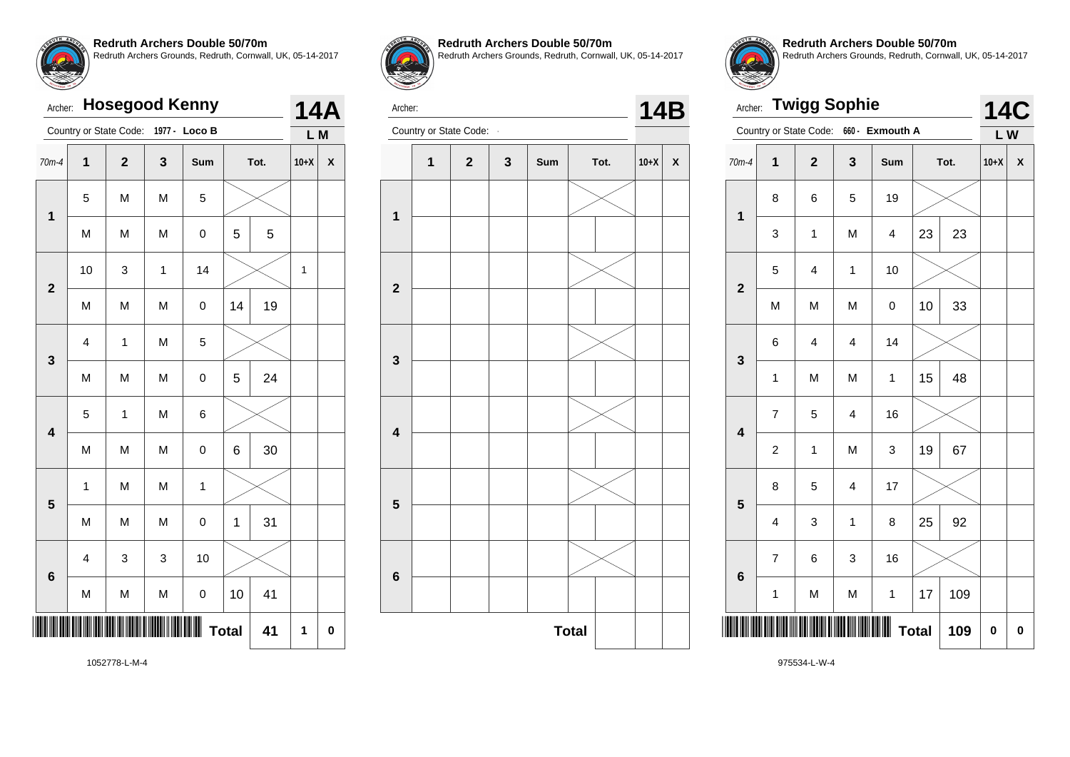**Redruth Archers Double 50/70m**
Redruth Archers Grounds, Redruth, Cornwall, UK, 05-14-2017

Archer: **Hosegood Kenny**
Country or State Code: 1977 - Loco B

**14A** L M

| 70m-4 | 1 | 2 | 3 | Sum | Tot. | | 10+X | X |
|---|---|---|---|---|---|---|---|---|
| 1 | 5 | M | M | 5 | | | | |
| | M | M | M | 0 | 5 | 5 | | |
| 2 | 10 | 3 | 1 | 14 | | | 1 | |
| | M | M | M | 0 | 14 | 19 | | |
| 3 | 4 | 1 | M | 5 | | | | |
| | M | M | M | 0 | 5 | 24 | | |
| 4 | 5 | 1 | M | 6 | | | | |
| | M | M | M | 0 | 6 | 30 | | |
| 5 | 1 | M | M | 1 | | | | |
| | M | M | M | 0 | 1 | 31 | | |
| 6 | 4 | 3 | 3 | 10 | | | | |
| | M | M | M | 0 | 10 | 41 | | |
| | | | | | **Total** | 41 | 1 | 0 |

1052778-L-M-4

**Redruth Archers Double 50/70m**
Redruth Archers Grounds, Redruth, Cornwall, UK, 05-14-2017

Archer:
Country or State Code: -

**14B**

| | 1 | 2 | 3 | Sum | Tot. | | 10+X | X |
|---|---|---|---|---|---|---|---|---|
| 1 | | | | | | | | |
| | | | | | | | | |
| 2 | | | | | | | | |
| | | | | | | | | |
| 3 | | | | | | | | |
| | | | | | | | | |
| 4 | | | | | | | | |
| | | | | | | | | |
| 5 | | | | | | | | |
| | | | | | | | | |
| 6 | | | | | | | | |
| | | | | | | | | |
| | | | | | **Total** | | | |

**Redruth Archers Double 50/70m**
Redruth Archers Grounds, Redruth, Cornwall, UK, 05-14-2017

Archer: **Twigg Sophie**
Country or State Code: 660 - Exmouth A

**14C** L W

| 70m-4 | 1 | 2 | 3 | Sum | Tot. | | 10+X | X |
|---|---|---|---|---|---|---|---|---|
| 1 | 8 | 6 | 5 | 19 | | | | |
| | 3 | 1 | M | 4 | 23 | 23 | | |
| 2 | 5 | 4 | 1 | 10 | | | | |
| | M | M | M | 0 | 10 | 33 | | |
| 3 | 6 | 4 | 4 | 14 | | | | |
| | 1 | M | M | 1 | 15 | 48 | | |
| 4 | 7 | 5 | 4 | 16 | | | | |
| | 2 | 1 | M | 3 | 19 | 67 | | |
| 5 | 8 | 5 | 4 | 17 | | | | |
| | 4 | 3 | 1 | 8 | 25 | 92 | | |
| 6 | 7 | 6 | 3 | 16 | | | | |
| | 1 | M | M | 1 | 17 | 109 | | |
| | | | | | **Total** | 109 | 0 | 0 |

975534-L-W-4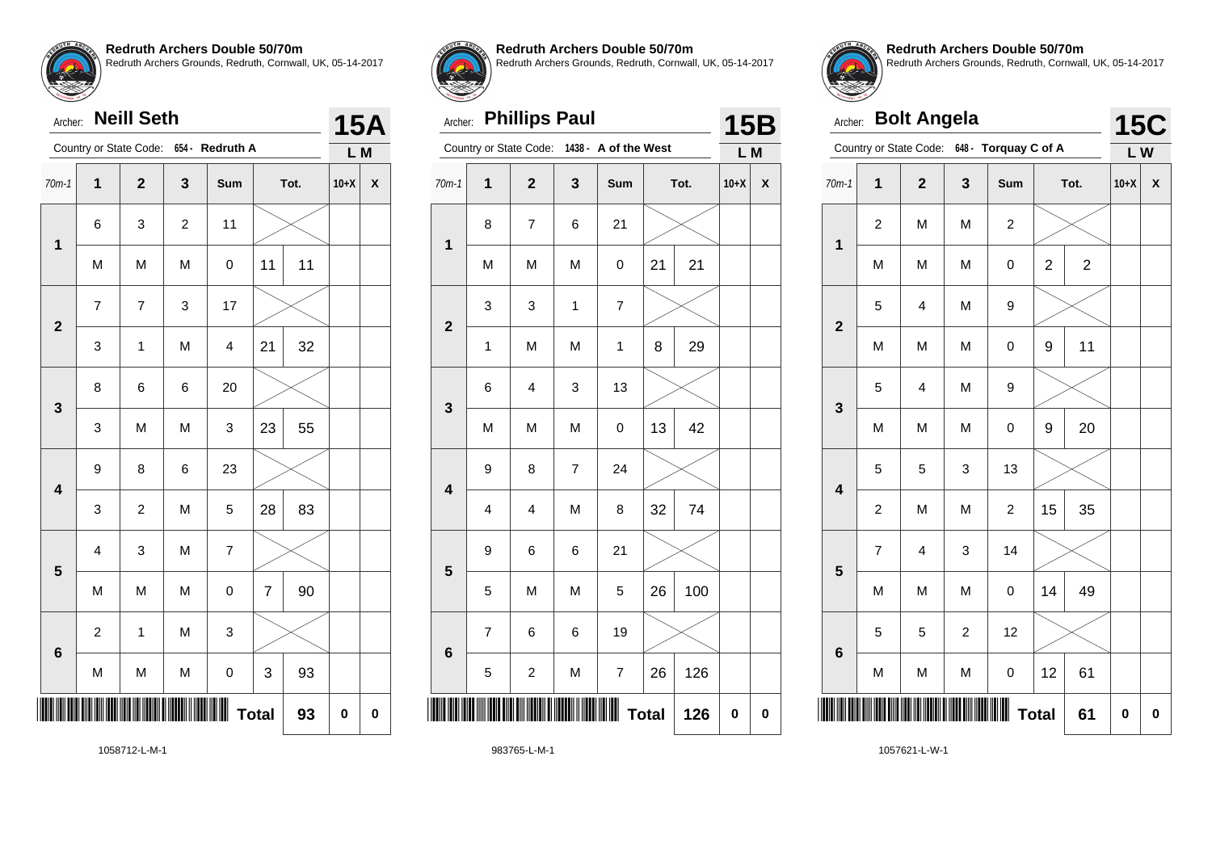## Redruth Archers Double 50/70m

Redruth Archers Grounds, Redruth, Cornwall, UK, 05-14-2017

Archer: **Neill Seth** — **15A**

Country or State Code: 654 - Redruth A — L M

| 70m-1 | 1 | 2 | 3 | Sum | Tot. | | 10+X | X |
|---|---|---|---|---|---|---|---|---|
| 1 | 6 | 3 | 2 | 11 | | | | |
| | M | M | M | 0 | 11 | 11 | | |
| 2 | 7 | 7 | 3 | 17 | | | | |
| | 3 | 1 | M | 4 | 21 | 32 | | |
| 3 | 8 | 6 | 6 | 20 | | | | |
| | 3 | M | M | 3 | 23 | 55 | | |
| 4 | 9 | 8 | 6 | 23 | | | | |
| | 3 | 2 | M | 5 | 28 | 83 | | |
| 5 | 4 | 3 | M | 7 | | | | |
| | M | M | M | 0 | 7 | 90 | | |
| 6 | 2 | 1 | M | 3 | | | | |
| | M | M | M | 0 | 3 | 93 | | |
| | | | | | **Total** | 93 | 0 | 0 |

1058712-L-M-1

## Redruth Archers Double 50/70m

Redruth Archers Grounds, Redruth, Cornwall, UK, 05-14-2017

Archer: **Phillips Paul** — **15B**

Country or State Code: 1438 - A of the West — L M

| 70m-1 | 1 | 2 | 3 | Sum | Tot. | | 10+X | X |
|---|---|---|---|---|---|---|---|---|
| 1 | 8 | 7 | 6 | 21 | | | | |
| | M | M | M | 0 | 21 | 21 | | |
| 2 | 3 | 3 | 1 | 7 | | | | |
| | 1 | M | M | 1 | 8 | 29 | | |
| 3 | 6 | 4 | 3 | 13 | | | | |
| | M | M | M | 0 | 13 | 42 | | |
| 4 | 9 | 8 | 7 | 24 | | | | |
| | 4 | 4 | M | 8 | 32 | 74 | | |
| 5 | 9 | 6 | 6 | 21 | | | | |
| | 5 | M | M | 5 | 26 | 100 | | |
| 6 | 7 | 6 | 6 | 19 | | | | |
| | 5 | 2 | M | 7 | 26 | 126 | | |
| | | | | | **Total** | 126 | 0 | 0 |

983765-L-M-1

## Redruth Archers Double 50/70m

Redruth Archers Grounds, Redruth, Cornwall, UK, 05-14-2017

Archer: **Bolt Angela** — **15C**

Country or State Code: 648 - Torquay C of A — L W

| 70m-1 | 1 | 2 | 3 | Sum | Tot. | | 10+X | X |
|---|---|---|---|---|---|---|---|---|
| 1 | 2 | M | M | 2 | | | | |
| | M | M | M | 0 | 2 | 2 | | |
| 2 | 5 | 4 | M | 9 | | | | |
| | M | M | M | 0 | 9 | 11 | | |
| 3 | 5 | 4 | M | 9 | | | | |
| | M | M | M | 0 | 9 | 20 | | |
| 4 | 5 | 5 | 3 | 13 | | | | |
| | 2 | M | M | 2 | 15 | 35 | | |
| 5 | 7 | 4 | 3 | 14 | | | | |
| | M | M | M | 0 | 14 | 49 | | |
| 6 | 5 | 5 | 2 | 12 | | | | |
| | M | M | M | 0 | 12 | 61 | | |
| | | | | | **Total** | 61 | 0 | 0 |

1057621-L-W-1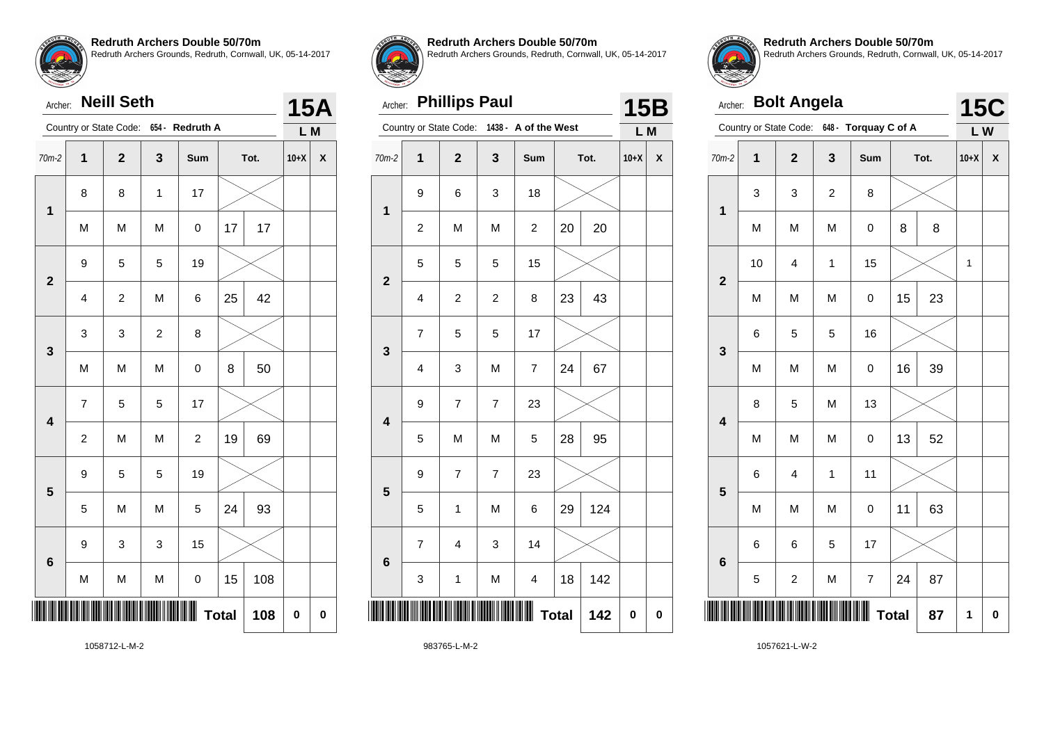**Redruth Archers Double 50/70m**
Redruth Archers Grounds, Redruth, Cornwall, UK, 05-14-2017

Archer: **Neill Seth** — **15A**

Country or State Code: 654 - Redruth A — L M

| 70m-2 | 1 | 2 | 3 | Sum | Tot. | | 10+X | X |
|---|---|---|---|---|---|---|---|---|
| 1 | 8 | 8 | 1 | 17 | | | | |
| | M | M | M | 0 | 17 | 17 | | |
| 2 | 9 | 5 | 5 | 19 | | | | |
| | 4 | 2 | M | 6 | 25 | 42 | | |
| 3 | 3 | 3 | 2 | 8 | | | | |
| | M | M | M | 0 | 8 | 50 | | |
| 4 | 7 | 5 | 5 | 17 | | | | |
| | 2 | M | M | 2 | 19 | 69 | | |
| 5 | 9 | 5 | 5 | 19 | | | | |
| | 5 | M | M | 5 | 24 | 93 | | |
| 6 | 9 | 3 | 3 | 15 | | | | |
| | M | M | M | 0 | 15 | 108 | | |
| | | | | Total | | 108 | 0 | 0 |

1058712-L-M-2

**Redruth Archers Double 50/70m**
Redruth Archers Grounds, Redruth, Cornwall, UK, 05-14-2017

Archer: **Phillips Paul** — **15B**

Country or State Code: 1438 - A of the West — L M

| 70m-2 | 1 | 2 | 3 | Sum | Tot. | | 10+X | X |
|---|---|---|---|---|---|---|---|---|
| 1 | 9 | 6 | 3 | 18 | | | | |
| | 2 | M | M | 2 | 20 | 20 | | |
| 2 | 5 | 5 | 5 | 15 | | | | |
| | 4 | 2 | 2 | 8 | 23 | 43 | | |
| 3 | 7 | 5 | 5 | 17 | | | | |
| | 4 | 3 | M | 7 | 24 | 67 | | |
| 4 | 9 | 7 | 7 | 23 | | | | |
| | 5 | M | M | 5 | 28 | 95 | | |
| 5 | 9 | 7 | 7 | 23 | | | | |
| | 5 | 1 | M | 6 | 29 | 124 | | |
| 6 | 7 | 4 | 3 | 14 | | | | |
| | 3 | 1 | M | 4 | 18 | 142 | | |
| | | | | Total | | 142 | 0 | 0 |

983765-L-M-2

**Redruth Archers Double 50/70m**
Redruth Archers Grounds, Redruth, Cornwall, UK, 05-14-2017

Archer: **Bolt Angela** — **15C**

Country or State Code: 648 - Torquay C of A — L W

| 70m-2 | 1 | 2 | 3 | Sum | Tot. | | 10+X | X |
|---|---|---|---|---|---|---|---|---|
| 1 | 3 | 3 | 2 | 8 | | | | |
| | M | M | M | 0 | 8 | 8 | | |
| 2 | 10 | 4 | 1 | 15 | | | 1 | |
| | M | M | M | 0 | 15 | 23 | | |
| 3 | 6 | 5 | 5 | 16 | | | | |
| | M | M | M | 0 | 16 | 39 | | |
| 4 | 8 | 5 | M | 13 | | | | |
| | M | M | M | 0 | 13 | 52 | | |
| 5 | 6 | 4 | 1 | 11 | | | | |
| | M | M | M | 0 | 11 | 63 | | |
| 6 | 6 | 6 | 5 | 17 | | | | |
| | 5 | 2 | M | 7 | 24 | 87 | | |
| | | | | Total | | 87 | 1 | 0 |

1057621-L-W-2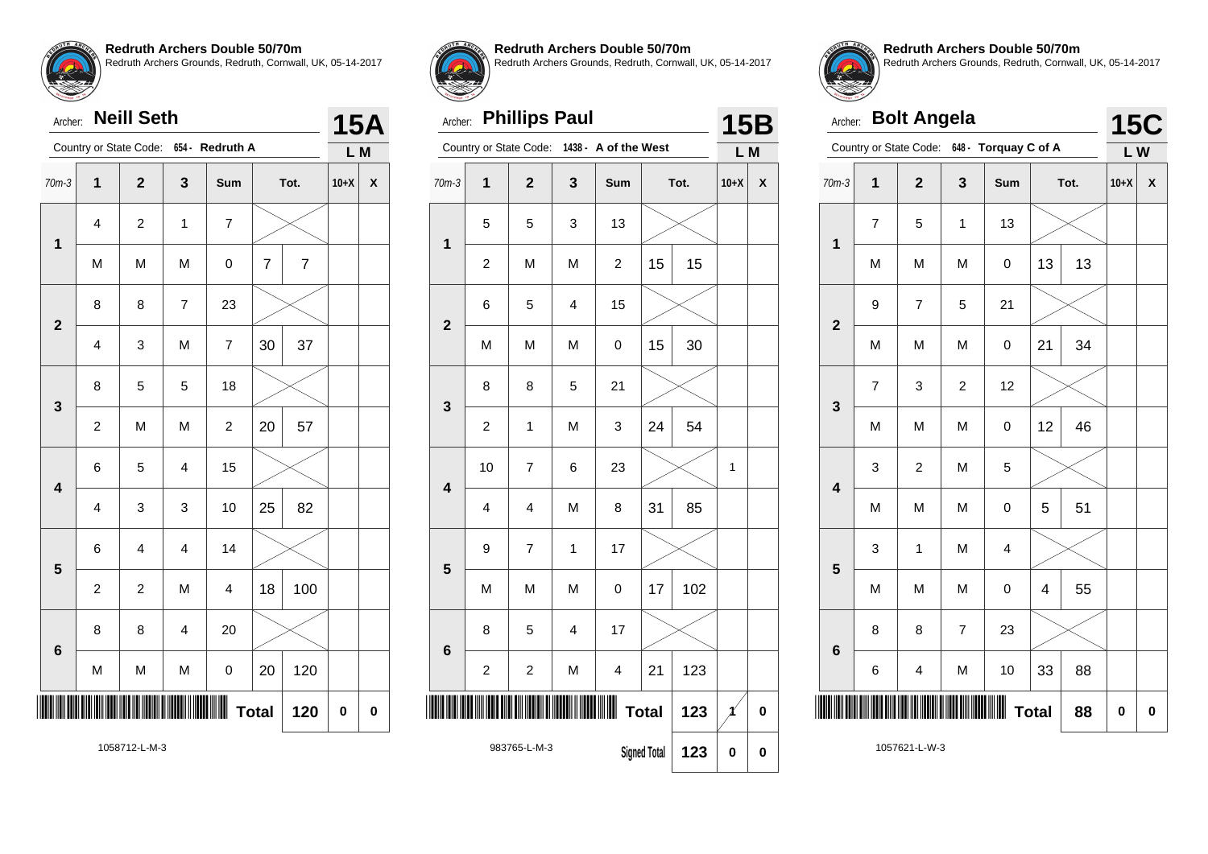**Redruth Archers Double 50/70m**
Redruth Archers Grounds, Redruth, Cornwall, UK, 05-14-2017

Archer: **Neill Seth** — **15A**

Country or State Code: 654 - Redruth A — L M

| 70m-3 | 1 | 2 | 3 | Sum | Tot. | | 10+X | X |
|---|---|---|---|---|---|---|---|---|
| 1 | 4 | 2 | 1 | 7 | | | | |
| | M | M | M | 0 | 7 | 7 | | |
| 2 | 8 | 8 | 7 | 23 | | | | |
| | 4 | 3 | M | 7 | 30 | 37 | | |
| 3 | 8 | 5 | 5 | 18 | | | | |
| | 2 | M | M | 2 | 20 | 57 | | |
| 4 | 6 | 5 | 4 | 15 | | | | |
| | 4 | 3 | 3 | 10 | 25 | 82 | | |
| 5 | 6 | 4 | 4 | 14 | | | | |
| | 2 | 2 | M | 4 | 18 | 100 | | |
| 6 | 8 | 8 | 4 | 20 | | | | |
| | M | M | M | 0 | 20 | 120 | | |
| | | | | | **Total** | 120 | 0 | 0 |

1058712-L-M-3

**Redruth Archers Double 50/70m**
Redruth Archers Grounds, Redruth, Cornwall, UK, 05-14-2017

Archer: **Phillips Paul** — **15B**

Country or State Code: 1438 - A of the West — L M

| 70m-3 | 1 | 2 | 3 | Sum | Tot. | | 10+X | X |
|---|---|---|---|---|---|---|---|---|
| 1 | 5 | 5 | 3 | 13 | | | | |
| | 2 | M | M | 2 | 15 | 15 | | |
| 2 | 6 | 5 | 4 | 15 | | | | |
| | M | M | M | 0 | 15 | 30 | | |
| 3 | 8 | 8 | 5 | 21 | | | | |
| | 2 | 1 | M | 3 | 24 | 54 | | |
| 4 | 10 | 7 | 6 | 23 | | | 1 | |
| | 4 | 4 | M | 8 | 31 | 85 | | |
| 5 | 9 | 7 | 1 | 17 | | | | |
| | M | M | M | 0 | 17 | 102 | | |
| 6 | 8 | 5 | 4 | 17 | | | | |
| | 2 | 2 | M | 4 | 21 | 123 | | |
| | | | | | **Total** | 123 | 1 (struck) | 0 |
| | | | | | **Signed Total** | 123 | 0 | 0 |

983765-L-M-3

**Redruth Archers Double 50/70m**
Redruth Archers Grounds, Redruth, Cornwall, UK, 05-14-2017

Archer: **Bolt Angela** — **15C**

Country or State Code: 648 - Torquay C of A — L W

| 70m-3 | 1 | 2 | 3 | Sum | Tot. | | 10+X | X |
|---|---|---|---|---|---|---|---|---|
| 1 | 7 | 5 | 1 | 13 | | | | |
| | M | M | M | 0 | 13 | 13 | | |
| 2 | 9 | 7 | 5 | 21 | | | | |
| | M | M | M | 0 | 21 | 34 | | |
| 3 | 7 | 3 | 2 | 12 | | | | |
| | M | M | M | 0 | 12 | 46 | | |
| 4 | 3 | 2 | M | 5 | | | | |
| | M | M | M | 0 | 5 | 51 | | |
| 5 | 3 | 1 | M | 4 | | | | |
| | M | M | M | 0 | 4 | 55 | | |
| 6 | 8 | 8 | 7 | 23 | | | | |
| | 6 | 4 | M | 10 | 33 | 88 | | |
| | | | | | **Total** | 88 | 0 | 0 |

1057621-L-W-3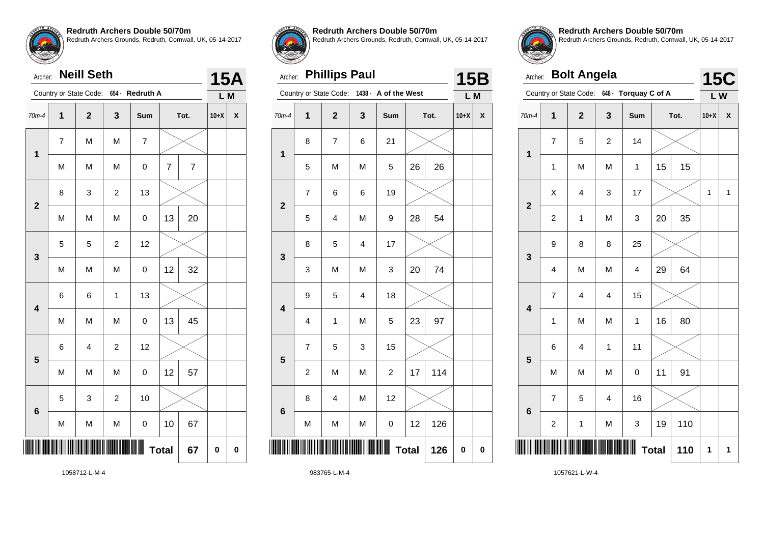## Redruth Archers Double 50/70m

Redruth Archers Grounds, Redruth, Cornwall, UK, 05-14-2017

Archer: **Neill Seth** — **15A**

Country or State Code: 654 - Redruth A — L M

| 70m-4 | 1 | 2 | 3 | Sum | Tot. | | 10+X | X |
|---|---|---|---|---|---|---|---|---|
| 1 | 7 | M | M | 7 | | | | |
| | M | M | M | 0 | 7 | 7 | | |
| 2 | 8 | 3 | 2 | 13 | | | | |
| | M | M | M | 0 | 13 | 20 | | |
| 3 | 5 | 5 | 2 | 12 | | | | |
| | M | M | M | 0 | 12 | 32 | | |
| 4 | 6 | 6 | 1 | 13 | | | | |
| | M | M | M | 0 | 13 | 45 | | |
| 5 | 6 | 4 | 2 | 12 | | | | |
| | M | M | M | 0 | 12 | 57 | | |
| 6 | 5 | 3 | 2 | 10 | | | | |
| | M | M | M | 0 | 10 | 67 | | |
| | | | | | **Total** | 67 | 0 | 0 |

1058712-L-M-4

## Redruth Archers Double 50/70m

Redruth Archers Grounds, Redruth, Cornwall, UK, 05-14-2017

Archer: **Phillips Paul** — **15B**

Country or State Code: 1438 - A of the West — L M

| 70m-4 | 1 | 2 | 3 | Sum | Tot. | | 10+X | X |
|---|---|---|---|---|---|---|---|---|
| 1 | 8 | 7 | 6 | 21 | | | | |
| | 5 | M | M | 5 | 26 | 26 | | |
| 2 | 7 | 6 | 6 | 19 | | | | |
| | 5 | 4 | M | 9 | 28 | 54 | | |
| 3 | 8 | 5 | 4 | 17 | | | | |
| | 3 | M | M | 3 | 20 | 74 | | |
| 4 | 9 | 5 | 4 | 18 | | | | |
| | 4 | 1 | M | 5 | 23 | 97 | | |
| 5 | 7 | 5 | 3 | 15 | | | | |
| | 2 | M | M | 2 | 17 | 114 | | |
| 6 | 8 | 4 | M | 12 | | | | |
| | M | M | M | 0 | 12 | 126 | | |
| | | | | | **Total** | 126 | 0 | 0 |

983765-L-M-4

## Redruth Archers Double 50/70m

Redruth Archers Grounds, Redruth, Cornwall, UK, 05-14-2017

Archer: **Bolt Angela** — **15C**

Country or State Code: 648 - Torquay C of A — L W

| 70m-4 | 1 | 2 | 3 | Sum | Tot. | | 10+X | X |
|---|---|---|---|---|---|---|---|---|
| 1 | 7 | 5 | 2 | 14 | | | | |
| | 1 | M | M | 1 | 15 | 15 | | |
| 2 | X | 4 | 3 | 17 | | | 1 | 1 |
| | 2 | 1 | M | 3 | 20 | 35 | | |
| 3 | 9 | 8 | 8 | 25 | | | | |
| | 4 | M | M | 4 | 29 | 64 | | |
| 4 | 7 | 4 | 4 | 15 | | | | |
| | 1 | M | M | 1 | 16 | 80 | | |
| 5 | 6 | 4 | 1 | 11 | | | | |
| | M | M | M | 0 | 11 | 91 | | |
| 6 | 7 | 5 | 4 | 16 | | | | |
| | 2 | 1 | M | 3 | 19 | 110 | | |
| | | | | | **Total** | 110 | 1 | 1 |

1057621-L-W-4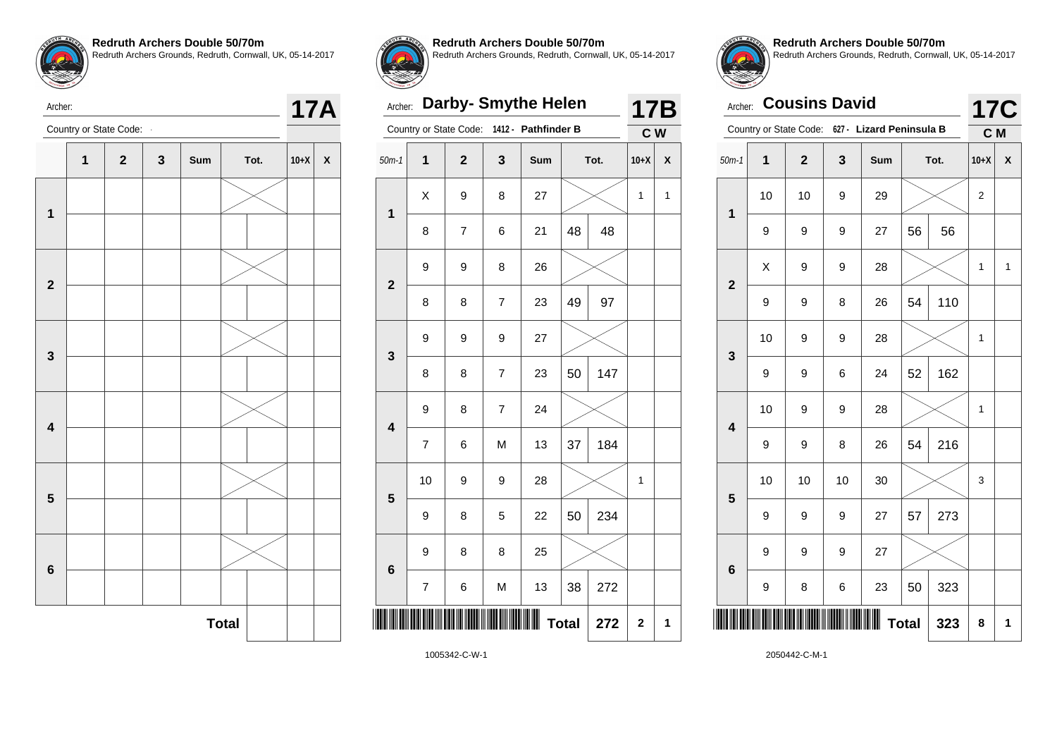**Redruth Archers Double 50/70m**
Redruth Archers Grounds, Redruth, Cornwall, UK, 05-14-2017

Archer:

Country or State Code: -

**17A**

| | 1 | 2 | 3 | Sum | Tot. | | 10+X | X |
|---|---|---|---|---|---|---|---|---|
| 1 | | | | | | | | |
| | | | | | | | | |
| 2 | | | | | | | | |
| | | | | | | | | |
| 3 | | | | | | | | |
| | | | | | | | | |
| 4 | | | | | | | | |
| | | | | | | | | |
| 5 | | | | | | | | |
| | | | | | | | | |
| 6 | | | | | | | | |
| | | | | | | | | |
| | | | | | **Total** | | | |

**Redruth Archers Double 50/70m**
Redruth Archers Grounds, Redruth, Cornwall, UK, 05-14-2017

Archer: **Darby- Smythe Helen**

Country or State Code: 1412 - **Pathfinder B**

**17B**
**C W**

| 50m-1 | 1 | 2 | 3 | Sum | Tot. | | 10+X | X |
|---|---|---|---|---|---|---|---|---|
| 1 | X | 9 | 8 | 27 | | | 1 | 1 |
| | 8 | 7 | 6 | 21 | 48 | 48 | | |
| 2 | 9 | 9 | 8 | 26 | | | | |
| | 8 | 8 | 7 | 23 | 49 | 97 | | |
| 3 | 9 | 9 | 9 | 27 | | | | |
| | 8 | 8 | 7 | 23 | 50 | 147 | | |
| 4 | 9 | 8 | 7 | 24 | | | | |
| | 7 | 6 | M | 13 | 37 | 184 | | |
| 5 | 10 | 9 | 9 | 28 | | | 1 | |
| | 9 | 8 | 5 | 22 | 50 | 234 | | |
| 6 | 9 | 8 | 8 | 25 | | | | |
| | 7 | 6 | M | 13 | 38 | 272 | | |
| | | | | | **Total** | 272 | 2 | 1 |

1005342-C-W-1

**Redruth Archers Double 50/70m**
Redruth Archers Grounds, Redruth, Cornwall, UK, 05-14-2017

Archer: **Cousins David**

Country or State Code: 627 - **Lizard Peninsula B**

**17C**
**C M**

| 50m-1 | 1 | 2 | 3 | Sum | Tot. | | 10+X | X |
|---|---|---|---|---|---|---|---|---|
| 1 | 10 | 10 | 9 | 29 | | | 2 | |
| | 9 | 9 | 9 | 27 | 56 | 56 | | |
| 2 | X | 9 | 9 | 28 | | | 1 | 1 |
| | 9 | 9 | 8 | 26 | 54 | 110 | | |
| 3 | 10 | 9 | 9 | 28 | | | 1 | |
| | 9 | 9 | 6 | 24 | 52 | 162 | | |
| 4 | 10 | 9 | 9 | 28 | | | 1 | |
| | 9 | 9 | 8 | 26 | 54 | 216 | | |
| 5 | 10 | 10 | 10 | 30 | | | 3 | |
| | 9 | 9 | 9 | 27 | 57 | 273 | | |
| 6 | 9 | 9 | 9 | 27 | | | | |
| | 9 | 8 | 6 | 23 | 50 | 323 | | |
| | | | | | **Total** | 323 | 8 | 1 |

2050442-C-M-1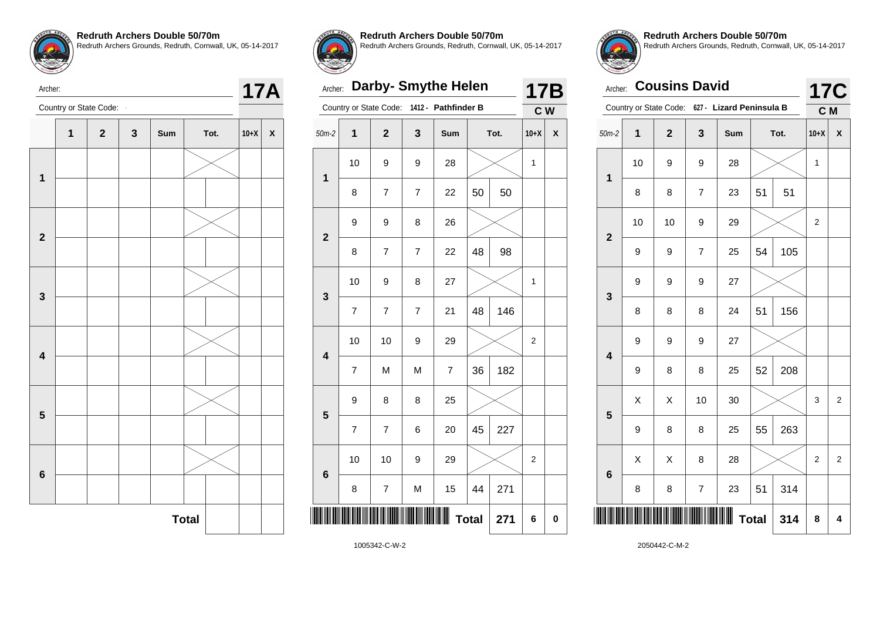**Redruth Archers Double 50/70m**
Redruth Archers Grounds, Redruth, Cornwall, UK, 05-14-2017

Archer:

Country or State Code: -

**17A**

| | 1 | 2 | 3 | Sum | Tot. | | 10+X | X |
|---|---|---|---|---|---|---|---|---|
| 1 | | | | | | | | |
| | | | | | | | | |
| 2 | | | | | | | | |
| | | | | | | | | |
| 3 | | | | | | | | |
| | | | | | | | | |
| 4 | | | | | | | | |
| | | | | | | | | |
| 5 | | | | | | | | |
| | | | | | | | | |
| 6 | | | | | | | | |
| | | | | | | | | |
| | | | | | **Total** | | | |

**Redruth Archers Double 50/70m**
Redruth Archers Grounds, Redruth, Cornwall, UK, 05-14-2017

Archer: **Darby- Smythe Helen**

Country or State Code: 1412 - **Pathfinder B**

**17B**
**C W**

| 50m-2 | 1 | 2 | 3 | Sum | Tot. | | 10+X | X |
|---|---|---|---|---|---|---|---|---|
| 1 | 10 | 9 | 9 | 28 | | | 1 | |
| | 8 | 7 | 7 | 22 | 50 | 50 | | |
| 2 | 9 | 9 | 8 | 26 | | | | |
| | 8 | 7 | 7 | 22 | 48 | 98 | | |
| 3 | 10 | 9 | 8 | 27 | | | 1 | |
| | 7 | 7 | 7 | 21 | 48 | 146 | | |
| 4 | 10 | 10 | 9 | 29 | | | 2 | |
| | 7 | M | M | 7 | 36 | 182 | | |
| 5 | 9 | 8 | 8 | 25 | | | | |
| | 7 | 7 | 6 | 20 | 45 | 227 | | |
| 6 | 10 | 10 | 9 | 29 | | | 2 | |
| | 8 | 7 | M | 15 | 44 | 271 | | |
| | | | | | **Total** | 271 | 6 | 0 |

1005342-C-W-2

**Redruth Archers Double 50/70m**
Redruth Archers Grounds, Redruth, Cornwall, UK, 05-14-2017

Archer: **Cousins David**

Country or State Code: 627 - **Lizard Peninsula B**

**17C**
**C M**

| 50m-2 | 1 | 2 | 3 | Sum | Tot. | | 10+X | X |
|---|---|---|---|---|---|---|---|---|
| 1 | 10 | 9 | 9 | 28 | | | 1 | |
| | 8 | 8 | 7 | 23 | 51 | 51 | | |
| 2 | 10 | 10 | 9 | 29 | | | 2 | |
| | 9 | 9 | 7 | 25 | 54 | 105 | | |
| 3 | 9 | 9 | 9 | 27 | | | | |
| | 8 | 8 | 8 | 24 | 51 | 156 | | |
| 4 | 9 | 9 | 9 | 27 | | | | |
| | 9 | 8 | 8 | 25 | 52 | 208 | | |
| 5 | X | X | 10 | 30 | | | 3 | 2 |
| | 9 | 8 | 8 | 25 | 55 | 263 | | |
| 6 | X | X | 8 | 28 | | | 2 | 2 |
| | 8 | 8 | 7 | 23 | 51 | 314 | | |
| | | | | | **Total** | 314 | 8 | 4 |

2050442-C-M-2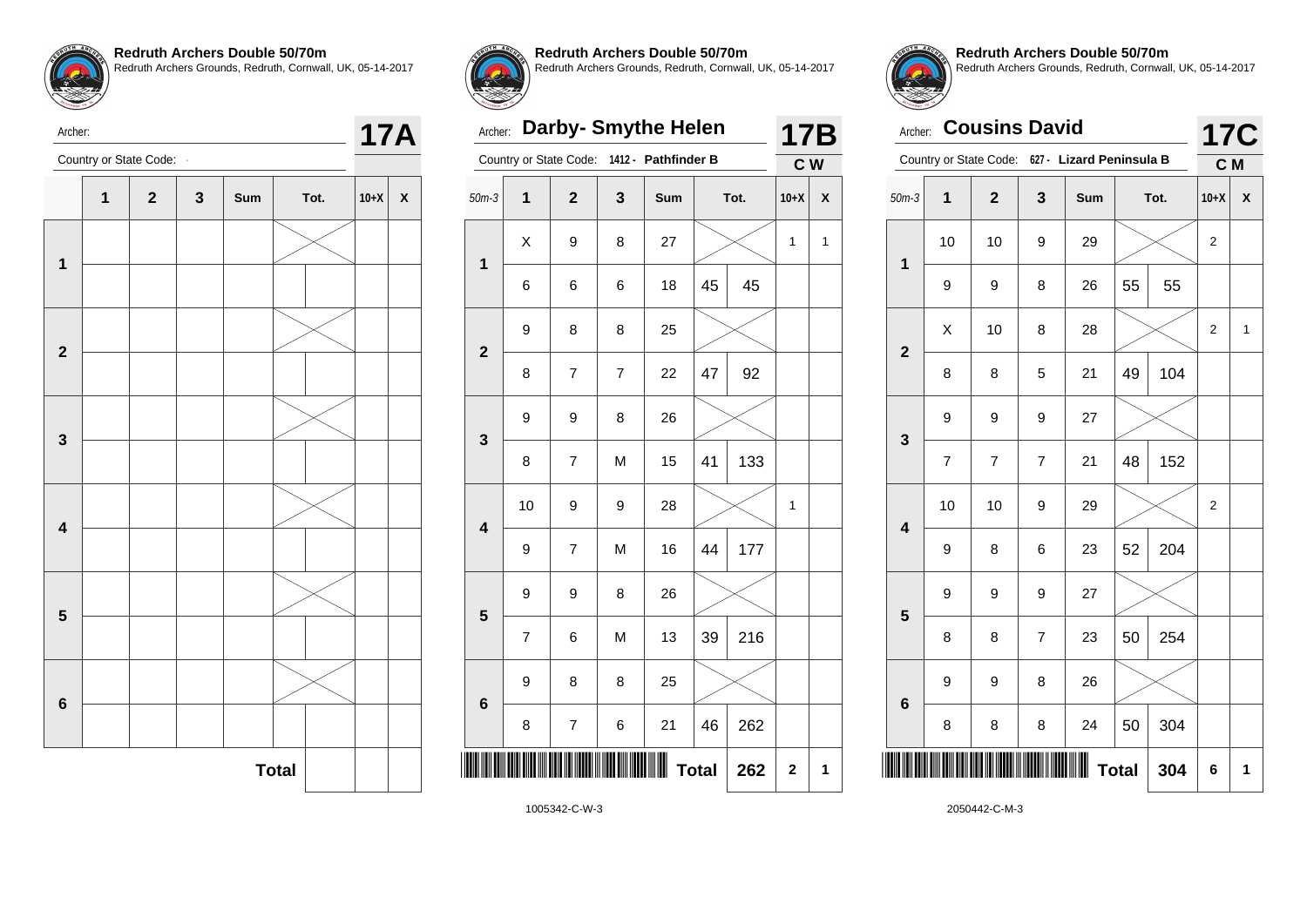**Redruth Archers Double 50/70m**
Redruth Archers Grounds, Redruth, Cornwall, UK, 05-14-2017

Archer:

Country or State Code: -

**17A**

| | 1 | 2 | 3 | Sum | Tot. | | 10+X | X |
|---|---|---|---|---|---|---|---|---|
| 1 | | | | | | | | |
| | | | | | | | | |
| 2 | | | | | | | | |
| | | | | | | | | |
| 3 | | | | | | | | |
| | | | | | | | | |
| 4 | | | | | | | | |
| | | | | | | | | |
| 5 | | | | | | | | |
| | | | | | | | | |
| 6 | | | | | | | | |
| | | | | | | | | |
| | | | | | **Total** | | | |

**Redruth Archers Double 50/70m**
Redruth Archers Grounds, Redruth, Cornwall, UK, 05-14-2017

Archer: **Darby- Smythe Helen**

Country or State Code: **1412 - Pathfinder B**

**17B**
**C W**

| 50m-3 | 1 | 2 | 3 | Sum | Tot. | | 10+X | X |
|---|---|---|---|---|---|---|---|---|
| 1 | X | 9 | 8 | 27 | | | 1 | 1 |
| | 6 | 6 | 6 | 18 | 45 | 45 | | |
| 2 | 9 | 8 | 8 | 25 | | | | |
| | 8 | 7 | 7 | 22 | 47 | 92 | | |
| 3 | 9 | 9 | 8 | 26 | | | | |
| | 8 | 7 | M | 15 | 41 | 133 | | |
| 4 | 10 | 9 | 9 | 28 | | | 1 | |
| | 9 | 7 | M | 16 | 44 | 177 | | |
| 5 | 9 | 9 | 8 | 26 | | | | |
| | 7 | 6 | M | 13 | 39 | 216 | | |
| 6 | 9 | 8 | 8 | 25 | | | | |
| | 8 | 7 | 6 | 21 | 46 | 262 | | |
| | | | | | **Total** | 262 | 2 | 1 |

1005342-C-W-3

**Redruth Archers Double 50/70m**
Redruth Archers Grounds, Redruth, Cornwall, UK, 05-14-2017

Archer: **Cousins David**

Country or State Code: **627 - Lizard Peninsula B**

**17C**
**C M**

| 50m-3 | 1 | 2 | 3 | Sum | Tot. | | 10+X | X |
|---|---|---|---|---|---|---|---|---|
| 1 | 10 | 10 | 9 | 29 | | | 2 | |
| | 9 | 9 | 8 | 26 | 55 | 55 | | |
| 2 | X | 10 | 8 | 28 | | | 2 | 1 |
| | 8 | 8 | 5 | 21 | 49 | 104 | | |
| 3 | 9 | 9 | 9 | 27 | | | | |
| | 7 | 7 | 7 | 21 | 48 | 152 | | |
| 4 | 10 | 10 | 9 | 29 | | | 2 | |
| | 9 | 8 | 6 | 23 | 52 | 204 | | |
| 5 | 9 | 9 | 9 | 27 | | | | |
| | 8 | 8 | 7 | 23 | 50 | 254 | | |
| 6 | 9 | 9 | 8 | 26 | | | | |
| | 8 | 8 | 8 | 24 | 50 | 304 | | |
| | | | | | **Total** | 304 | 6 | 1 |

2050442-C-M-3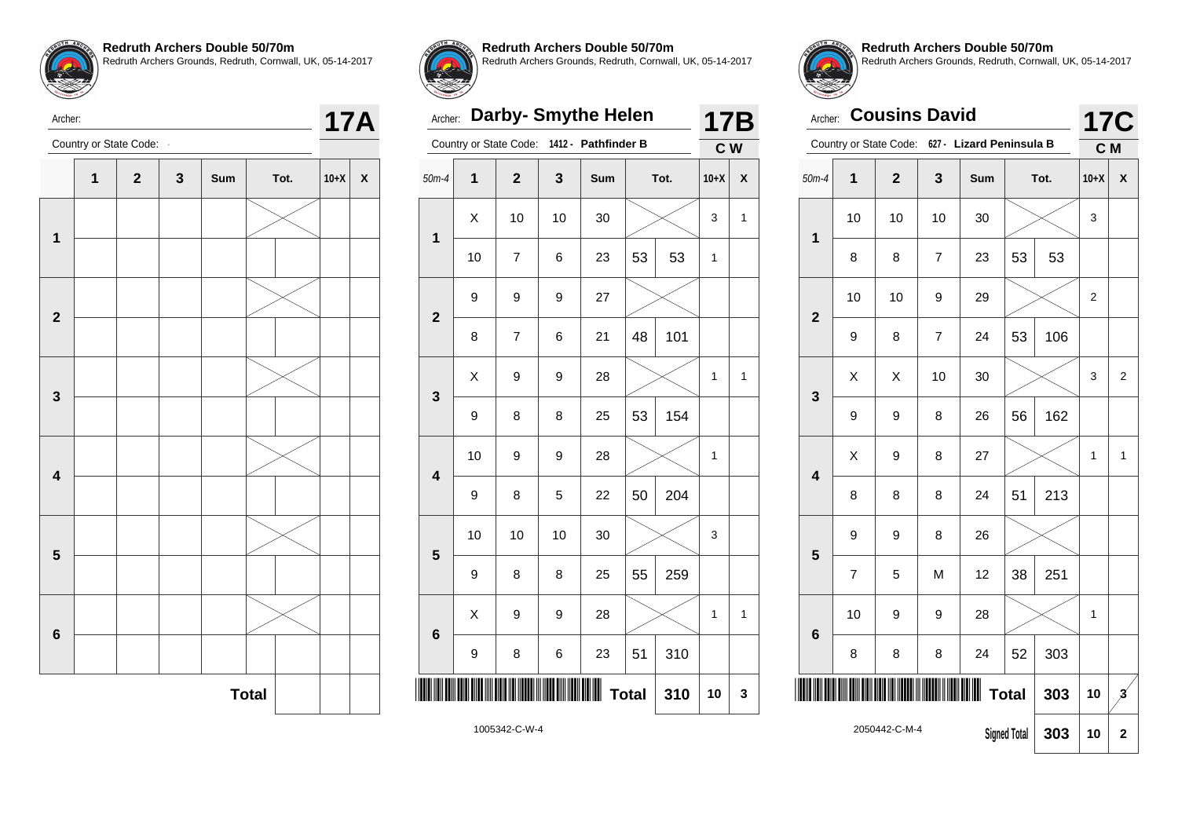**Redruth Archers Double 50/70m**
Redruth Archers Grounds, Redruth, Cornwall, UK, 05-14-2017

Archer:

Country or State Code: -

**17A**

| | 1 | 2 | 3 | Sum | Tot. | | 10+X | X |
|---|---|---|---|---|---|---|---|---|
| 1 | | | | | | | | |
| | | | | | | | | |
| 2 | | | | | | | | |
| | | | | | | | | |
| 3 | | | | | | | | |
| | | | | | | | | |
| 4 | | | | | | | | |
| | | | | | | | | |
| 5 | | | | | | | | |
| | | | | | | | | |
| 6 | | | | | | | | |
| | | | | | | | | |
| | | | | | **Total** | | | |

**Redruth Archers Double 50/70m**
Redruth Archers Grounds, Redruth, Cornwall, UK, 05-14-2017

Archer: **Darby- Smythe Helen**

Country or State Code: 1412 - **Pathfinder B**

**17B** C W

| 50m-4 | 1 | 2 | 3 | Sum | Tot. | | 10+X | X |
|---|---|---|---|---|---|---|---|---|
| 1 | X | 10 | 10 | 30 | | | 3 | 1 |
| | 10 | 7 | 6 | 23 | 53 | 53 | 1 | |
| 2 | 9 | 9 | 9 | 27 | | | | |
| | 8 | 7 | 6 | 21 | 48 | 101 | | |
| 3 | X | 9 | 9 | 28 | | | 1 | 1 |
| | 9 | 8 | 8 | 25 | 53 | 154 | | |
| 4 | 10 | 9 | 9 | 28 | | | 1 | |
| | 9 | 8 | 5 | 22 | 50 | 204 | | |
| 5 | 10 | 10 | 10 | 30 | | | 3 | |
| | 9 | 8 | 8 | 25 | 55 | 259 | | |
| 6 | X | 9 | 9 | 28 | | | 1 | 1 |
| | 9 | 8 | 6 | 23 | 51 | 310 | | |
| | | | | | **Total** | 310 | 10 | 3 |

1005342-C-W-4

**Redruth Archers Double 50/70m**
Redruth Archers Grounds, Redruth, Cornwall, UK, 05-14-2017

Archer: **Cousins David**

Country or State Code: 627 - **Lizard Peninsula B**

**17C** C M

| 50m-4 | 1 | 2 | 3 | Sum | Tot. | | 10+X | X |
|---|---|---|---|---|---|---|---|---|
| 1 | 10 | 10 | 10 | 30 | | | 3 | |
| | 8 | 8 | 7 | 23 | 53 | 53 | | |
| 2 | 10 | 10 | 9 | 29 | | | 2 | |
| | 9 | 8 | 7 | 24 | 53 | 106 | | |
| 3 | X | X | 10 | 30 | | | 3 | 2 |
| | 9 | 9 | 8 | 26 | 56 | 162 | | |
| 4 | X | 9 | 8 | 27 | | | 1 | 1 |
| | 8 | 8 | 8 | 24 | 51 | 213 | | |
| 5 | 9 | 9 | 8 | 26 | | | | |
| | 7 | 5 | M | 12 | 38 | 251 | | |
| 6 | 10 | 9 | 9 | 28 | | | 1 | |
| | 8 | 8 | 8 | 24 | 52 | 303 | | |
| | | | | | **Total** | 303 | 10 | 3 (struck out) |
| | | | | | **Signed Total** | 303 | 10 | 2 |

2050442-C-M-4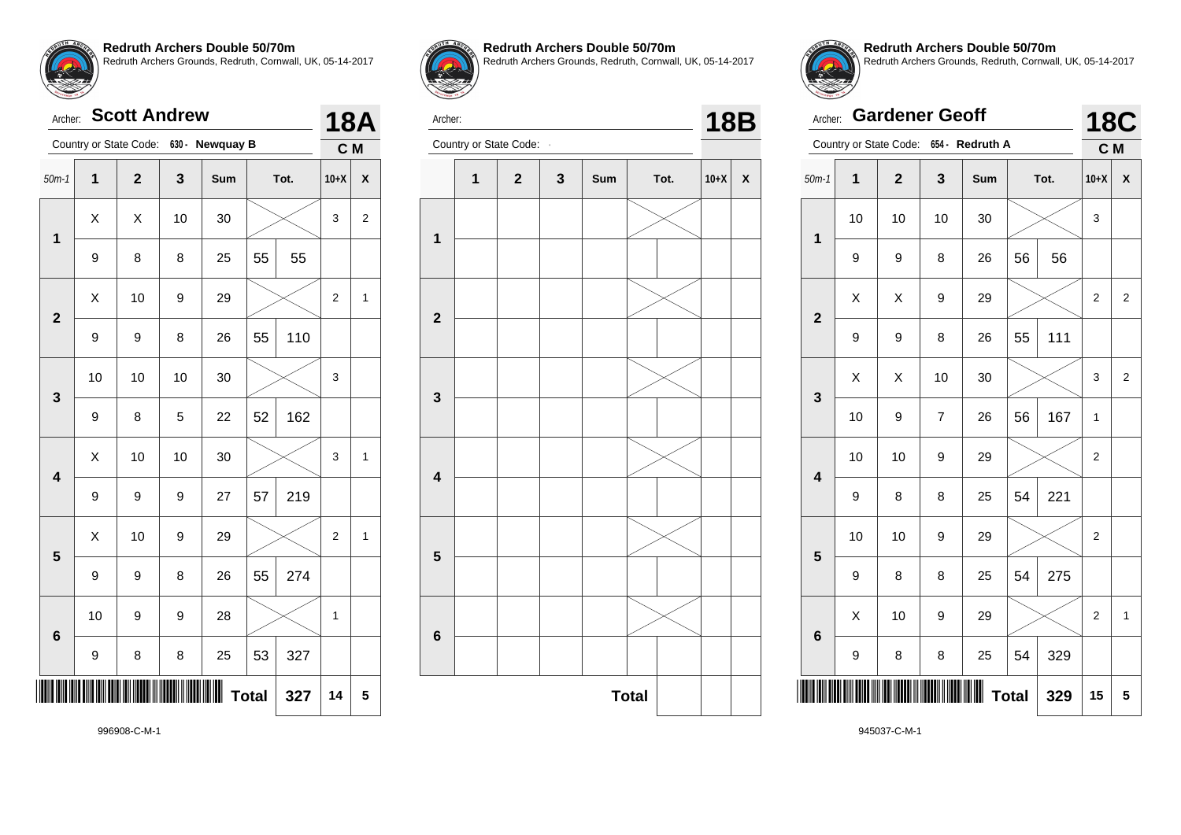**Redruth Archers Double 50/70m**
Redruth Archers Grounds, Redruth, Cornwall, UK, 05-14-2017

Archer: **Scott Andrew** — **18A**

Country or State Code: 630 - Newquay B — C M

| 50m-1 | 1 | 2 | 3 | Sum | Tot. | | 10+X | X |
|---|---|---|---|---|---|---|---|---|
| 1 | X | X | 10 | 30 | | | 3 | 2 |
| | 9 | 8 | 8 | 25 | 55 | 55 | | |
| 2 | X | 10 | 9 | 29 | | | 2 | 1 |
| | 9 | 9 | 8 | 26 | 55 | 110 | | |
| 3 | 10 | 10 | 10 | 30 | | | 3 | |
| | 9 | 8 | 5 | 22 | 52 | 162 | | |
| 4 | X | 10 | 10 | 30 | | | 3 | 1 |
| | 9 | 9 | 9 | 27 | 57 | 219 | | |
| 5 | X | 10 | 9 | 29 | | | 2 | 1 |
| | 9 | 9 | 8 | 26 | 55 | 274 | | |
| 6 | 10 | 9 | 9 | 28 | | | 1 | |
| | 9 | 8 | 8 | 25 | 53 | 327 | | |
| | | | | | Total | 327 | 14 | 5 |

996908-C-M-1

**Redruth Archers Double 50/70m**
Redruth Archers Grounds, Redruth, Cornwall, UK, 05-14-2017

Archer: — **18B**

Country or State Code: -

| | 1 | 2 | 3 | Sum | Tot. | | 10+X | X |
|---|---|---|---|---|---|---|---|---|
| 1 | | | | | | | | |
| | | | | | | | | |
| 2 | | | | | | | | |
| | | | | | | | | |
| 3 | | | | | | | | |
| | | | | | | | | |
| 4 | | | | | | | | |
| | | | | | | | | |
| 5 | | | | | | | | |
| | | | | | | | | |
| 6 | | | | | | | | |
| | | | | | | | | |
| | | | | | Total | | | |

**Redruth Archers Double 50/70m**
Redruth Archers Grounds, Redruth, Cornwall, UK, 05-14-2017

Archer: **Gardener Geoff** — **18C**

Country or State Code: 654 - Redruth A — C M

| 50m-1 | 1 | 2 | 3 | Sum | Tot. | | 10+X | X |
|---|---|---|---|---|---|---|---|---|
| 1 | 10 | 10 | 10 | 30 | | | 3 | |
| | 9 | 9 | 8 | 26 | 56 | 56 | | |
| 2 | X | X | 9 | 29 | | | 2 | 2 |
| | 9 | 9 | 8 | 26 | 55 | 111 | | |
| 3 | X | X | 10 | 30 | | | 3 | 2 |
| | 10 | 9 | 7 | 26 | 56 | 167 | 1 | |
| 4 | 10 | 10 | 9 | 29 | | | 2 | |
| | 9 | 8 | 8 | 25 | 54 | 221 | | |
| 5 | 10 | 10 | 9 | 29 | | | 2 | |
| | 9 | 8 | 8 | 25 | 54 | 275 | | |
| 6 | X | 10 | 9 | 29 | | | 2 | 1 |
| | 9 | 8 | 8 | 25 | 54 | 329 | | |
| | | | | | Total | 329 | 15 | 5 |

945037-C-M-1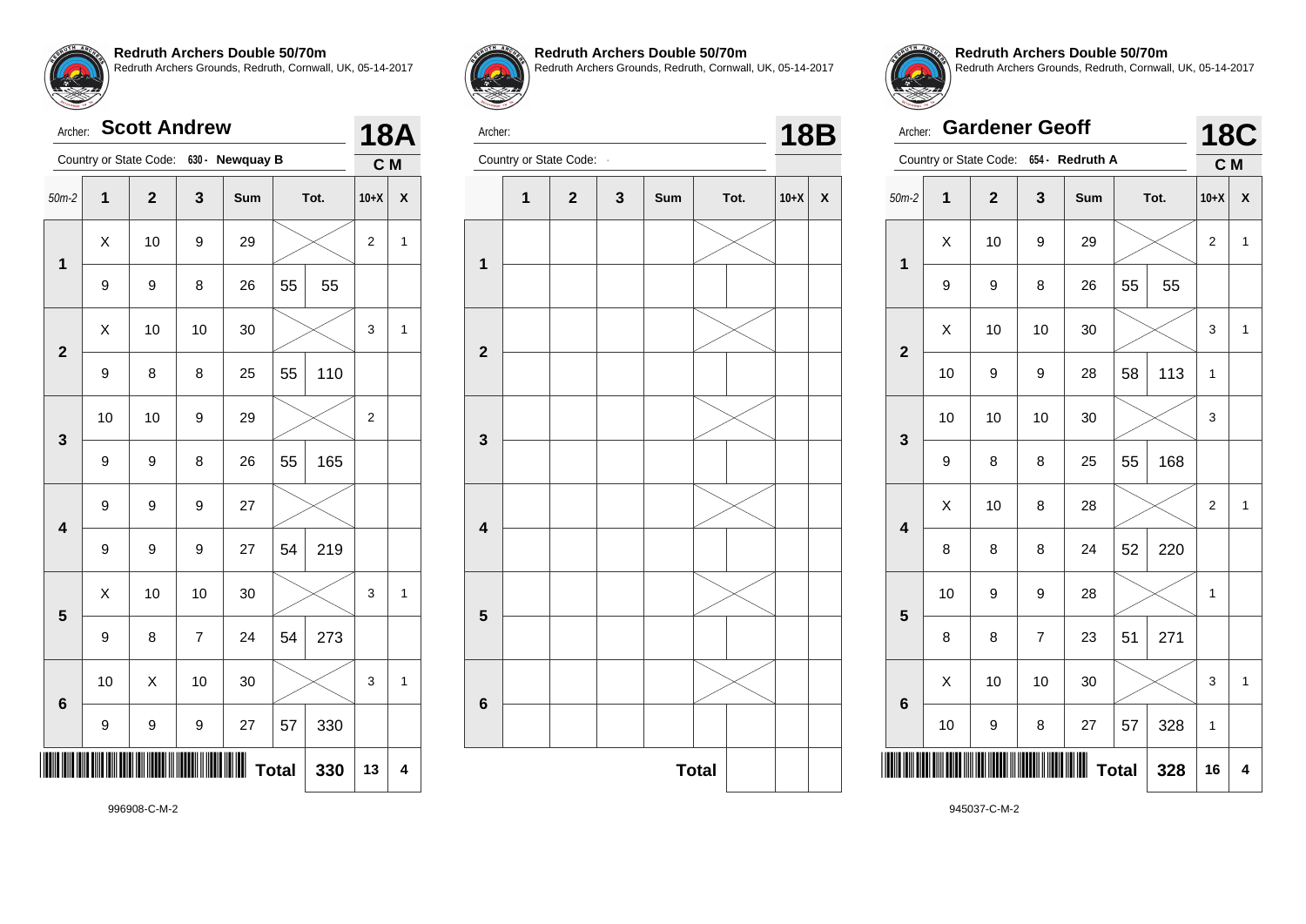**Redruth Archers Double 50/70m**
Redruth Archers Grounds, Redruth, Cornwall, UK, 05-14-2017

Archer: **Scott Andrew** — **18A**

Country or State Code: 630 - Newquay B — C M

| 50m-2 | 1 | 2 | 3 | Sum | Tot. | | 10+X | X |
|---|---|---|---|---|---|---|---|---|
| 1 | X | 10 | 9 | 29 | | | 2 | 1 |
| | 9 | 9 | 8 | 26 | 55 | 55 | | |
| 2 | X | 10 | 10 | 30 | | | 3 | 1 |
| | 9 | 8 | 8 | 25 | 55 | 110 | | |
| 3 | 10 | 10 | 9 | 29 | | | 2 | |
| | 9 | 9 | 8 | 26 | 55 | 165 | | |
| 4 | 9 | 9 | 9 | 27 | | | | |
| | 9 | 9 | 9 | 27 | 54 | 219 | | |
| 5 | X | 10 | 10 | 30 | | | 3 | 1 |
| | 9 | 8 | 7 | 24 | 54 | 273 | | |
| 6 | 10 | X | 10 | 30 | | | 3 | 1 |
| | 9 | 9 | 9 | 27 | 57 | 330 | | |
| | | | | | Total | 330 | 13 | 4 |

996908-C-M-2

**Redruth Archers Double 50/70m**
Redruth Archers Grounds, Redruth, Cornwall, UK, 05-14-2017

Archer: — **18B**

Country or State Code: -

| | 1 | 2 | 3 | Sum | Tot. | | 10+X | X |
|---|---|---|---|---|---|---|---|---|
| 1 | | | | | | | | |
| | | | | | | | | |
| 2 | | | | | | | | |
| | | | | | | | | |
| 3 | | | | | | | | |
| | | | | | | | | |
| 4 | | | | | | | | |
| | | | | | | | | |
| 5 | | | | | | | | |
| | | | | | | | | |
| 6 | | | | | | | | |
| | | | | | | | | |
| | | | | | Total | | | |

**Redruth Archers Double 50/70m**
Redruth Archers Grounds, Redruth, Cornwall, UK, 05-14-2017

Archer: **Gardener Geoff** — **18C**

Country or State Code: 654 - Redruth A — C M

| 50m-2 | 1 | 2 | 3 | Sum | Tot. | | 10+X | X |
|---|---|---|---|---|---|---|---|---|
| 1 | X | 10 | 9 | 29 | | | 2 | 1 |
| | 9 | 9 | 8 | 26 | 55 | 55 | | |
| 2 | X | 10 | 10 | 30 | | | 3 | 1 |
| | 10 | 9 | 9 | 28 | 58 | 113 | 1 | |
| 3 | 10 | 10 | 10 | 30 | | | 3 | |
| | 9 | 8 | 8 | 25 | 55 | 168 | | |
| 4 | X | 10 | 8 | 28 | | | 2 | 1 |
| | 8 | 8 | 8 | 24 | 52 | 220 | | |
| 5 | 10 | 9 | 9 | 28 | | | 1 | |
| | 8 | 8 | 7 | 23 | 51 | 271 | | |
| 6 | X | 10 | 10 | 30 | | | 3 | 1 |
| | 10 | 9 | 8 | 27 | 57 | 328 | 1 | |
| | | | | | Total | 328 | 16 | 4 |

945037-C-M-2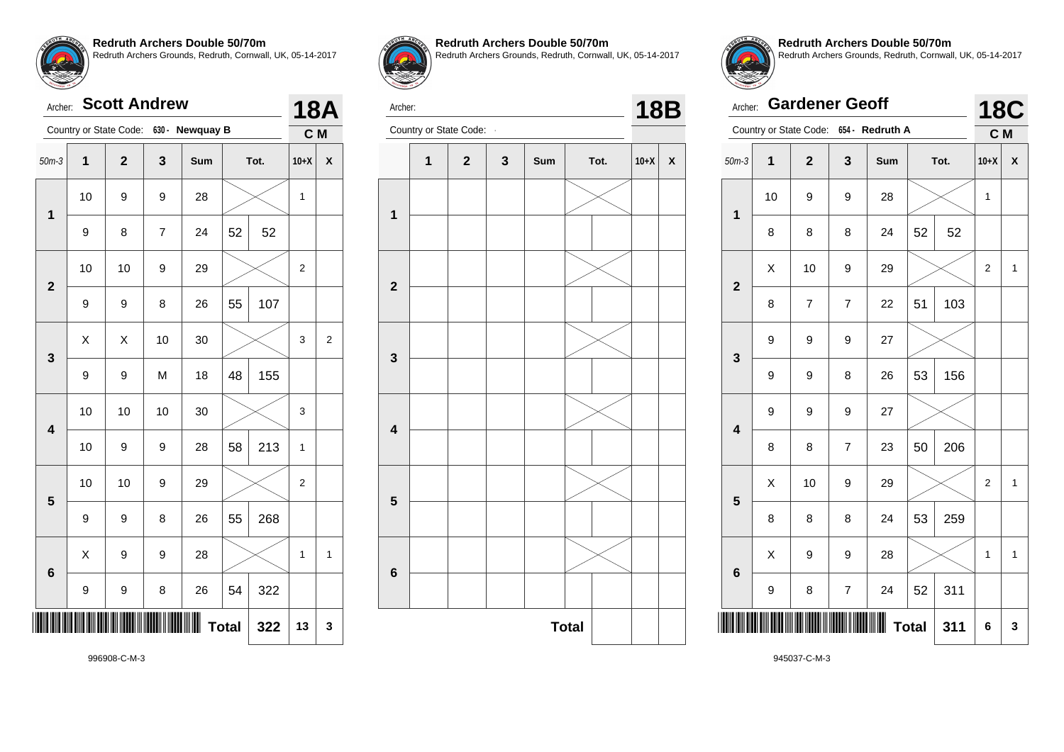**Redruth Archers Double 50/70m**
Redruth Archers Grounds, Redruth, Cornwall, UK, 05-14-2017

Archer: **Scott Andrew** — **18A**

Country or State Code: 630 - Newquay B — C M

| 50m-3 | 1 | 2 | 3 | Sum | Tot. | | 10+X | X |
|---|---|---|---|---|---|---|---|---|
| 1 | 10 | 9 | 9 | 28 | | | 1 | |
| | 9 | 8 | 7 | 24 | 52 | 52 | | |
| 2 | 10 | 10 | 9 | 29 | | | 2 | |
| | 9 | 9 | 8 | 26 | 55 | 107 | | |
| 3 | X | X | 10 | 30 | | | 3 | 2 |
| | 9 | 9 | M | 18 | 48 | 155 | | |
| 4 | 10 | 10 | 10 | 30 | | | 3 | |
| | 10 | 9 | 9 | 28 | 58 | 213 | 1 | |
| 5 | 10 | 10 | 9 | 29 | | | 2 | |
| | 9 | 9 | 8 | 26 | 55 | 268 | | |
| 6 | X | 9 | 9 | 28 | | | 1 | 1 |
| | 9 | 9 | 8 | 26 | 54 | 322 | | |
| | | | | | Total | 322 | 13 | 3 |

996908-C-M-3

**Redruth Archers Double 50/70m**
Redruth Archers Grounds, Redruth, Cornwall, UK, 05-14-2017

Archer: — **18B**

Country or State Code: -

| | 1 | 2 | 3 | Sum | Tot. | | 10+X | X |
|---|---|---|---|---|---|---|---|---|
| 1 | | | | | | | | |
| | | | | | | | | |
| 2 | | | | | | | | |
| | | | | | | | | |
| 3 | | | | | | | | |
| | | | | | | | | |
| 4 | | | | | | | | |
| | | | | | | | | |
| 5 | | | | | | | | |
| | | | | | | | | |
| 6 | | | | | | | | |
| | | | | | | | | |
| | | | | | Total | | | |

**Redruth Archers Double 50/70m**
Redruth Archers Grounds, Redruth, Cornwall, UK, 05-14-2017

Archer: **Gardener Geoff** — **18C**

Country or State Code: 654 - Redruth A — C M

| 50m-3 | 1 | 2 | 3 | Sum | Tot. | | 10+X | X |
|---|---|---|---|---|---|---|---|---|
| 1 | 10 | 9 | 9 | 28 | | | 1 | |
| | 8 | 8 | 8 | 24 | 52 | 52 | | |
| 2 | X | 10 | 9 | 29 | | | 2 | 1 |
| | 8 | 7 | 7 | 22 | 51 | 103 | | |
| 3 | 9 | 9 | 9 | 27 | | | | |
| | 9 | 9 | 8 | 26 | 53 | 156 | | |
| 4 | 9 | 9 | 9 | 27 | | | | |
| | 8 | 8 | 7 | 23 | 50 | 206 | | |
| 5 | X | 10 | 9 | 29 | | | 2 | 1 |
| | 8 | 8 | 8 | 24 | 53 | 259 | | |
| 6 | X | 9 | 9 | 28 | | | 1 | 1 |
| | 9 | 8 | 7 | 24 | 52 | 311 | | |
| | | | | | Total | 311 | 6 | 3 |

945037-C-M-3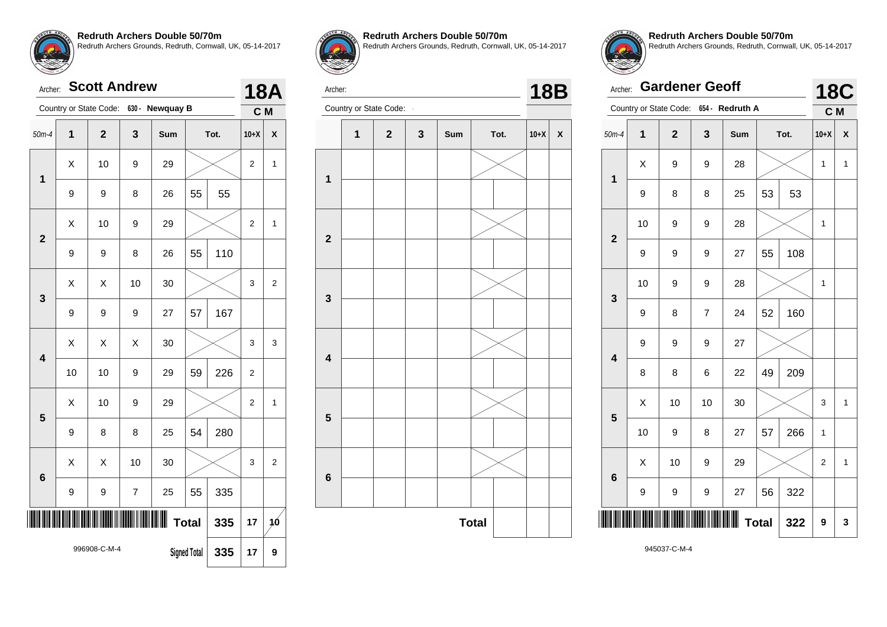**Redruth Archers Double 50/70m**
Redruth Archers Grounds, Redruth, Cornwall, UK, 05-14-2017

Archer: **Scott Andrew**

Country or State Code: 630 - Newquay B

**18A** C M

| 50m-4 | 1 | 2 | 3 | Sum | Tot. | | 10+X | X |
|---|---|---|---|---|---|---|---|---|
| 1 | X | 10 | 9 | 29 | | | 2 | 1 |
| | 9 | 9 | 8 | 26 | 55 | 55 | | |
| 2 | X | 10 | 9 | 29 | | | 2 | 1 |
| | 9 | 9 | 8 | 26 | 55 | 110 | | |
| 3 | X | X | 10 | 30 | | | 3 | 2 |
| | 9 | 9 | 9 | 27 | 57 | 167 | | |
| 4 | X | X | X | 30 | | | 3 | 3 |
| | 10 | 10 | 9 | 29 | 59 | 226 | 2 | |
| 5 | X | 10 | 9 | 29 | | | 2 | 1 |
| | 9 | 8 | 8 | 25 | 54 | 280 | | |
| 6 | X | X | 10 | 30 | | | 3 | 2 |
| | 9 | 9 | 7 | 25 | 55 | 335 | | |
| | | | | | Total | 335 | 17 | 10 |
| | | | | | Signed Total | 335 | 17 | 9 |

996908-C-M-4

**Redruth Archers Double 50/70m**
Redruth Archers Grounds, Redruth, Cornwall, UK, 05-14-2017

Archer:

Country or State Code: -

**18B**

| | 1 | 2 | 3 | Sum | Tot. | | 10+X | X |
|---|---|---|---|---|---|---|---|---|
| 1 | | | | | | | | |
| | | | | | | | | |
| 2 | | | | | | | | |
| | | | | | | | | |
| 3 | | | | | | | | |
| | | | | | | | | |
| 4 | | | | | | | | |
| | | | | | | | | |
| 5 | | | | | | | | |
| | | | | | | | | |
| 6 | | | | | | | | |
| | | | | | | | | |
| | | | | | Total | | | |

**Redruth Archers Double 50/70m**
Redruth Archers Grounds, Redruth, Cornwall, UK, 05-14-2017

Archer: **Gardener Geoff**

Country or State Code: 654 - Redruth A

**18C** C M

| 50m-4 | 1 | 2 | 3 | Sum | Tot. | | 10+X | X |
|---|---|---|---|---|---|---|---|---|
| 1 | X | 9 | 9 | 28 | | | 1 | 1 |
| | 9 | 8 | 8 | 25 | 53 | 53 | | |
| 2 | 10 | 9 | 9 | 28 | | | 1 | |
| | 9 | 9 | 9 | 27 | 55 | 108 | | |
| 3 | 10 | 9 | 9 | 28 | | | 1 | |
| | 9 | 8 | 7 | 24 | 52 | 160 | | |
| 4 | 9 | 9 | 9 | 27 | | | | |
| | 8 | 8 | 6 | 22 | 49 | 209 | | |
| 5 | X | 10 | 10 | 30 | | | 3 | 1 |
| | 10 | 9 | 8 | 27 | 57 | 266 | 1 | |
| 6 | X | 10 | 9 | 29 | | | 2 | 1 |
| | 9 | 9 | 9 | 27 | 56 | 322 | | |
| | | | | | Total | 322 | 9 | 3 |

945037-C-M-4